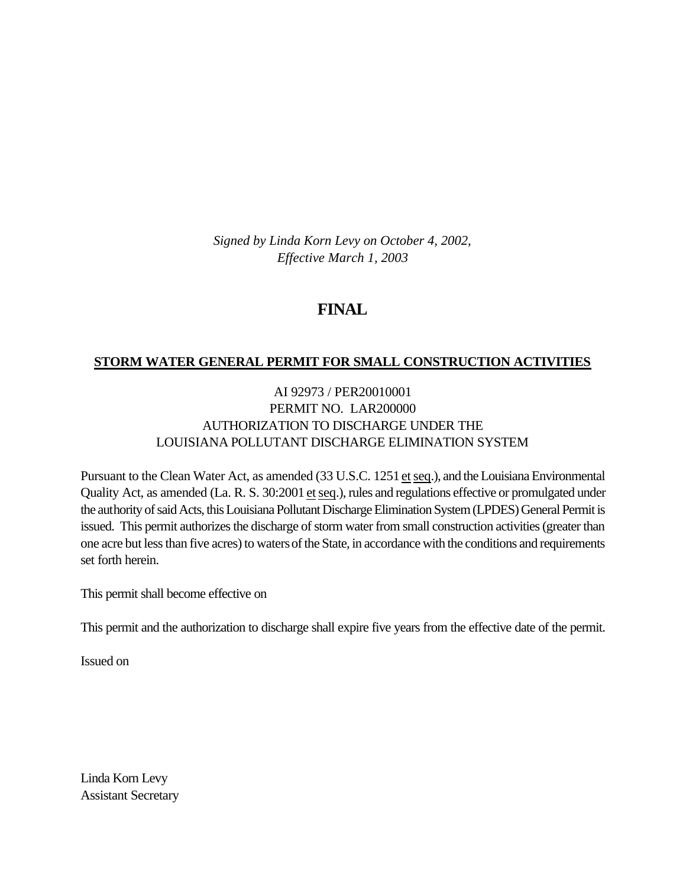*Signed by Linda Korn Levy on October 4, 2002,*
*Effective March 1, 2003*

# FINAL

## STORM WATER GENERAL PERMIT FOR SMALL CONSTRUCTION ACTIVITIES

AI 92973 / PER20010001
PERMIT NO. LAR200000
AUTHORIZATION TO DISCHARGE UNDER THE
LOUISIANA POLLUTANT DISCHARGE ELIMINATION SYSTEM

Pursuant to the Clean Water Act, as amended (33 U.S.C. 1251 et seq.), and the Louisiana Environmental Quality Act, as amended (La. R. S. 30:2001 et seq.), rules and regulations effective or promulgated under the authority of said Acts, this Louisiana Pollutant Discharge Elimination System (LPDES) General Permit is issued. This permit authorizes the discharge of storm water from small construction activities (greater than one acre but less than five acres) to waters of the State, in accordance with the conditions and requirements set forth herein.

This permit shall become effective on

This permit and the authorization to discharge shall expire five years from the effective date of the permit.

Issued on

Linda Korn Levy
Assistant Secretary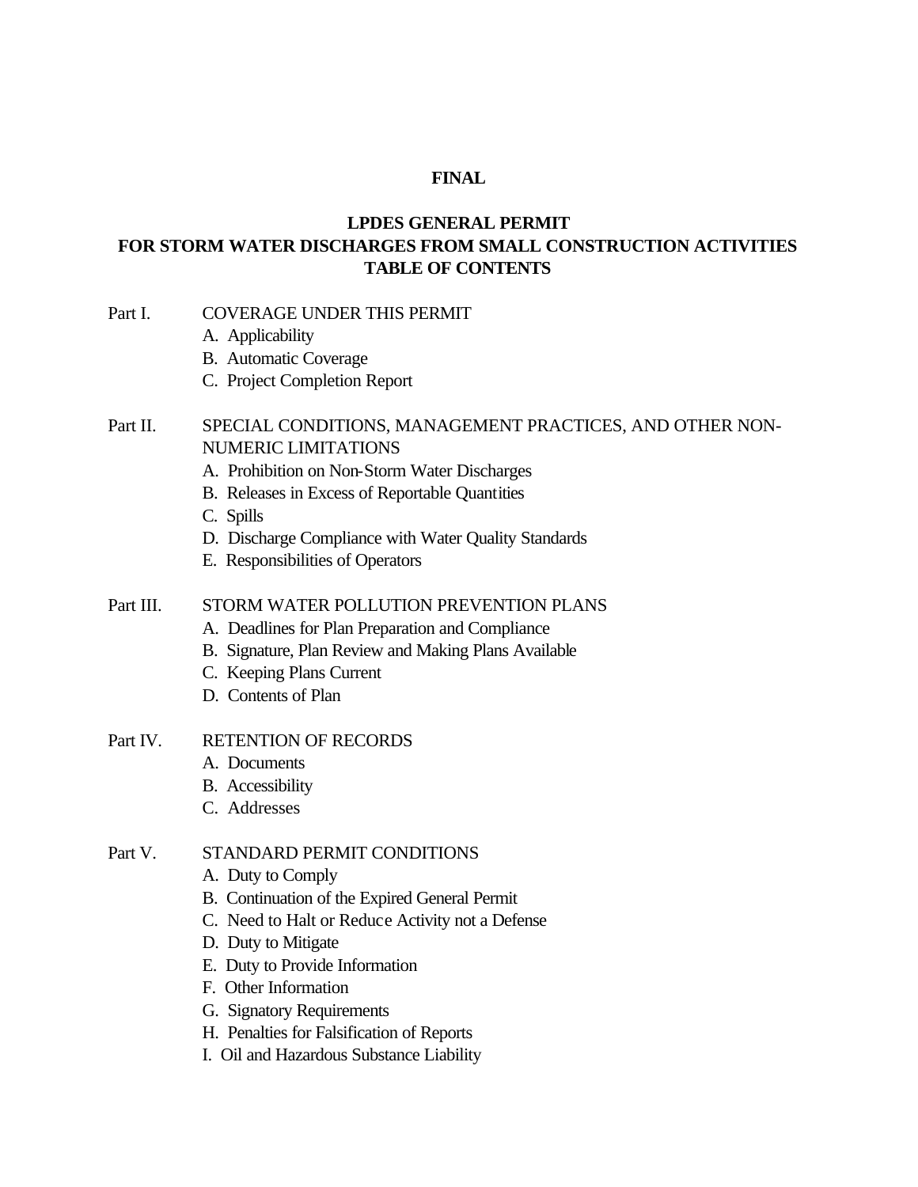**FINAL**

# LPDES GENERAL PERMIT
# FOR STORM WATER DISCHARGES FROM SMALL CONSTRUCTION ACTIVITIES
# TABLE OF CONTENTS

Part I. COVERAGE UNDER THIS PERMIT
- A. Applicability
- B. Automatic Coverage
- C. Project Completion Report

Part II. SPECIAL CONDITIONS, MANAGEMENT PRACTICES, AND OTHER NON-NUMERIC LIMITATIONS
- A. Prohibition on Non-Storm Water Discharges
- B. Releases in Excess of Reportable Quantities
- C. Spills
- D. Discharge Compliance with Water Quality Standards
- E. Responsibilities of Operators

Part III. STORM WATER POLLUTION PREVENTION PLANS
- A. Deadlines for Plan Preparation and Compliance
- B. Signature, Plan Review and Making Plans Available
- C. Keeping Plans Current
- D. Contents of Plan

Part IV. RETENTION OF RECORDS
- A. Documents
- B. Accessibility
- C. Addresses

Part V. STANDARD PERMIT CONDITIONS
- A. Duty to Comply
- B. Continuation of the Expired General Permit
- C. Need to Halt or Reduce Activity not a Defense
- D. Duty to Mitigate
- E. Duty to Provide Information
- F. Other Information
- G. Signatory Requirements
- H. Penalties for Falsification of Reports
- I. Oil and Hazardous Substance Liability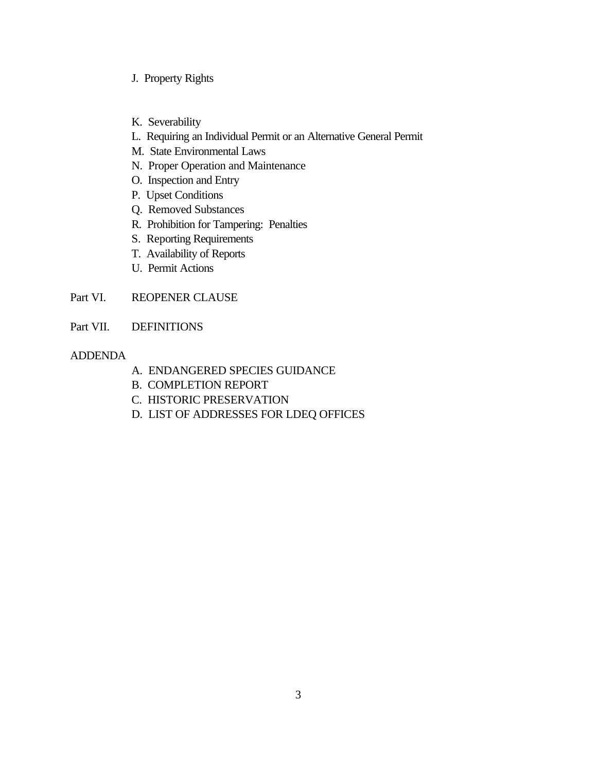J. Property Rights

K. Severability
L. Requiring an Individual Permit or an Alternative General Permit
M. State Environmental Laws
N. Proper Operation and Maintenance
O. Inspection and Entry
P. Upset Conditions
Q. Removed Substances
R. Prohibition for Tampering: Penalties
S. Reporting Requirements
T. Availability of Reports
U. Permit Actions

Part VI. REOPENER CLAUSE

Part VII. DEFINITIONS

ADDENDA

A. ENDANGERED SPECIES GUIDANCE
B. COMPLETION REPORT
C. HISTORIC PRESERVATION
D. LIST OF ADDRESSES FOR LDEQ OFFICES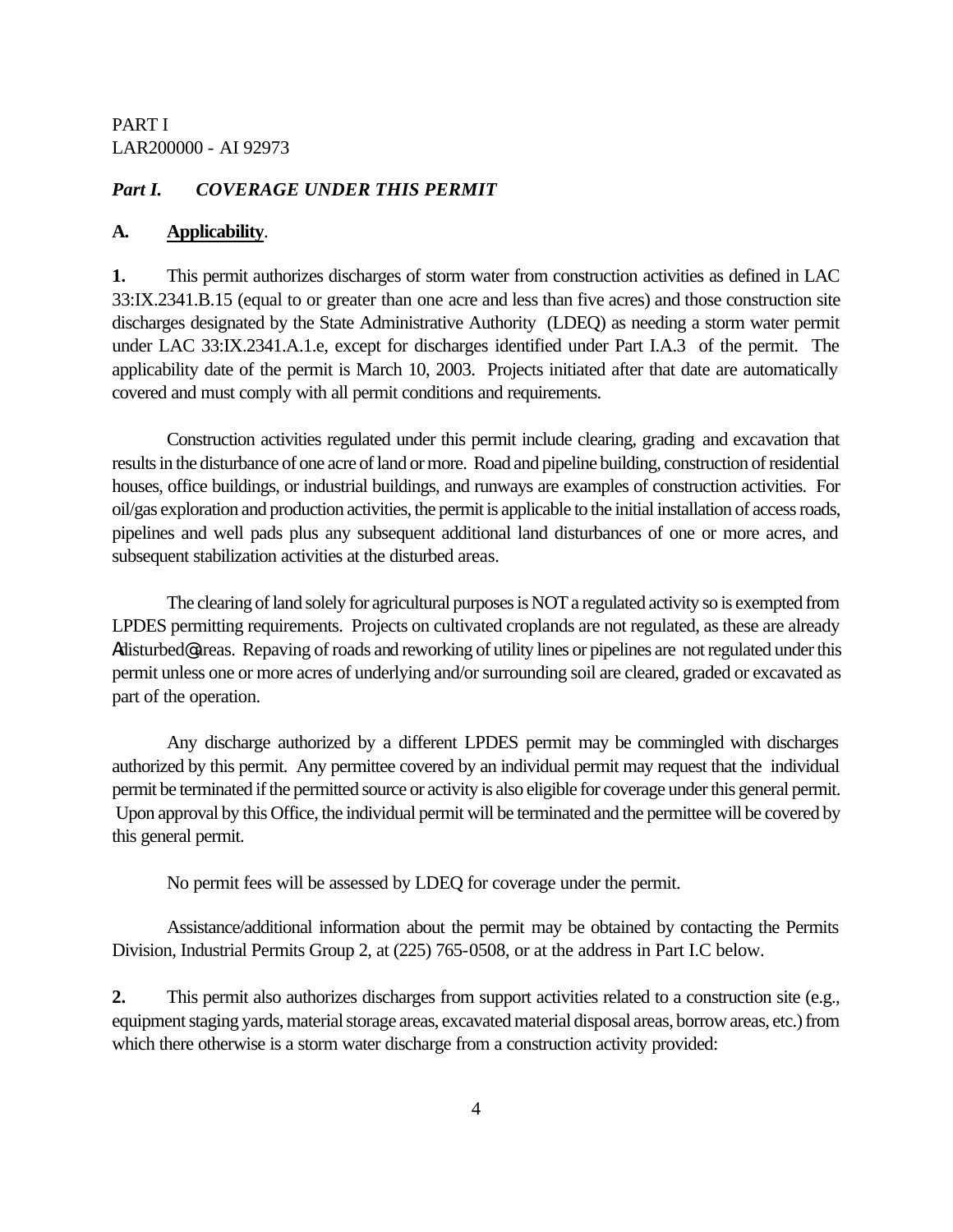PART I
LAR200000 - AI 92973

***Part I. COVERAGE UNDER THIS PERMIT***

**A. Applicability**.

**1.** This permit authorizes discharges of storm water from construction activities as defined in LAC 33:IX.2341.B.15 (equal to or greater than one acre and less than five acres) and those construction site discharges designated by the State Administrative Authority (LDEQ) as needing a storm water permit under LAC 33:IX.2341.A.1.e, except for discharges identified under Part I.A.3 of the permit. The applicability date of the permit is March 10, 2003. Projects initiated after that date are automatically covered and must comply with all permit conditions and requirements.

Construction activities regulated under this permit include clearing, grading and excavation that results in the disturbance of one acre of land or more. Road and pipeline building, construction of residential houses, office buildings, or industrial buildings, and runways are examples of construction activities. For oil/gas exploration and production activities, the permit is applicable to the initial installation of access roads, pipelines and well pads plus any subsequent additional land disturbances of one or more acres, and subsequent stabilization activities at the disturbed areas.

The clearing of land solely for agricultural purposes is NOT a regulated activity so is exempted from LPDES permitting requirements. Projects on cultivated croplands are not regulated, as these are already Adisturbed@ areas. Repaving of roads and reworking of utility lines or pipelines are not regulated under this permit unless one or more acres of underlying and/or surrounding soil are cleared, graded or excavated as part of the operation.

Any discharge authorized by a different LPDES permit may be commingled with discharges authorized by this permit. Any permittee covered by an individual permit may request that the individual permit be terminated if the permitted source or activity is also eligible for coverage under this general permit. Upon approval by this Office, the individual permit will be terminated and the permittee will be covered by this general permit.

No permit fees will be assessed by LDEQ for coverage under the permit.

Assistance/additional information about the permit may be obtained by contacting the Permits Division, Industrial Permits Group 2, at (225) 765-0508, or at the address in Part I.C below.

**2.** This permit also authorizes discharges from support activities related to a construction site (e.g., equipment staging yards, material storage areas, excavated material disposal areas, borrow areas, etc.) from which there otherwise is a storm water discharge from a construction activity provided: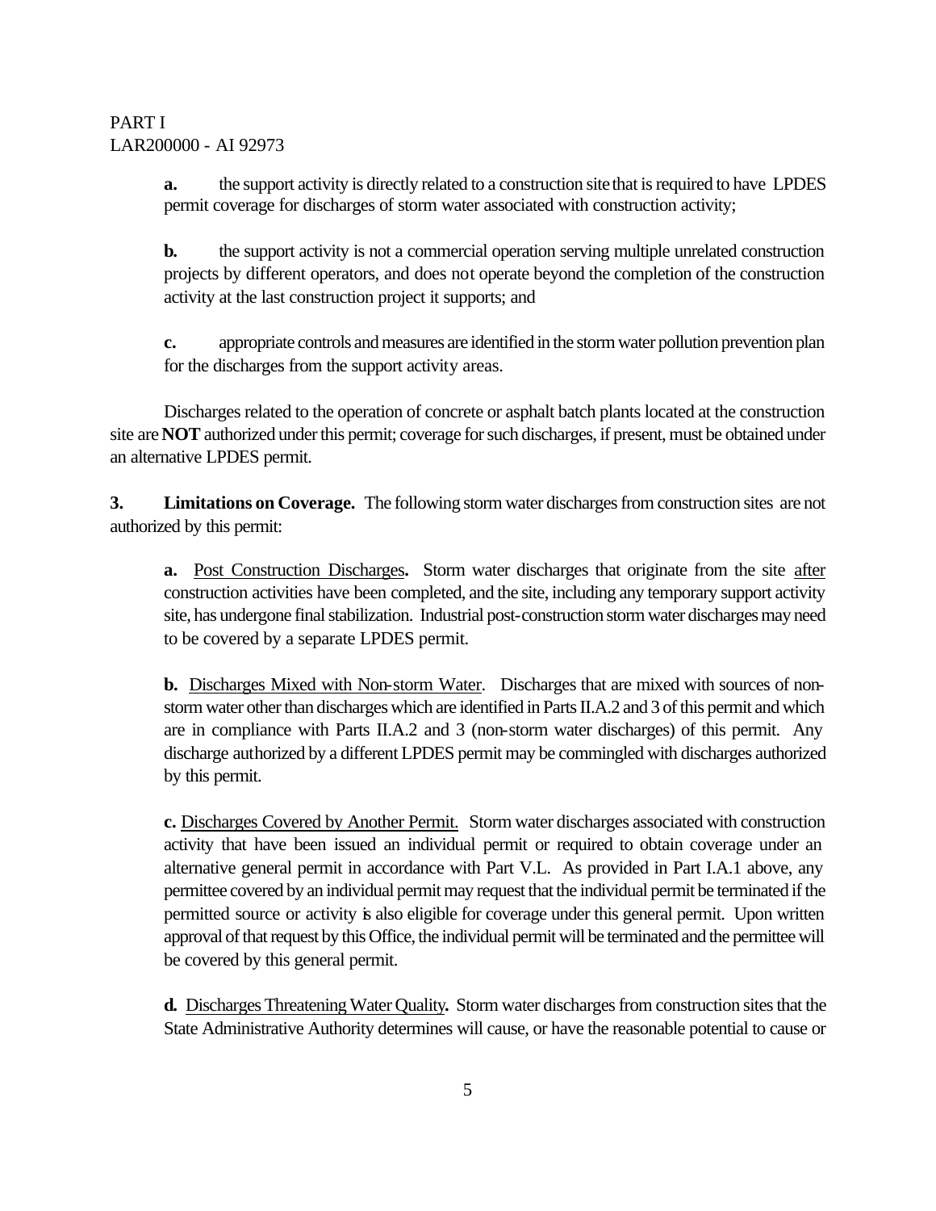**a.** the support activity is directly related to a construction site that is required to have LPDES permit coverage for discharges of storm water associated with construction activity;

**b.** the support activity is not a commercial operation serving multiple unrelated construction projects by different operators, and does not operate beyond the completion of the construction activity at the last construction project it supports; and

**c.** appropriate controls and measures are identified in the storm water pollution prevention plan for the discharges from the support activity areas.

Discharges related to the operation of concrete or asphalt batch plants located at the construction site are **NOT** authorized under this permit; coverage for such discharges, if present, must be obtained under an alternative LPDES permit.

**3. Limitations on Coverage.** The following storm water discharges from construction sites are not authorized by this permit:

**a.** Post Construction Discharges**.** Storm water discharges that originate from the site after construction activities have been completed, and the site, including any temporary support activity site, has undergone final stabilization. Industrial post-construction storm water discharges may need to be covered by a separate LPDES permit.

**b.** Discharges Mixed with Non-storm Water. Discharges that are mixed with sources of non-storm water other than discharges which are identified in Parts II.A.2 and 3 of this permit and which are in compliance with Parts II.A.2 and 3 (non-storm water discharges) of this permit. Any discharge authorized by a different LPDES permit may be commingled with discharges authorized by this permit.

**c.** Discharges Covered by Another Permit. Storm water discharges associated with construction activity that have been issued an individual permit or required to obtain coverage under an alternative general permit in accordance with Part V.L. As provided in Part I.A.1 above, any permittee covered by an individual permit may request that the individual permit be terminated if the permitted source or activity is also eligible for coverage under this general permit. Upon written approval of that request by this Office, the individual permit will be terminated and the permittee will be covered by this general permit.

**d.** Discharges Threatening Water Quality**.** Storm water discharges from construction sites that the State Administrative Authority determines will cause, or have the reasonable potential to cause or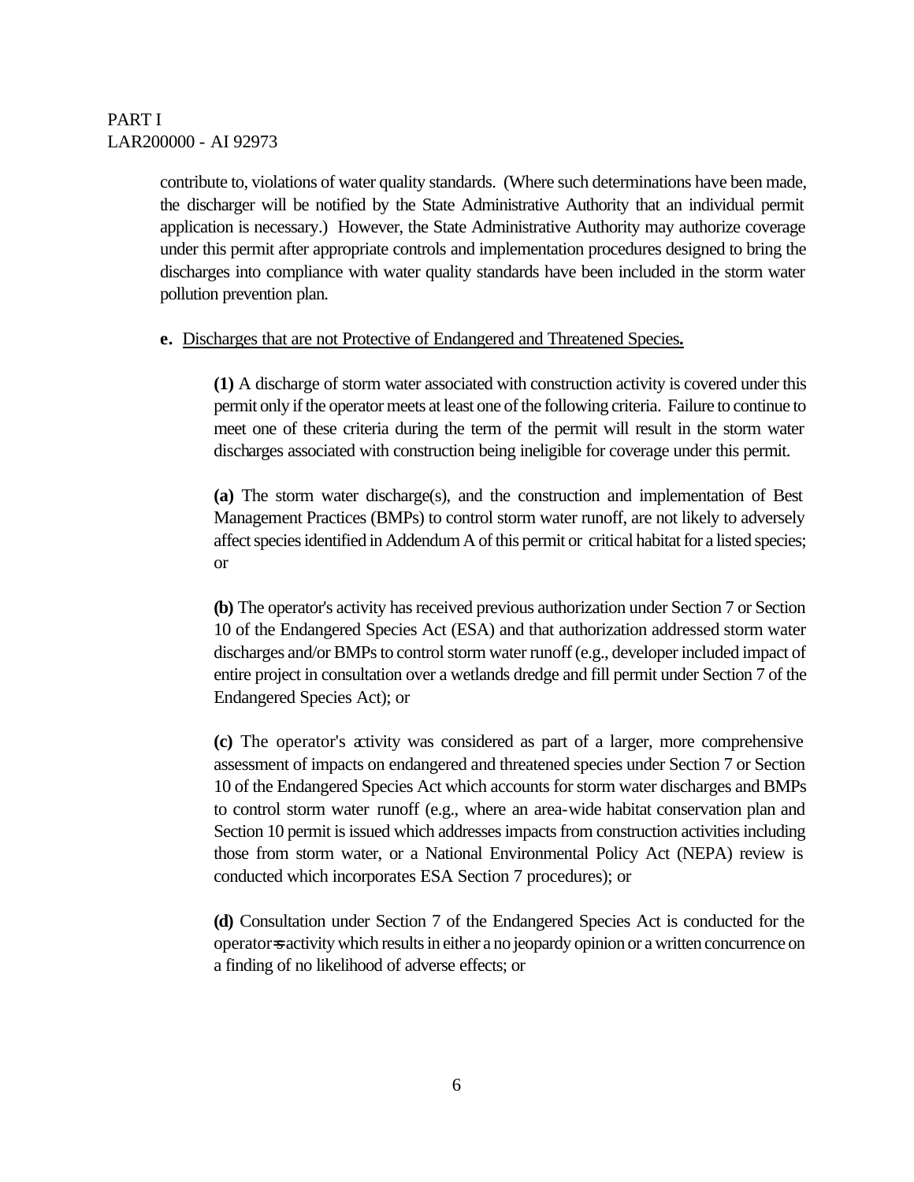contribute to, violations of water quality standards. (Where such determinations have been made, the discharger will be notified by the State Administrative Authority that an individual permit application is necessary.) However, the State Administrative Authority may authorize coverage under this permit after appropriate controls and implementation procedures designed to bring the discharges into compliance with water quality standards have been included in the storm water pollution prevention plan.

**e.** <u>Discharges that are not Protective of Endangered and Threatened Species</u>**.**

**(1)** A discharge of storm water associated with construction activity is covered under this permit only if the operator meets at least one of the following criteria. Failure to continue to meet one of these criteria during the term of the permit will result in the storm water discharges associated with construction being ineligible for coverage under this permit.

**(a)** The storm water discharge(s), and the construction and implementation of Best Management Practices (BMPs) to control storm water runoff, are not likely to adversely affect species identified in Addendum A of this permit or critical habitat for a listed species; or

**(b)** The operator's activity has received previous authorization under Section 7 or Section 10 of the Endangered Species Act (ESA) and that authorization addressed storm water discharges and/or BMPs to control storm water runoff (e.g., developer included impact of entire project in consultation over a wetlands dredge and fill permit under Section 7 of the Endangered Species Act); or

**(c)** The operator's activity was considered as part of a larger, more comprehensive assessment of impacts on endangered and threatened species under Section 7 or Section 10 of the Endangered Species Act which accounts for storm water discharges and BMPs to control storm water runoff (e.g., where an area-wide habitat conservation plan and Section 10 permit is issued which addresses impacts from construction activities including those from storm water, or a National Environmental Policy Act (NEPA) review is conducted which incorporates ESA Section 7 procedures); or

**(d)** Consultation under Section 7 of the Endangered Species Act is conducted for the operator=s activity which results in either a no jeopardy opinion or a written concurrence on a finding of no likelihood of adverse effects; or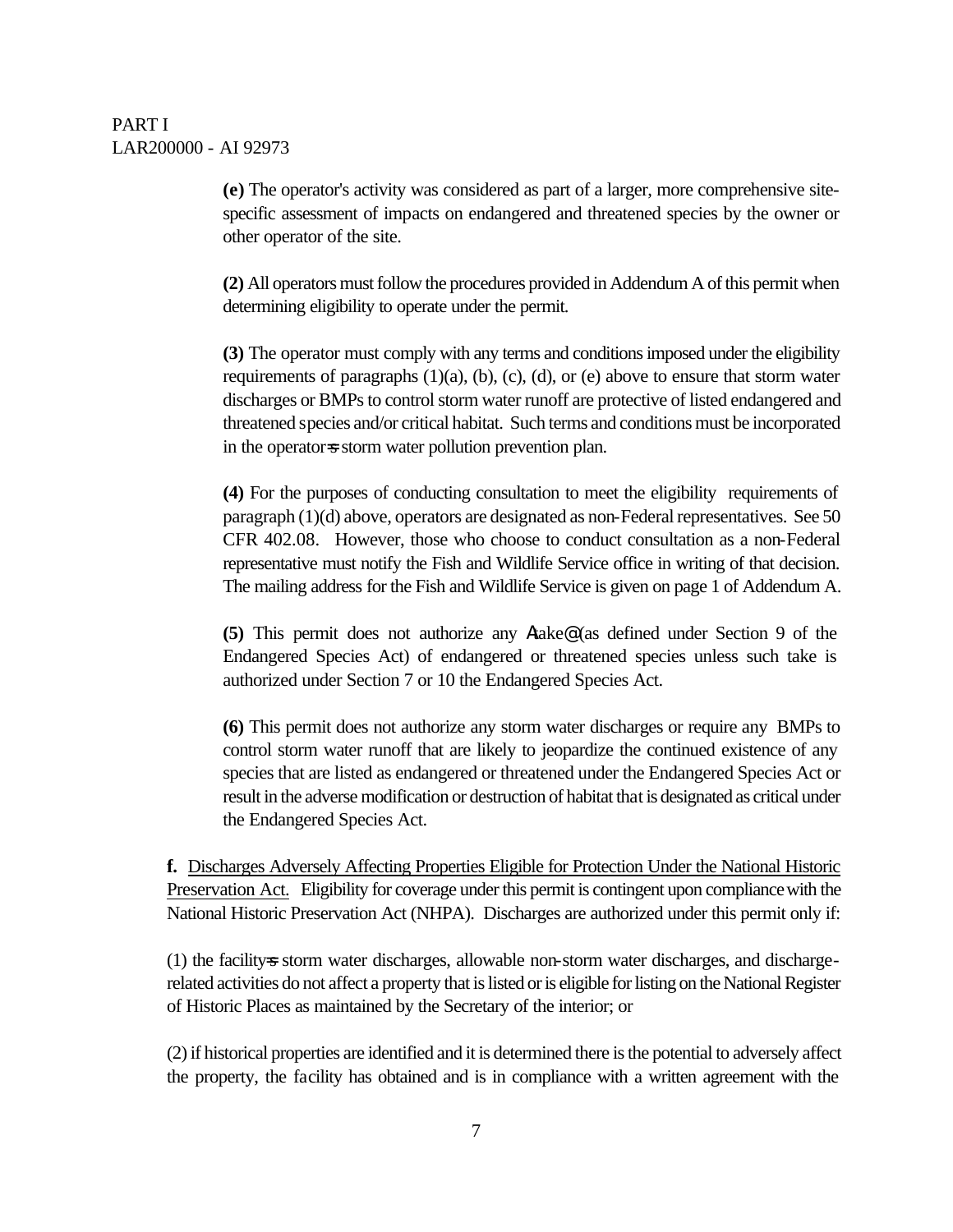**(e)** The operator's activity was considered as part of a larger, more comprehensive site-specific assessment of impacts on endangered and threatened species by the owner or other operator of the site.

**(2)** All operators must follow the procedures provided in Addendum A of this permit when determining eligibility to operate under the permit.

**(3)** The operator must comply with any terms and conditions imposed under the eligibility requirements of paragraphs (1)(a), (b), (c), (d), or (e) above to ensure that storm water discharges or BMPs to control storm water runoff are protective of listed endangered and threatened species and/or critical habitat. Such terms and conditions must be incorporated in the operator=s storm water pollution prevention plan.

**(4)** For the purposes of conducting consultation to meet the eligibility requirements of paragraph (1)(d) above, operators are designated as non-Federal representatives. See 50 CFR 402.08. However, those who choose to conduct consultation as a non-Federal representative must notify the Fish and Wildlife Service office in writing of that decision. The mailing address for the Fish and Wildlife Service is given on page 1 of Addendum A.

**(5)** This permit does not authorize any Atake@ (as defined under Section 9 of the Endangered Species Act) of endangered or threatened species unless such take is authorized under Section 7 or 10 the Endangered Species Act.

**(6)** This permit does not authorize any storm water discharges or require any BMPs to control storm water runoff that are likely to jeopardize the continued existence of any species that are listed as endangered or threatened under the Endangered Species Act or result in the adverse modification or destruction of habitat that is designated as critical under the Endangered Species Act.

**f.** Discharges Adversely Affecting Properties Eligible for Protection Under the National Historic Preservation Act. Eligibility for coverage under this permit is contingent upon compliance with the National Historic Preservation Act (NHPA). Discharges are authorized under this permit only if:

(1) the facility=s storm water discharges, allowable non-storm water discharges, and discharge-related activities do not affect a property that is listed or is eligible for listing on the National Register of Historic Places as maintained by the Secretary of the interior; or

(2) if historical properties are identified and it is determined there is the potential to adversely affect the property, the facility has obtained and is in compliance with a written agreement with the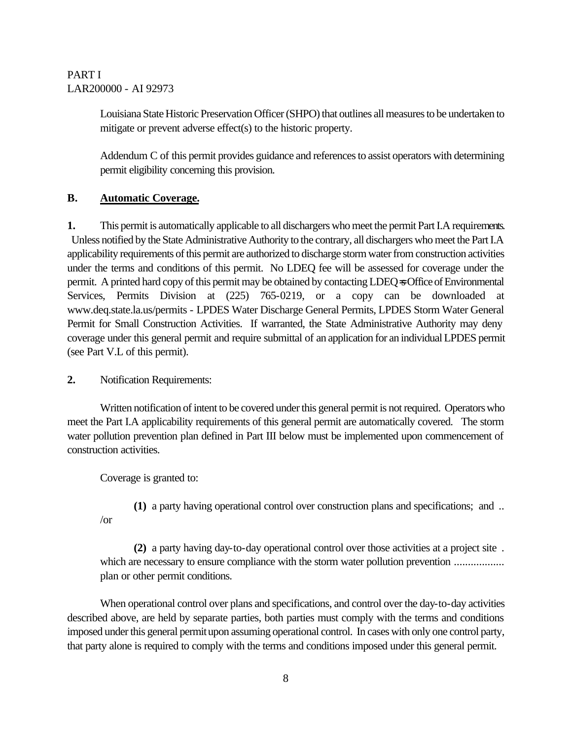Louisiana State Historic Preservation Officer (SHPO) that outlines all measures to be undertaken to mitigate or prevent adverse effect(s) to the historic property.

Addendum C of this permit provides guidance and references to assist operators with determining permit eligibility concerning this provision.

## B. Automatic Coverage.

**1.** This permit is automatically applicable to all dischargers who meet the permit Part I.A requirements. Unless notified by the State Administrative Authority to the contrary, all dischargers who meet the Part I.A applicability requirements of this permit are authorized to discharge storm water from construction activities under the terms and conditions of this permit. No LDEQ fee will be assessed for coverage under the permit. A printed hard copy of this permit may be obtained by contacting LDEQ=s Office of Environmental Services, Permits Division at (225) 765-0219, or a copy can be downloaded at www.deq.state.la.us/permits - LPDES Water Discharge General Permits, LPDES Storm Water General Permit for Small Construction Activities. If warranted, the State Administrative Authority may deny coverage under this general permit and require submittal of an application for an individual LPDES permit (see Part V.L of this permit).

**2.** Notification Requirements:

Written notification of intent to be covered under this general permit is not required. Operators who meet the Part I.A applicability requirements of this general permit are automatically covered. The storm water pollution prevention plan defined in Part III below must be implemented upon commencement of construction activities.

Coverage is granted to:

**(1)** a party having operational control over construction plans and specifications; and/or

**(2)** a party having day-to-day operational control over those activities at a project site which are necessary to ensure compliance with the storm water pollution prevention plan or other permit conditions.

When operational control over plans and specifications, and control over the day-to-day activities described above, are held by separate parties, both parties must comply with the terms and conditions imposed under this general permit upon assuming operational control. In cases with only one control party, that party alone is required to comply with the terms and conditions imposed under this general permit.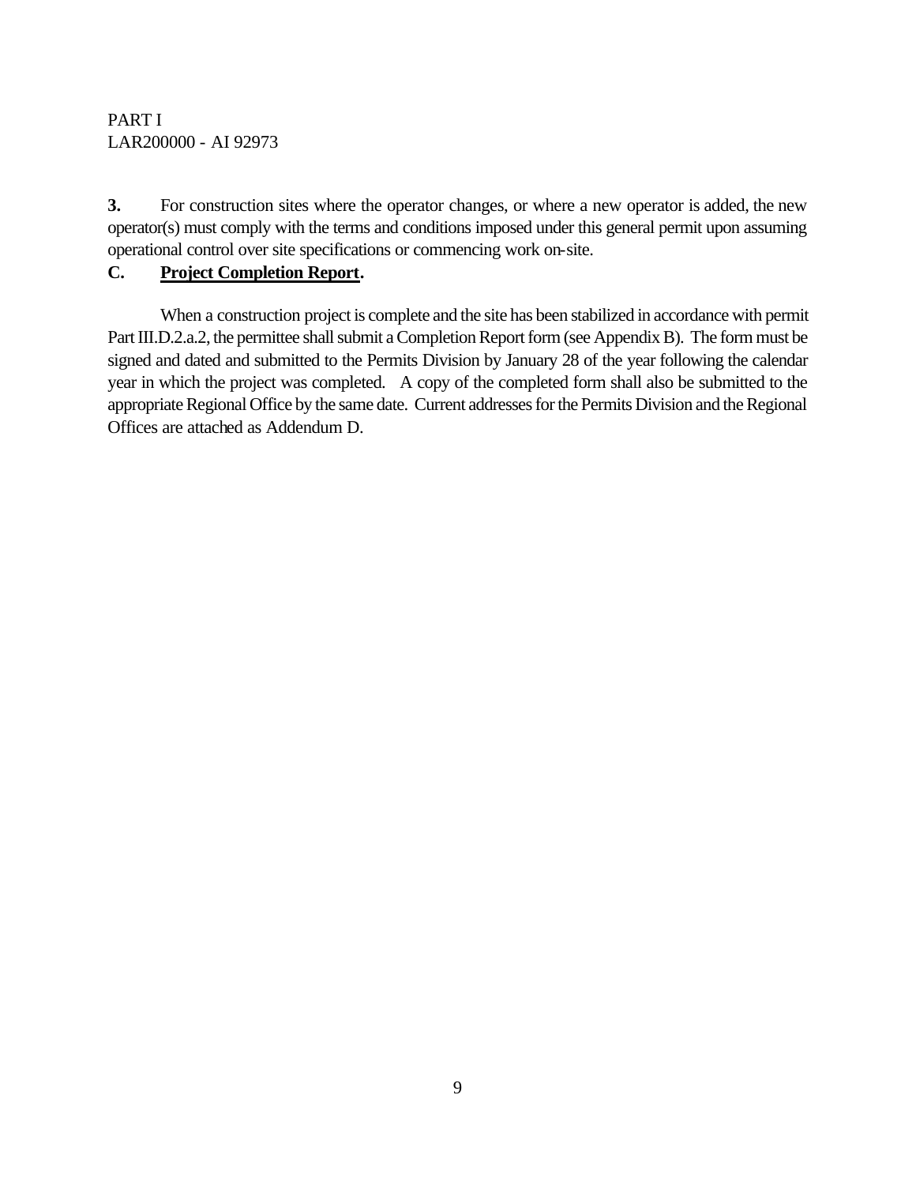**3.** For construction sites where the operator changes, or where a new operator is added, the new operator(s) must comply with the terms and conditions imposed under this general permit upon assuming operational control over site specifications or commencing work on-site.

**C. Project Completion Report.**

When a construction project is complete and the site has been stabilized in accordance with permit Part III.D.2.a.2, the permittee shall submit a Completion Report form (see Appendix B). The form must be signed and dated and submitted to the Permits Division by January 28 of the year following the calendar year in which the project was completed. A copy of the completed form shall also be submitted to the appropriate Regional Office by the same date. Current addresses for the Permits Division and the Regional Offices are attached as Addendum D.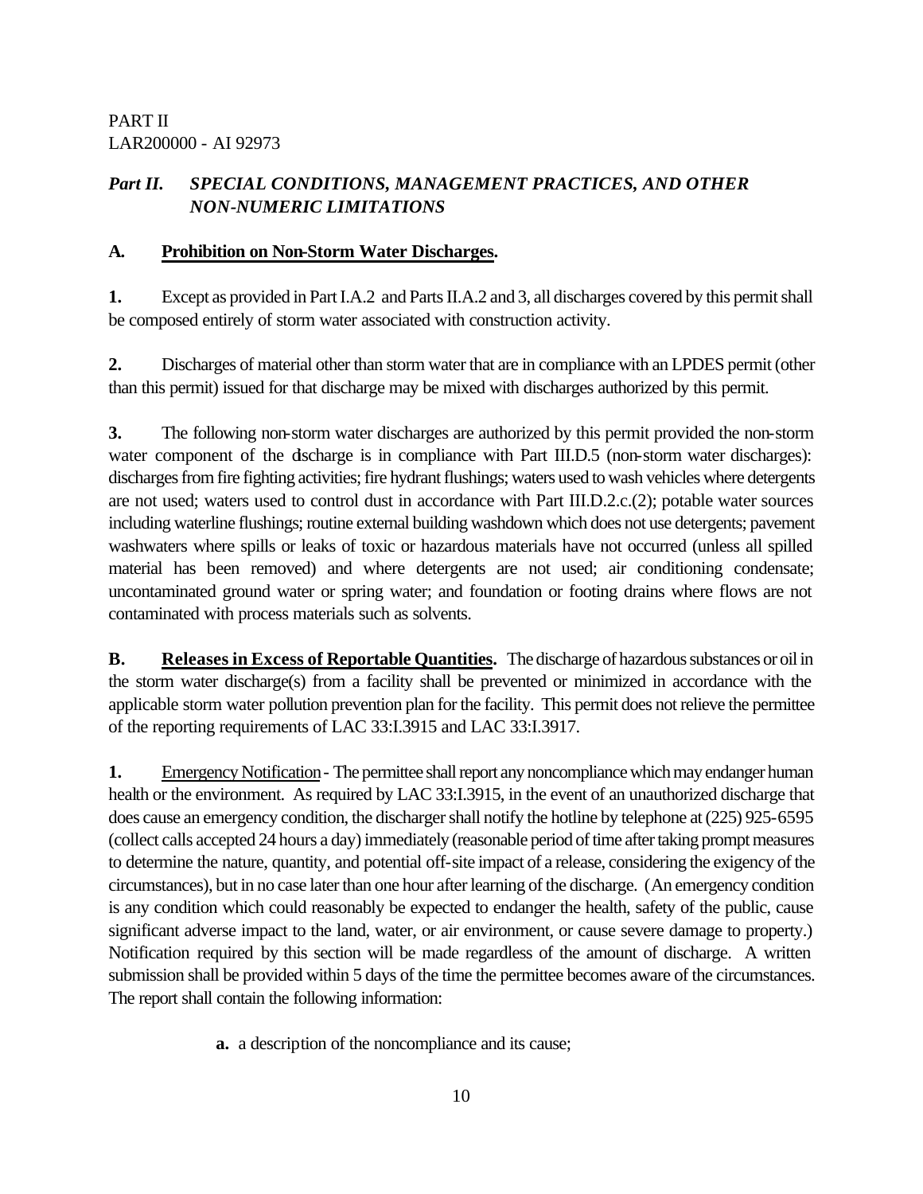PART II
LAR200000 - AI 92973

## *Part II. SPECIAL CONDITIONS, MANAGEMENT PRACTICES, AND OTHER NON-NUMERIC LIMITATIONS*

### A. <u>Prohibition on Non-Storm Water Discharges</u>.

**1.** Except as provided in Part I.A.2 and Parts II.A.2 and 3, all discharges covered by this permit shall be composed entirely of storm water associated with construction activity.

**2.** Discharges of material other than storm water that are in compliance with an LPDES permit (other than this permit) issued for that discharge may be mixed with discharges authorized by this permit.

**3.** The following non-storm water discharges are authorized by this permit provided the non-storm water component of the discharge is in compliance with Part III.D.5 (non-storm water discharges): discharges from fire fighting activities; fire hydrant flushings; waters used to wash vehicles where detergents are not used; waters used to control dust in accordance with Part III.D.2.c.(2); potable water sources including waterline flushings; routine external building washdown which does not use detergents; pavement washwaters where spills or leaks of toxic or hazardous materials have not occurred (unless all spilled material has been removed) and where detergents are not used; air conditioning condensate; uncontaminated ground water or spring water; and foundation or footing drains where flows are not contaminated with process materials such as solvents.

**B. <u>Releases in Excess of Reportable Quantities</u>.** The discharge of hazardous substances or oil in the storm water discharge(s) from a facility shall be prevented or minimized in accordance with the applicable storm water pollution prevention plan for the facility. This permit does not relieve the permittee of the reporting requirements of LAC 33:I.3915 and LAC 33:I.3917.

**1.** <u>Emergency Notification</u> - The permittee shall report any noncompliance which may endanger human health or the environment. As required by LAC 33:I.3915, in the event of an unauthorized discharge that does cause an emergency condition, the discharger shall notify the hotline by telephone at (225) 925-6595 (collect calls accepted 24 hours a day) immediately (reasonable period of time after taking prompt measures to determine the nature, quantity, and potential off-site impact of a release, considering the exigency of the circumstances), but in no case later than one hour after learning of the discharge. (An emergency condition is any condition which could reasonably be expected to endanger the health, safety of the public, cause significant adverse impact to the land, water, or air environment, or cause severe damage to property.) Notification required by this section will be made regardless of the amount of discharge. A written submission shall be provided within 5 days of the time the permittee becomes aware of the circumstances. The report shall contain the following information:

**a.** a description of the noncompliance and its cause;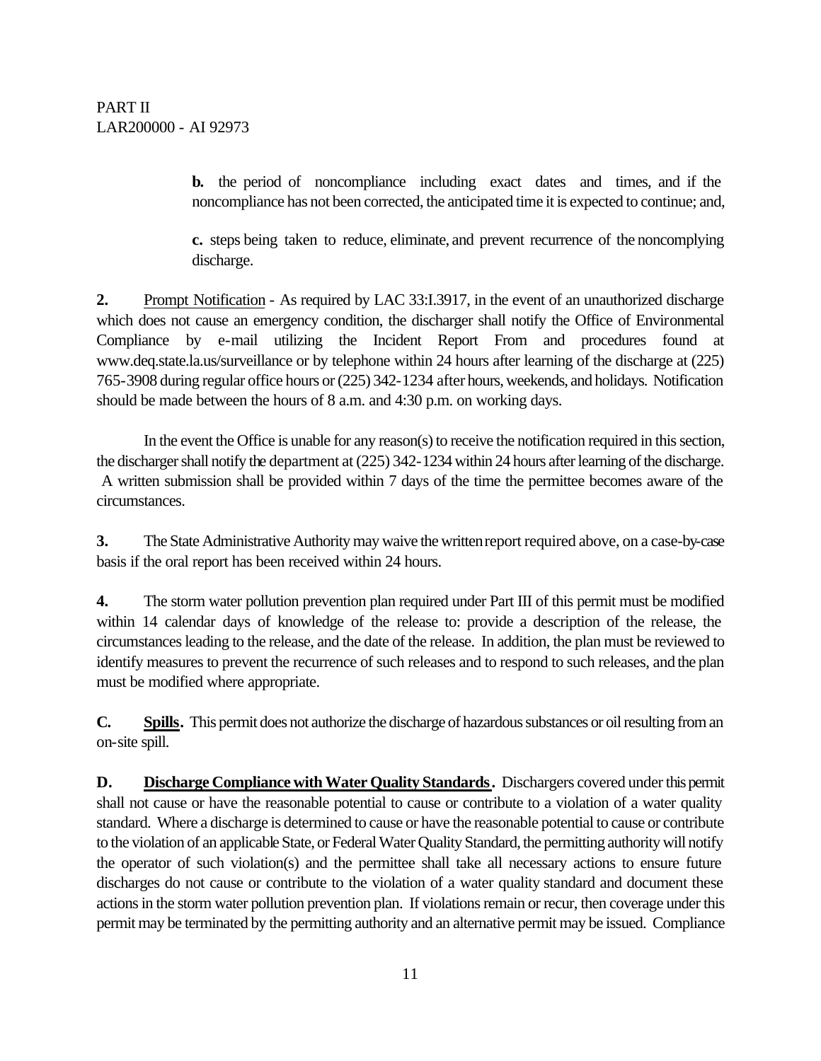**b.** the period of noncompliance including exact dates and times, and if the noncompliance has not been corrected, the anticipated time it is expected to continue; and,

**c.** steps being taken to reduce, eliminate, and prevent recurrence of the noncomplying discharge.

**2.** Prompt Notification - As required by LAC 33:I.3917, in the event of an unauthorized discharge which does not cause an emergency condition, the discharger shall notify the Office of Environmental Compliance by e-mail utilizing the Incident Report From and procedures found at www.deq.state.la.us/surveillance or by telephone within 24 hours after learning of the discharge at (225) 765-3908 during regular office hours or (225) 342-1234 after hours, weekends, and holidays. Notification should be made between the hours of 8 a.m. and 4:30 p.m. on working days.

In the event the Office is unable for any reason(s) to receive the notification required in this section, the discharger shall notify the department at (225) 342-1234 within 24 hours after learning of the discharge. A written submission shall be provided within 7 days of the time the permittee becomes aware of the circumstances.

**3.** The State Administrative Authority may waive the written report required above, on a case-by-case basis if the oral report has been received within 24 hours.

**4.** The storm water pollution prevention plan required under Part III of this permit must be modified within 14 calendar days of knowledge of the release to: provide a description of the release, the circumstances leading to the release, and the date of the release. In addition, the plan must be reviewed to identify measures to prevent the recurrence of such releases and to respond to such releases, and the plan must be modified where appropriate.

**C. Spills.** This permit does not authorize the discharge of hazardous substances or oil resulting from an on-site spill.

**D. Discharge Compliance with Water Quality Standards.** Dischargers covered under this permit shall not cause or have the reasonable potential to cause or contribute to a violation of a water quality standard. Where a discharge is determined to cause or have the reasonable potential to cause or contribute to the violation of an applicable State, or Federal Water Quality Standard, the permitting authority will notify the operator of such violation(s) and the permittee shall take all necessary actions to ensure future discharges do not cause or contribute to the violation of a water quality standard and document these actions in the storm water pollution prevention plan. If violations remain or recur, then coverage under this permit may be terminated by the permitting authority and an alternative permit may be issued. Compliance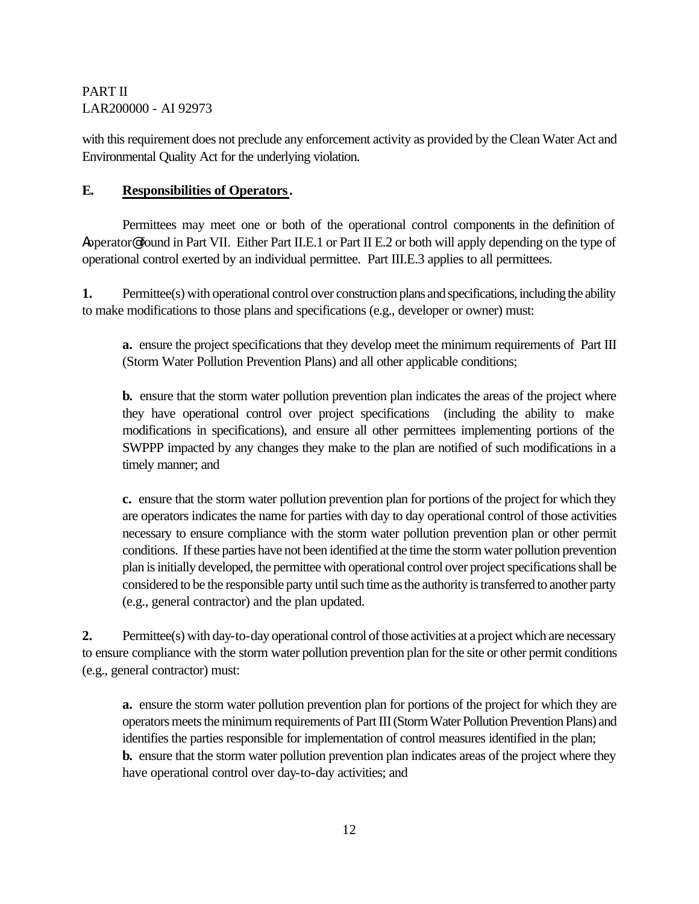with this requirement does not preclude any enforcement activity as provided by the Clean Water Act and Environmental Quality Act for the underlying violation.

**E. Responsibilities of Operators.**

Permittees may meet one or both of the operational control components in the definition of Aoperator@ found in Part VII. Either Part II.E.1 or Part II E.2 or both will apply depending on the type of operational control exerted by an individual permittee. Part III.E.3 applies to all permittees.

**1.** Permittee(s) with operational control over construction plans and specifications, including the ability to make modifications to those plans and specifications (e.g., developer or owner) must:

**a.** ensure the project specifications that they develop meet the minimum requirements of Part III (Storm Water Pollution Prevention Plans) and all other applicable conditions;

**b.** ensure that the storm water pollution prevention plan indicates the areas of the project where they have operational control over project specifications (including the ability to make modifications in specifications), and ensure all other permittees implementing portions of the SWPPP impacted by any changes they make to the plan are notified of such modifications in a timely manner; and

**c.** ensure that the storm water pollution prevention plan for portions of the project for which they are operators indicates the name for parties with day to day operational control of those activities necessary to ensure compliance with the storm water pollution prevention plan or other permit conditions. If these parties have not been identified at the time the storm water pollution prevention plan is initially developed, the permittee with operational control over project specifications shall be considered to be the responsible party until such time as the authority is transferred to another party (e.g., general contractor) and the plan updated.

**2.** Permittee(s) with day-to-day operational control of those activities at a project which are necessary to ensure compliance with the storm water pollution prevention plan for the site or other permit conditions (e.g., general contractor) must:

**a.** ensure the storm water pollution prevention plan for portions of the project for which they are operators meets the minimum requirements of Part III (Storm Water Pollution Prevention Plans) and identifies the parties responsible for implementation of control measures identified in the plan;

**b.** ensure that the storm water pollution prevention plan indicates areas of the project where they have operational control over day-to-day activities; and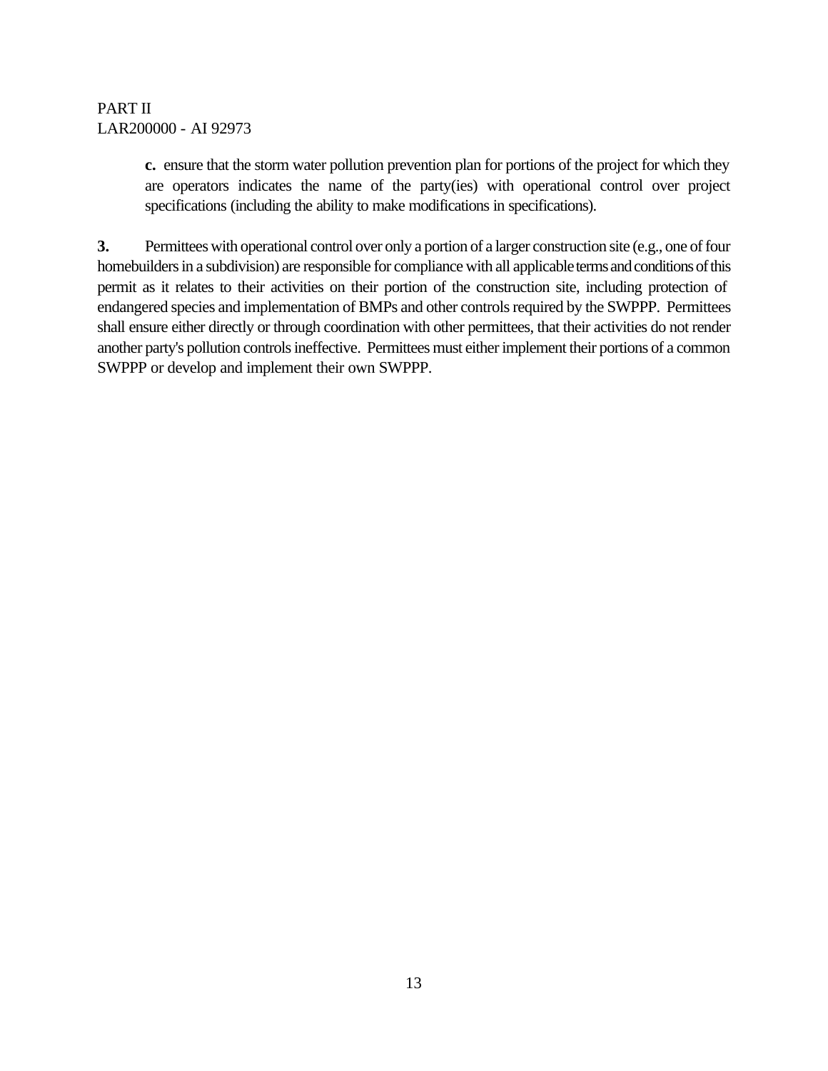**c.** ensure that the storm water pollution prevention plan for portions of the project for which they are operators indicates the name of the party(ies) with operational control over project specifications (including the ability to make modifications in specifications).

**3.** Permittees with operational control over only a portion of a larger construction site (e.g., one of four homebuilders in a subdivision) are responsible for compliance with all applicable terms and conditions of this permit as it relates to their activities on their portion of the construction site, including protection of endangered species and implementation of BMPs and other controls required by the SWPPP. Permittees shall ensure either directly or through coordination with other permittees, that their activities do not render another party's pollution controls ineffective. Permittees must either implement their portions of a common SWPPP or develop and implement their own SWPPP.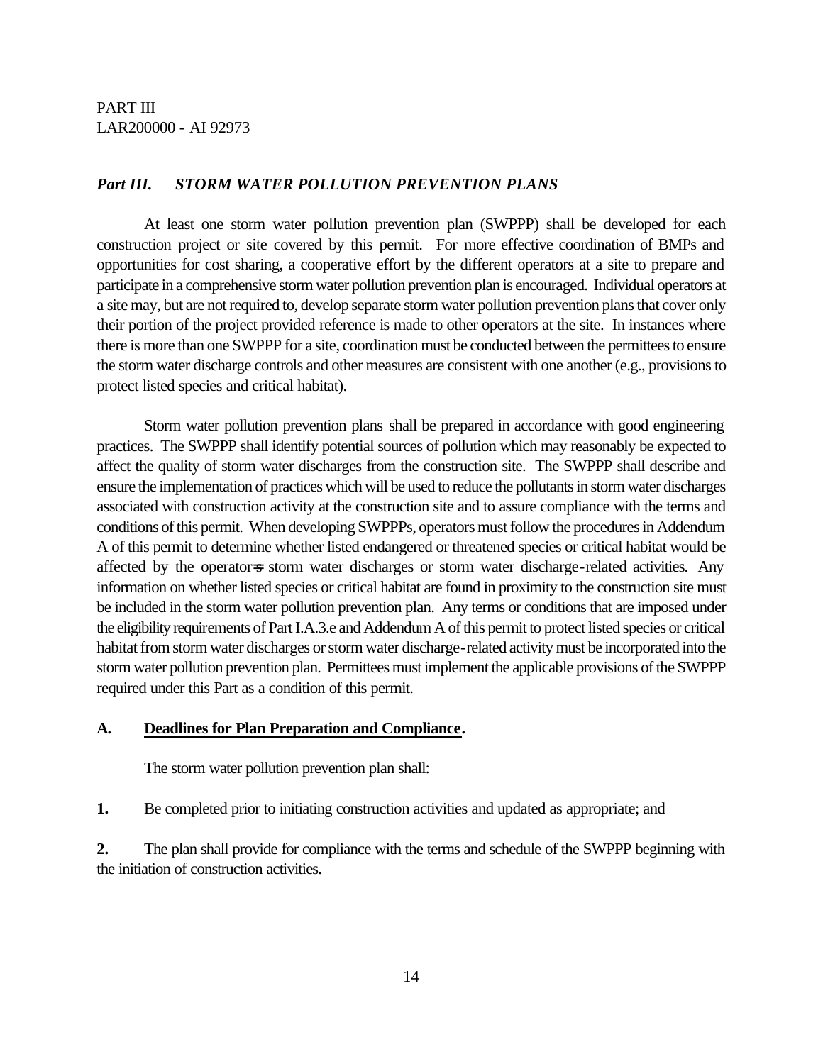## *Part III. STORM WATER POLLUTION PREVENTION PLANS*

At least one storm water pollution prevention plan (SWPPP) shall be developed for each construction project or site covered by this permit. For more effective coordination of BMPs and opportunities for cost sharing, a cooperative effort by the different operators at a site to prepare and participate in a comprehensive storm water pollution prevention plan is encouraged. Individual operators at a site may, but are not required to, develop separate storm water pollution prevention plans that cover only their portion of the project provided reference is made to other operators at the site. In instances where there is more than one SWPPP for a site, coordination must be conducted between the permittees to ensure the storm water discharge controls and other measures are consistent with one another (e.g., provisions to protect listed species and critical habitat).

Storm water pollution prevention plans shall be prepared in accordance with good engineering practices. The SWPPP shall identify potential sources of pollution which may reasonably be expected to affect the quality of storm water discharges from the construction site. The SWPPP shall describe and ensure the implementation of practices which will be used to reduce the pollutants in storm water discharges associated with construction activity at the construction site and to assure compliance with the terms and conditions of this permit. When developing SWPPPs, operators must follow the procedures in Addendum A of this permit to determine whether listed endangered or threatened species or critical habitat would be affected by the operator's storm water discharges or storm water discharge-related activities. Any information on whether listed species or critical habitat are found in proximity to the construction site must be included in the storm water pollution prevention plan. Any terms or conditions that are imposed under the eligibility requirements of Part I.A.3.e and Addendum A of this permit to protect listed species or critical habitat from storm water discharges or storm water discharge-related activity must be incorporated into the storm water pollution prevention plan. Permittees must implement the applicable provisions of the SWPPP required under this Part as a condition of this permit.

### A. <u>Deadlines for Plan Preparation and Compliance</u>.

The storm water pollution prevention plan shall:

**1.** Be completed prior to initiating construction activities and updated as appropriate; and

**2.** The plan shall provide for compliance with the terms and schedule of the SWPPP beginning with the initiation of construction activities.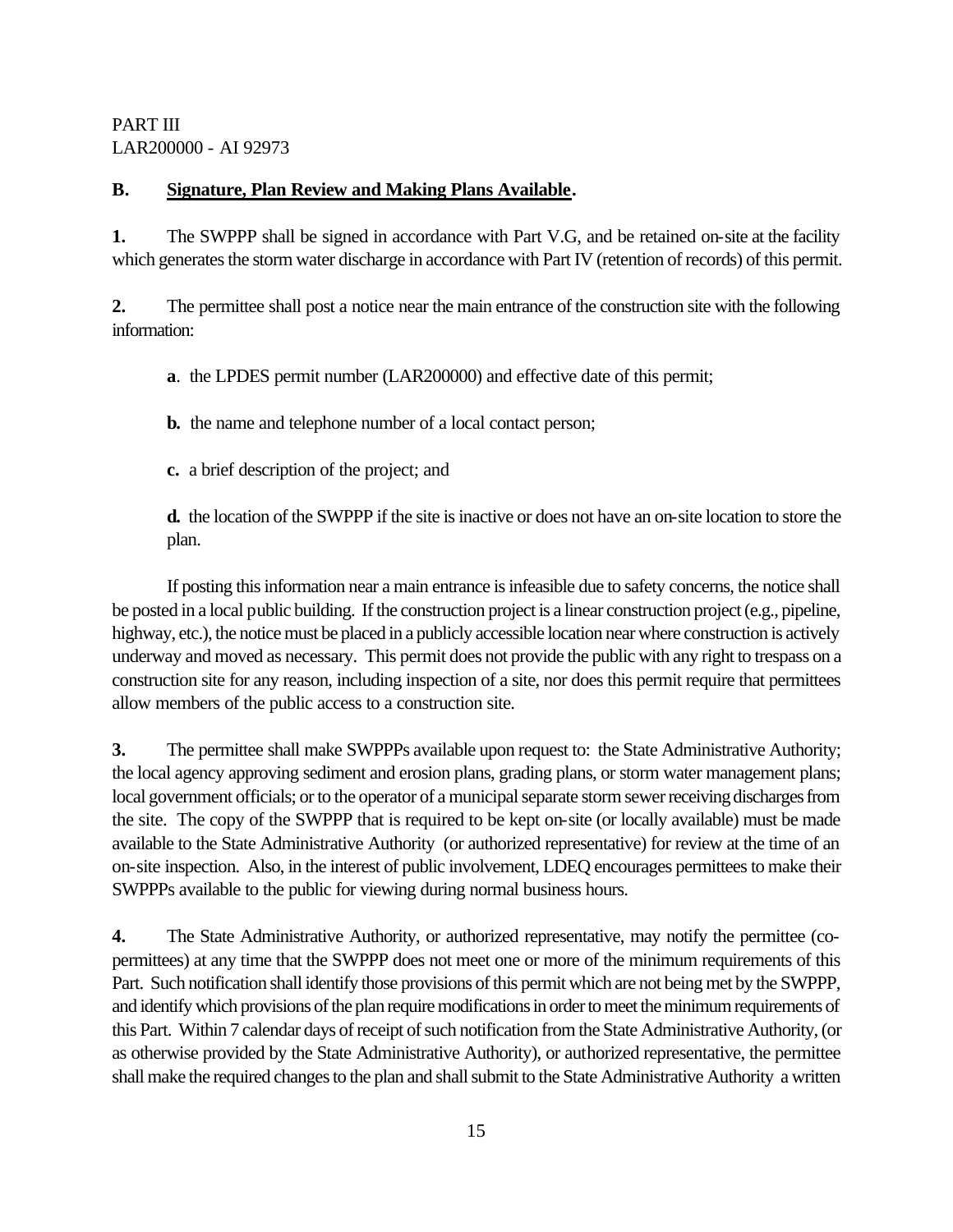**B. Signature, Plan Review and Making Plans Available.**

**1.** The SWPPP shall be signed in accordance with Part V.G, and be retained on-site at the facility which generates the storm water discharge in accordance with Part IV (retention of records) of this permit.

**2.** The permittee shall post a notice near the main entrance of the construction site with the following information:

**a**. the LPDES permit number (LAR200000) and effective date of this permit;

**b.** the name and telephone number of a local contact person;

**c.** a brief description of the project; and

**d.** the location of the SWPPP if the site is inactive or does not have an on-site location to store the plan.

If posting this information near a main entrance is infeasible due to safety concerns, the notice shall be posted in a local public building. If the construction project is a linear construction project (e.g., pipeline, highway, etc.), the notice must be placed in a publicly accessible location near where construction is actively underway and moved as necessary. This permit does not provide the public with any right to trespass on a construction site for any reason, including inspection of a site, nor does this permit require that permittees allow members of the public access to a construction site.

**3.** The permittee shall make SWPPPs available upon request to: the State Administrative Authority; the local agency approving sediment and erosion plans, grading plans, or storm water management plans; local government officials; or to the operator of a municipal separate storm sewer receiving discharges from the site. The copy of the SWPPP that is required to be kept on-site (or locally available) must be made available to the State Administrative Authority (or authorized representative) for review at the time of an on-site inspection. Also, in the interest of public involvement, LDEQ encourages permittees to make their SWPPPs available to the public for viewing during normal business hours.

**4.** The State Administrative Authority, or authorized representative, may notify the permittee (co-permittees) at any time that the SWPPP does not meet one or more of the minimum requirements of this Part. Such notification shall identify those provisions of this permit which are not being met by the SWPPP, and identify which provisions of the plan require modifications in order to meet the minimum requirements of this Part. Within 7 calendar days of receipt of such notification from the State Administrative Authority, (or as otherwise provided by the State Administrative Authority), or authorized representative, the permittee shall make the required changes to the plan and shall submit to the State Administrative Authority a written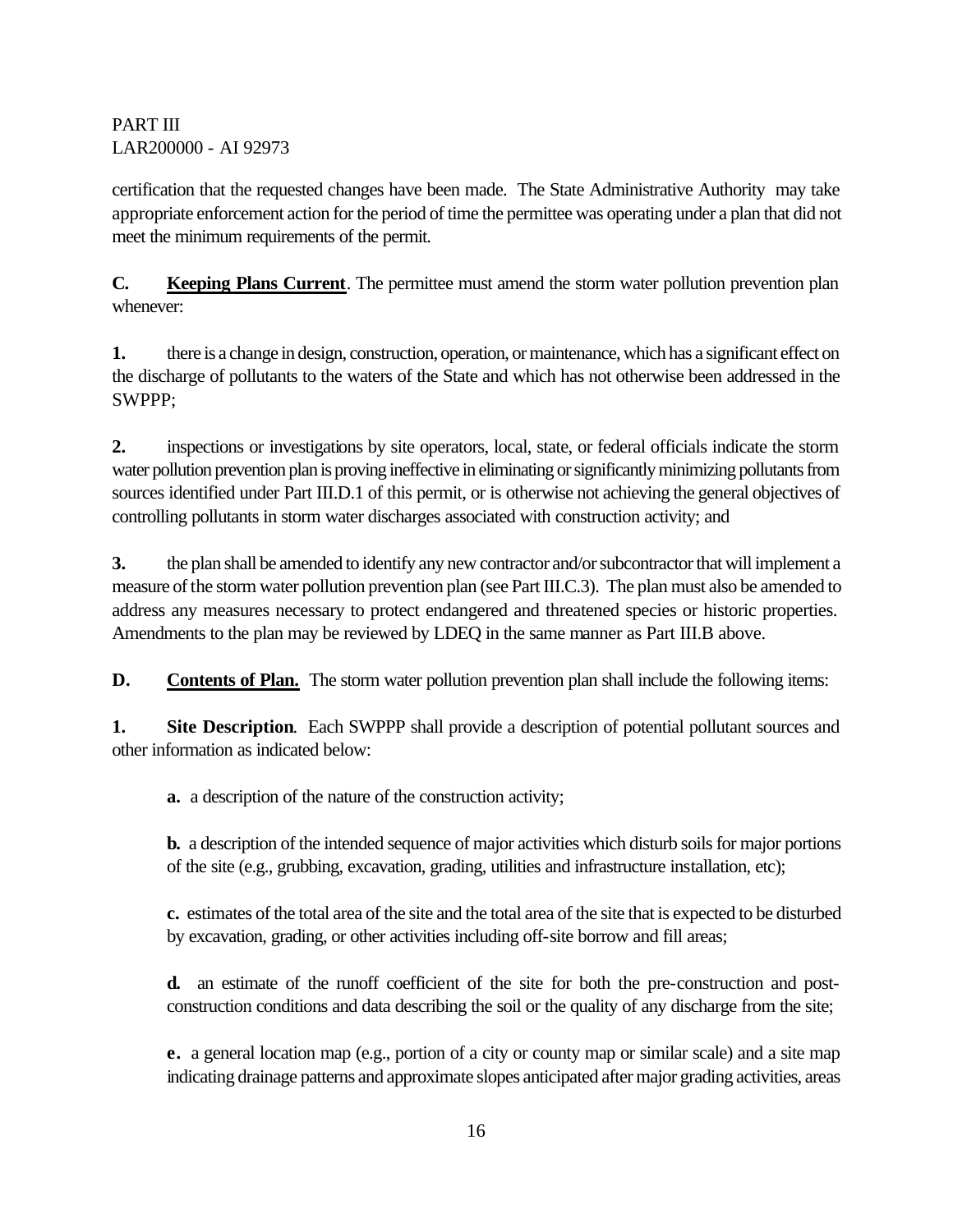certification that the requested changes have been made. The State Administrative Authority may take appropriate enforcement action for the period of time the permittee was operating under a plan that did not meet the minimum requirements of the permit.

**C. Keeping Plans Current**. The permittee must amend the storm water pollution prevention plan whenever:

**1.** there is a change in design, construction, operation, or maintenance, which has a significant effect on the discharge of pollutants to the waters of the State and which has not otherwise been addressed in the SWPPP;

**2.** inspections or investigations by site operators, local, state, or federal officials indicate the storm water pollution prevention plan is proving ineffective in eliminating or significantly minimizing pollutants from sources identified under Part III.D.1 of this permit, or is otherwise not achieving the general objectives of controlling pollutants in storm water discharges associated with construction activity; and

**3.** the plan shall be amended to identify any new contractor and/or subcontractor that will implement a measure of the storm water pollution prevention plan (see Part III.C.3). The plan must also be amended to address any measures necessary to protect endangered and threatened species or historic properties. Amendments to the plan may be reviewed by LDEQ in the same manner as Part III.B above.

**D. Contents of Plan.** The storm water pollution prevention plan shall include the following items:

**1. Site Description**. Each SWPPP shall provide a description of potential pollutant sources and other information as indicated below:

**a.** a description of the nature of the construction activity;

**b.** a description of the intended sequence of major activities which disturb soils for major portions of the site (e.g., grubbing, excavation, grading, utilities and infrastructure installation, etc);

**c.** estimates of the total area of the site and the total area of the site that is expected to be disturbed by excavation, grading, or other activities including off-site borrow and fill areas;

**d.** an estimate of the runoff coefficient of the site for both the pre-construction and post-construction conditions and data describing the soil or the quality of any discharge from the site;

**e.** a general location map (e.g., portion of a city or county map or similar scale) and a site map indicating drainage patterns and approximate slopes anticipated after major grading activities, areas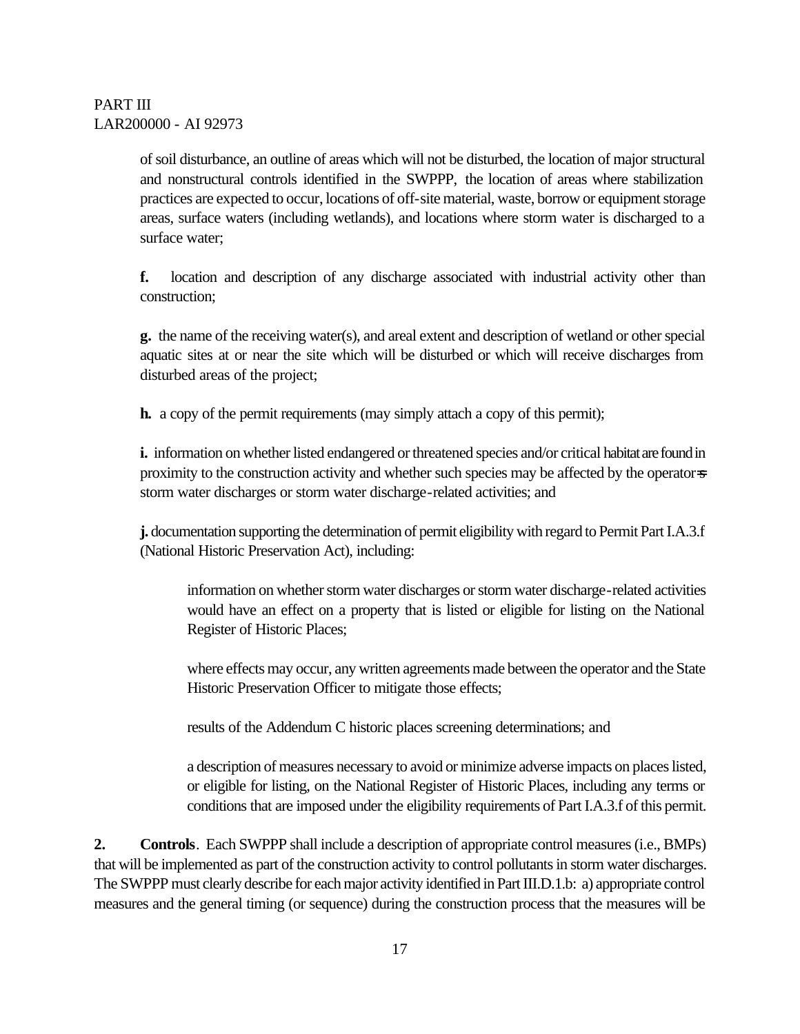of soil disturbance, an outline of areas which will not be disturbed, the location of major structural and nonstructural controls identified in the SWPPP, the location of areas where stabilization practices are expected to occur, locations of off-site material, waste, borrow or equipment storage areas, surface waters (including wetlands), and locations where storm water is discharged to a surface water;

**f.** location and description of any discharge associated with industrial activity other than construction;

**g.** the name of the receiving water(s), and areal extent and description of wetland or other special aquatic sites at or near the site which will be disturbed or which will receive discharges from disturbed areas of the project;

**h.** a copy of the permit requirements (may simply attach a copy of this permit);

**i.** information on whether listed endangered or threatened species and/or critical habitat are found in proximity to the construction activity and whether such species may be affected by the operator=s storm water discharges or storm water discharge-related activities; and

**j.** documentation supporting the determination of permit eligibility with regard to Permit Part I.A.3.f (National Historic Preservation Act), including:

information on whether storm water discharges or storm water discharge-related activities would have an effect on a property that is listed or eligible for listing on the National Register of Historic Places;

where effects may occur, any written agreements made between the operator and the State Historic Preservation Officer to mitigate those effects;

results of the Addendum C historic places screening determinations; and

a description of measures necessary to avoid or minimize adverse impacts on places listed, or eligible for listing, on the National Register of Historic Places, including any terms or conditions that are imposed under the eligibility requirements of Part I.A.3.f of this permit.

**2. Controls**. Each SWPPP shall include a description of appropriate control measures (i.e., BMPs) that will be implemented as part of the construction activity to control pollutants in storm water discharges. The SWPPP must clearly describe for each major activity identified in Part III.D.1.b: a) appropriate control measures and the general timing (or sequence) during the construction process that the measures will be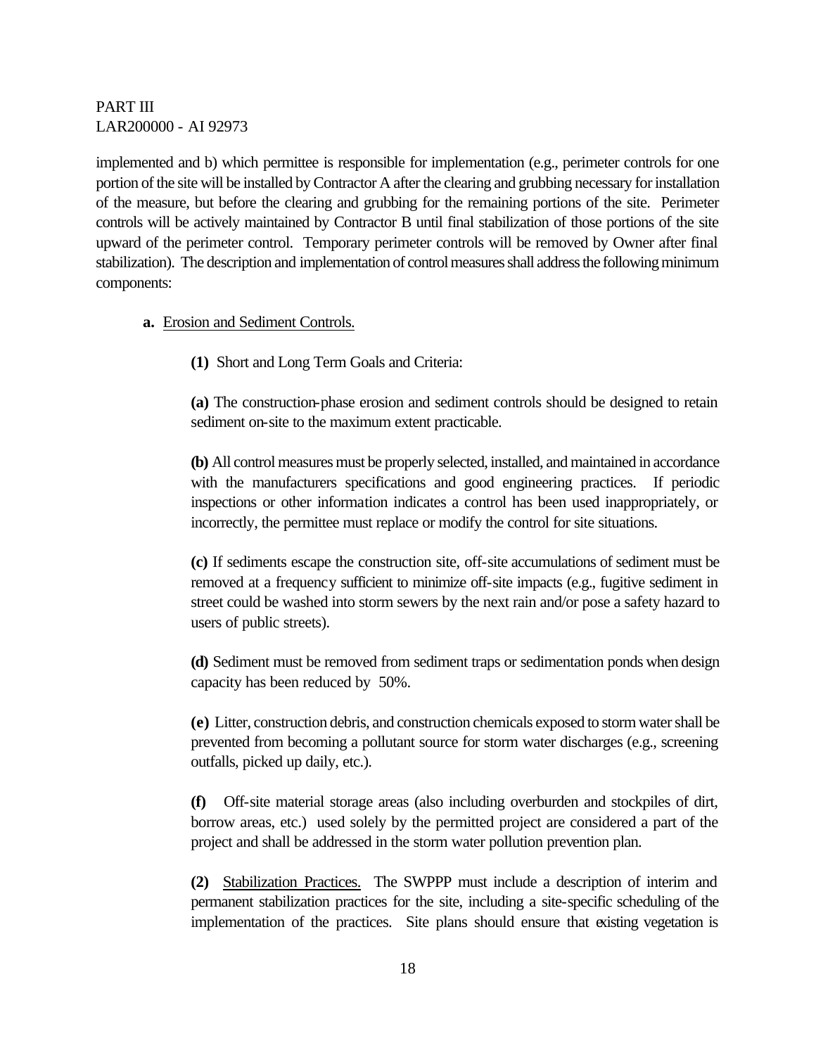implemented and b) which permittee is responsible for implementation (e.g., perimeter controls for one portion of the site will be installed by Contractor A after the clearing and grubbing necessary for installation of the measure, but before the clearing and grubbing for the remaining portions of the site. Perimeter controls will be actively maintained by Contractor B until final stabilization of those portions of the site upward of the perimeter control. Temporary perimeter controls will be removed by Owner after final stabilization). The description and implementation of control measures shall address the following minimum components:

**a.** Erosion and Sediment Controls.

**(1)** Short and Long Term Goals and Criteria:

**(a)** The construction-phase erosion and sediment controls should be designed to retain sediment on-site to the maximum extent practicable.

**(b)** All control measures must be properly selected, installed, and maintained in accordance with the manufacturers specifications and good engineering practices. If periodic inspections or other information indicates a control has been used inappropriately, or incorrectly, the permittee must replace or modify the control for site situations.

**(c)** If sediments escape the construction site, off-site accumulations of sediment must be removed at a frequency sufficient to minimize off-site impacts (e.g., fugitive sediment in street could be washed into storm sewers by the next rain and/or pose a safety hazard to users of public streets).

**(d)** Sediment must be removed from sediment traps or sedimentation ponds when design capacity has been reduced by 50%.

**(e)** Litter, construction debris, and construction chemicals exposed to storm water shall be prevented from becoming a pollutant source for storm water discharges (e.g., screening outfalls, picked up daily, etc.).

**(f)** Off-site material storage areas (also including overburden and stockpiles of dirt, borrow areas, etc.) used solely by the permitted project are considered a part of the project and shall be addressed in the storm water pollution prevention plan.

**(2)** Stabilization Practices. The SWPPP must include a description of interim and permanent stabilization practices for the site, including a site-specific scheduling of the implementation of the practices. Site plans should ensure that existing vegetation is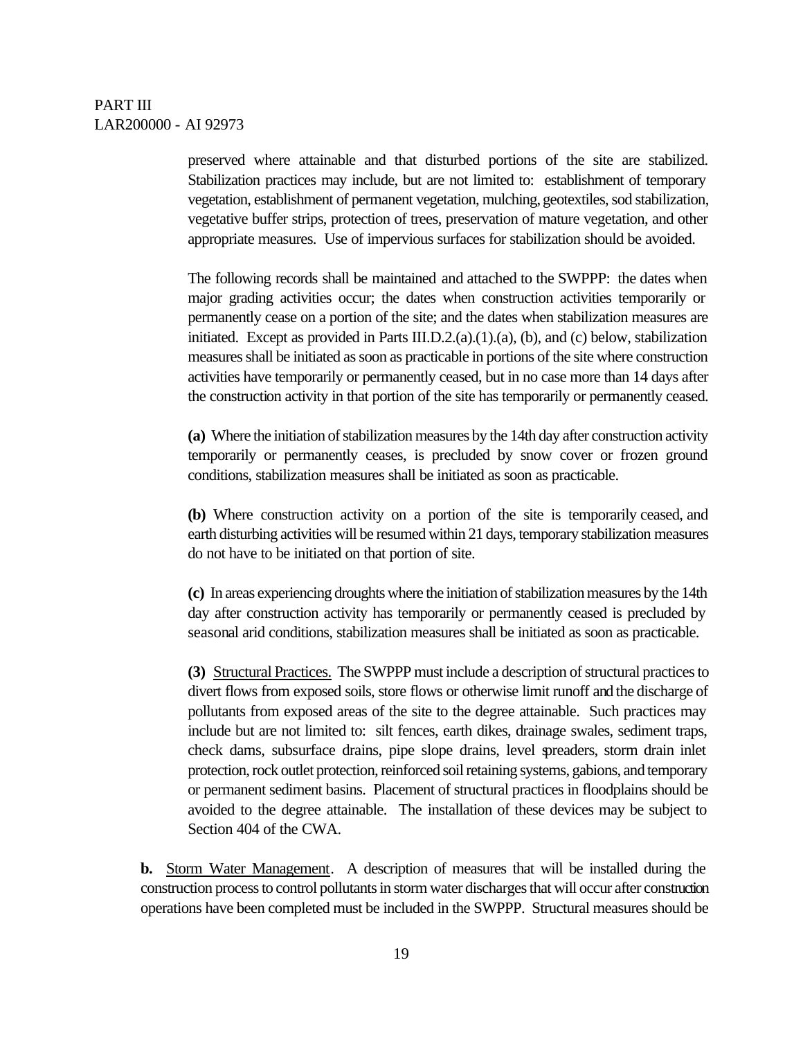preserved where attainable and that disturbed portions of the site are stabilized. Stabilization practices may include, but are not limited to: establishment of temporary vegetation, establishment of permanent vegetation, mulching, geotextiles, sod stabilization, vegetative buffer strips, protection of trees, preservation of mature vegetation, and other appropriate measures. Use of impervious surfaces for stabilization should be avoided.

The following records shall be maintained and attached to the SWPPP: the dates when major grading activities occur; the dates when construction activities temporarily or permanently cease on a portion of the site; and the dates when stabilization measures are initiated. Except as provided in Parts III.D.2.(a).(1).(a), (b), and (c) below, stabilization measures shall be initiated as soon as practicable in portions of the site where construction activities have temporarily or permanently ceased, but in no case more than 14 days after the construction activity in that portion of the site has temporarily or permanently ceased.

**(a)** Where the initiation of stabilization measures by the 14th day after construction activity temporarily or permanently ceases, is precluded by snow cover or frozen ground conditions, stabilization measures shall be initiated as soon as practicable.

**(b)** Where construction activity on a portion of the site is temporarily ceased, and earth disturbing activities will be resumed within 21 days, temporary stabilization measures do not have to be initiated on that portion of site.

**(c)** In areas experiencing droughts where the initiation of stabilization measures by the 14th day after construction activity has temporarily or permanently ceased is precluded by seasonal arid conditions, stabilization measures shall be initiated as soon as practicable.

**(3)** Structural Practices. The SWPPP must include a description of structural practices to divert flows from exposed soils, store flows or otherwise limit runoff and the discharge of pollutants from exposed areas of the site to the degree attainable. Such practices may include but are not limited to: silt fences, earth dikes, drainage swales, sediment traps, check dams, subsurface drains, pipe slope drains, level spreaders, storm drain inlet protection, rock outlet protection, reinforced soil retaining systems, gabions, and temporary or permanent sediment basins. Placement of structural practices in floodplains should be avoided to the degree attainable. The installation of these devices may be subject to Section 404 of the CWA.

**b.** Storm Water Management. A description of measures that will be installed during the construction process to control pollutants in storm water discharges that will occur after construction operations have been completed must be included in the SWPPP. Structural measures should be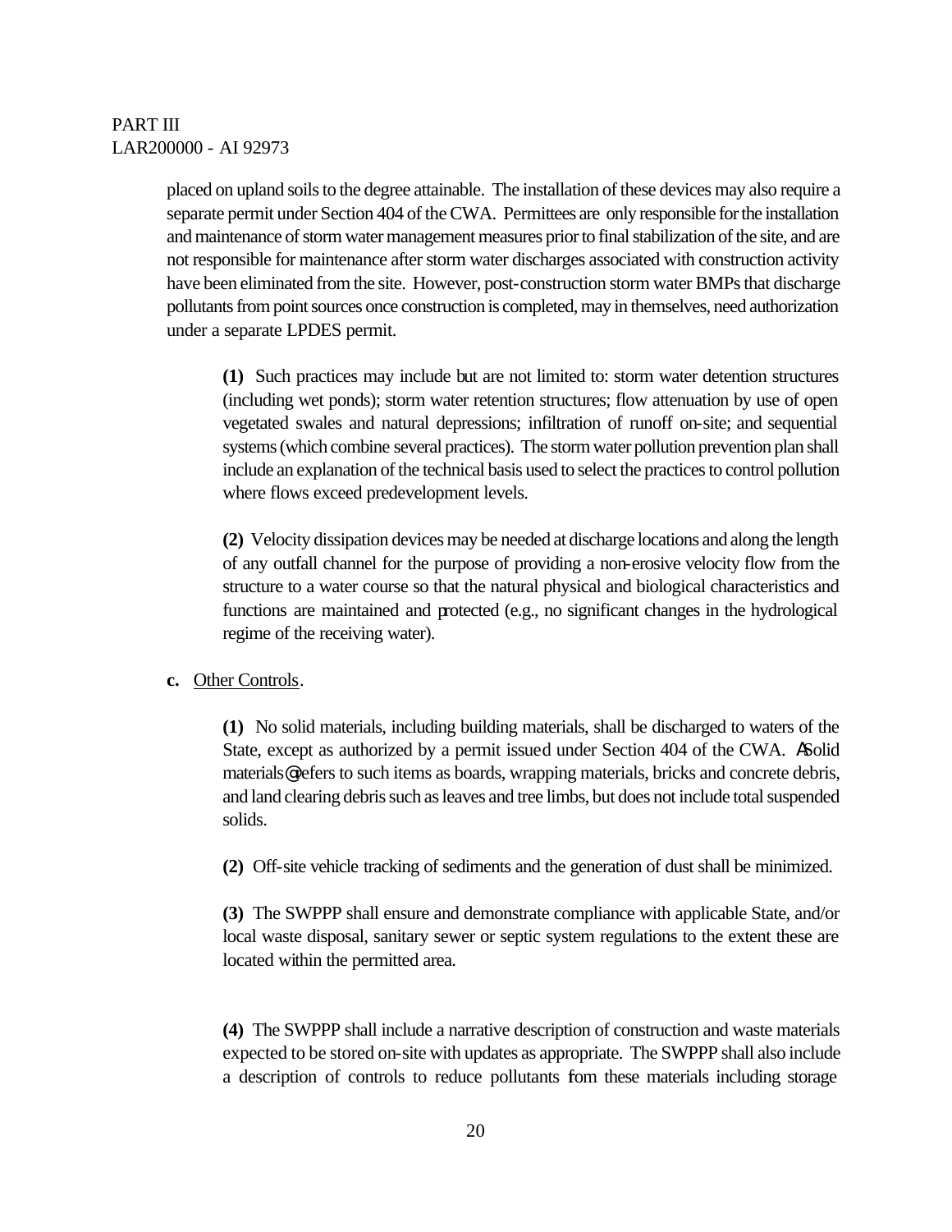placed on upland soils to the degree attainable. The installation of these devices may also require a separate permit under Section 404 of the CWA. Permittees are only responsible for the installation and maintenance of storm water management measures prior to final stabilization of the site, and are not responsible for maintenance after storm water discharges associated with construction activity have been eliminated from the site. However, post-construction storm water BMPs that discharge pollutants from point sources once construction is completed, may in themselves, need authorization under a separate LPDES permit.

**(1)** Such practices may include but are not limited to: storm water detention structures (including wet ponds); storm water retention structures; flow attenuation by use of open vegetated swales and natural depressions; infiltration of runoff on-site; and sequential systems (which combine several practices). The storm water pollution prevention plan shall include an explanation of the technical basis used to select the practices to control pollution where flows exceed predevelopment levels.

**(2)** Velocity dissipation devices may be needed at discharge locations and along the length of any outfall channel for the purpose of providing a non-erosive velocity flow from the structure to a water course so that the natural physical and biological characteristics and functions are maintained and protected (e.g., no significant changes in the hydrological regime of the receiving water).

**c.** Other Controls.

**(1)** No solid materials, including building materials, shall be discharged to waters of the State, except as authorized by a permit issued under Section 404 of the CWA. ASolid materials@ refers to such items as boards, wrapping materials, bricks and concrete debris, and land clearing debris such as leaves and tree limbs, but does not include total suspended solids.

**(2)** Off-site vehicle tracking of sediments and the generation of dust shall be minimized.

**(3)** The SWPPP shall ensure and demonstrate compliance with applicable State, and/or local waste disposal, sanitary sewer or septic system regulations to the extent these are located within the permitted area.

**(4)** The SWPPP shall include a narrative description of construction and waste materials expected to be stored on-site with updates as appropriate. The SWPPP shall also include a description of controls to reduce pollutants from these materials including storage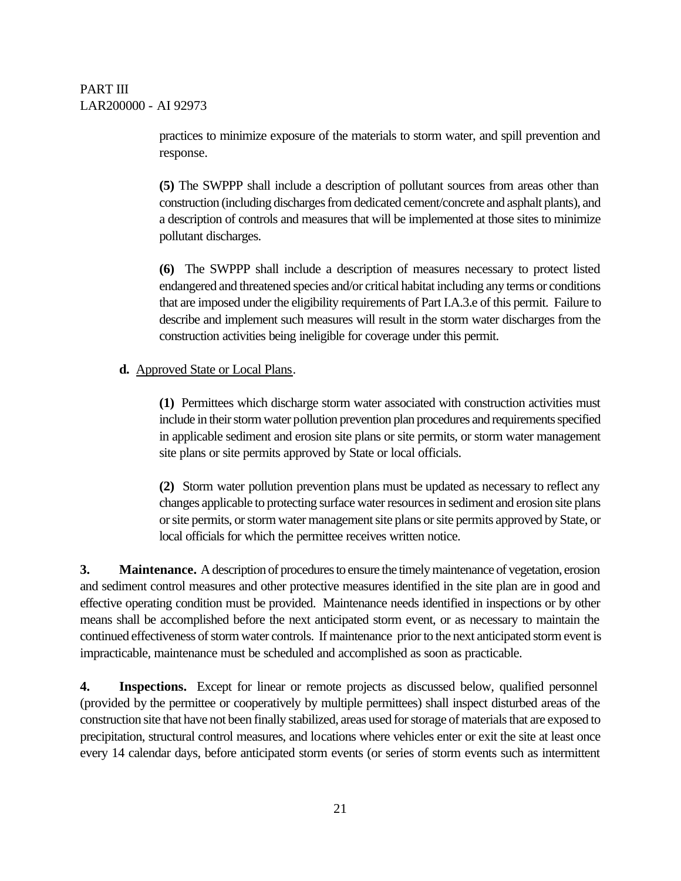practices to minimize exposure of the materials to storm water, and spill prevention and response.

**(5)** The SWPPP shall include a description of pollutant sources from areas other than construction (including discharges from dedicated cement/concrete and asphalt plants), and a description of controls and measures that will be implemented at those sites to minimize pollutant discharges.

**(6)** The SWPPP shall include a description of measures necessary to protect listed endangered and threatened species and/or critical habitat including any terms or conditions that are imposed under the eligibility requirements of Part I.A.3.e of this permit. Failure to describe and implement such measures will result in the storm water discharges from the construction activities being ineligible for coverage under this permit.

**d.** Approved State or Local Plans.

**(1)** Permittees which discharge storm water associated with construction activities must include in their storm water pollution prevention plan procedures and requirements specified in applicable sediment and erosion site plans or site permits, or storm water management site plans or site permits approved by State or local officials.

**(2)** Storm water pollution prevention plans must be updated as necessary to reflect any changes applicable to protecting surface water resources in sediment and erosion site plans or site permits, or storm water management site plans or site permits approved by State, or local officials for which the permittee receives written notice.

**3. Maintenance.** A description of procedures to ensure the timely maintenance of vegetation, erosion and sediment control measures and other protective measures identified in the site plan are in good and effective operating condition must be provided. Maintenance needs identified in inspections or by other means shall be accomplished before the next anticipated storm event, or as necessary to maintain the continued effectiveness of storm water controls. If maintenance prior to the next anticipated storm event is impracticable, maintenance must be scheduled and accomplished as soon as practicable.

**4. Inspections.** Except for linear or remote projects as discussed below, qualified personnel (provided by the permittee or cooperatively by multiple permittees) shall inspect disturbed areas of the construction site that have not been finally stabilized, areas used for storage of materials that are exposed to precipitation, structural control measures, and locations where vehicles enter or exit the site at least once every 14 calendar days, before anticipated storm events (or series of storm events such as intermittent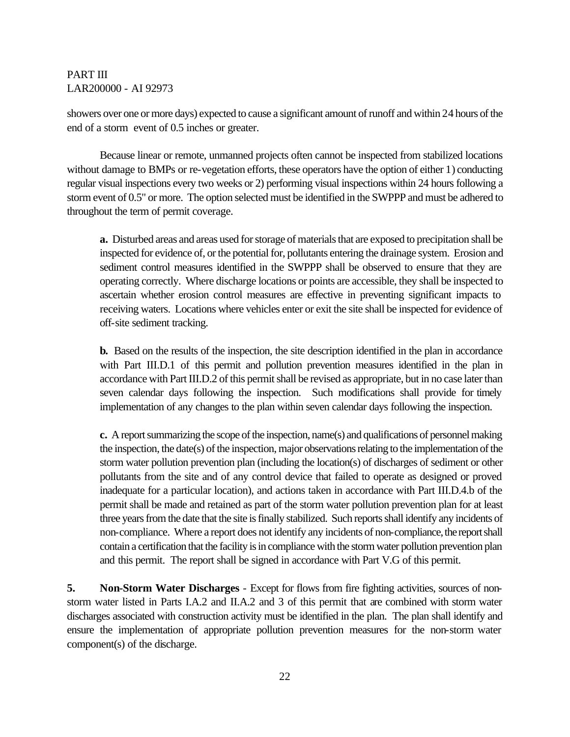showers over one or more days) expected to cause a significant amount of runoff and within 24 hours of the end of a storm event of 0.5 inches or greater.

Because linear or remote, unmanned projects often cannot be inspected from stabilized locations without damage to BMPs or re-vegetation efforts, these operators have the option of either 1) conducting regular visual inspections every two weeks or 2) performing visual inspections within 24 hours following a storm event of 0.5" or more. The option selected must be identified in the SWPPP and must be adhered to throughout the term of permit coverage.

**a.** Disturbed areas and areas used for storage of materials that are exposed to precipitation shall be inspected for evidence of, or the potential for, pollutants entering the drainage system. Erosion and sediment control measures identified in the SWPPP shall be observed to ensure that they are operating correctly. Where discharge locations or points are accessible, they shall be inspected to ascertain whether erosion control measures are effective in preventing significant impacts to receiving waters. Locations where vehicles enter or exit the site shall be inspected for evidence of off-site sediment tracking.

**b.** Based on the results of the inspection, the site description identified in the plan in accordance with Part III.D.1 of this permit and pollution prevention measures identified in the plan in accordance with Part III.D.2 of this permit shall be revised as appropriate, but in no case later than seven calendar days following the inspection. Such modifications shall provide for timely implementation of any changes to the plan within seven calendar days following the inspection.

**c.** A report summarizing the scope of the inspection, name(s) and qualifications of personnel making the inspection, the date(s) of the inspection, major observations relating to the implementation of the storm water pollution prevention plan (including the location(s) of discharges of sediment or other pollutants from the site and of any control device that failed to operate as designed or proved inadequate for a particular location), and actions taken in accordance with Part III.D.4.b of the permit shall be made and retained as part of the storm water pollution prevention plan for at least three years from the date that the site is finally stabilized. Such reports shall identify any incidents of non-compliance. Where a report does not identify any incidents of non-compliance, the report shall contain a certification that the facility is in compliance with the storm water pollution prevention plan and this permit. The report shall be signed in accordance with Part V.G of this permit.

**5. Non-Storm Water Discharges** - Except for flows from fire fighting activities, sources of non-storm water listed in Parts I.A.2 and II.A.2 and 3 of this permit that are combined with storm water discharges associated with construction activity must be identified in the plan. The plan shall identify and ensure the implementation of appropriate pollution prevention measures for the non-storm water component(s) of the discharge.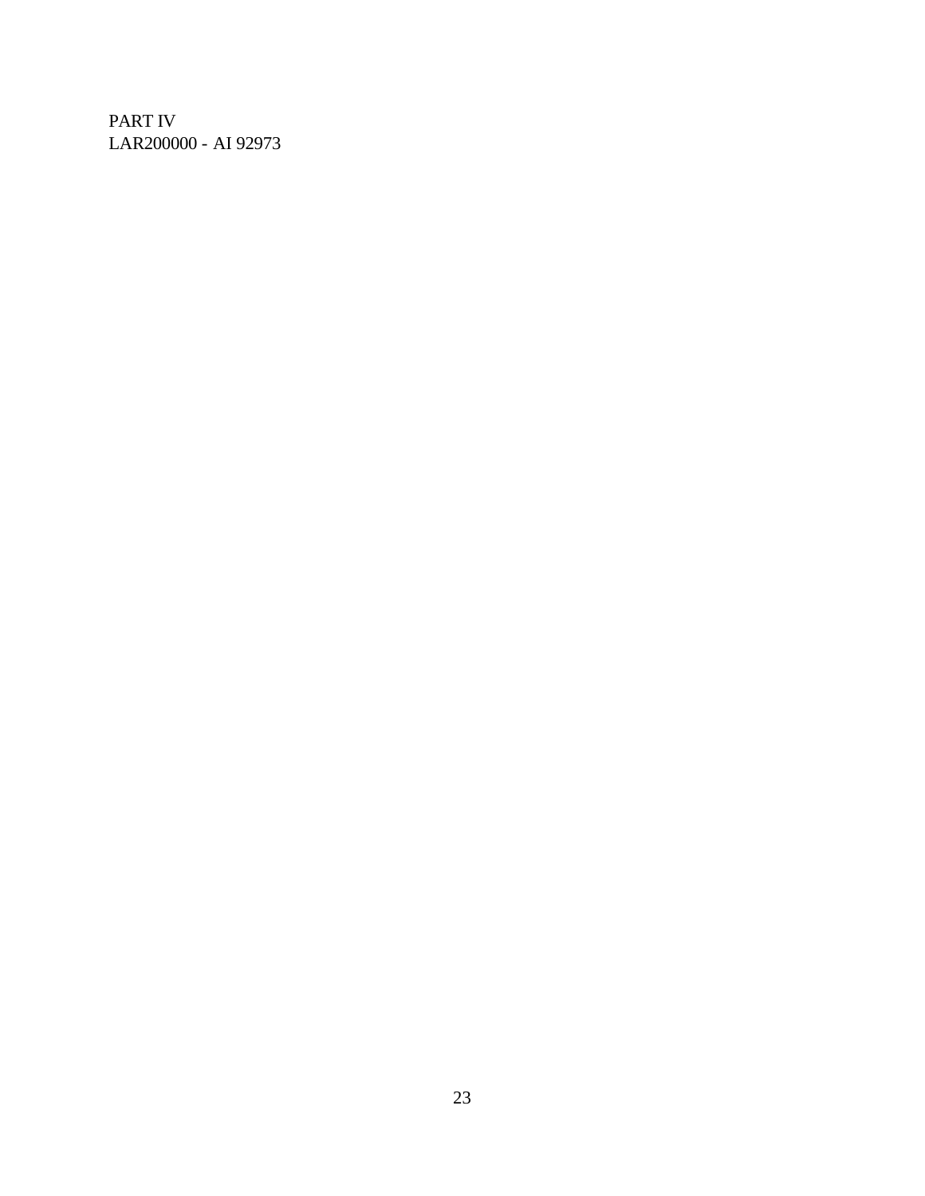PART IV
LAR200000 - AI 92973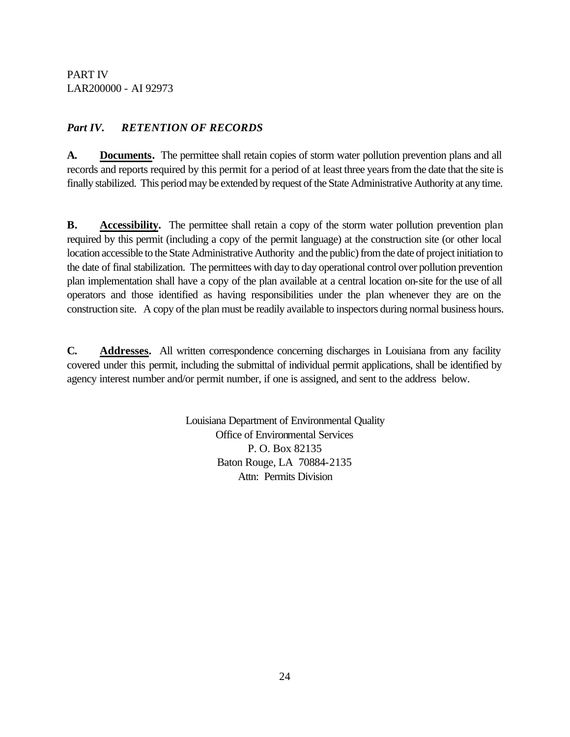PART IV
LAR200000 - AI 92973

## *Part IV. RETENTION OF RECORDS*

**A. Documents.** The permittee shall retain copies of storm water pollution prevention plans and all records and reports required by this permit for a period of at least three years from the date that the site is finally stabilized. This period may be extended by request of the State Administrative Authority at any time.

**B. Accessibility.** The permittee shall retain a copy of the storm water pollution prevention plan required by this permit (including a copy of the permit language) at the construction site (or other local location accessible to the State Administrative Authority and the public) from the date of project initiation to the date of final stabilization. The permittees with day to day operational control over pollution prevention plan implementation shall have a copy of the plan available at a central location on-site for the use of all operators and those identified as having responsibilities under the plan whenever they are on the construction site. A copy of the plan must be readily available to inspectors during normal business hours.

**C. Addresses.** All written correspondence concerning discharges in Louisiana from any facility covered under this permit, including the submittal of individual permit applications, shall be identified by agency interest number and/or permit number, if one is assigned, and sent to the address below.

Louisiana Department of Environmental Quality
Office of Environmental Services
P. O. Box 82135
Baton Rouge, LA 70884-2135
Attn: Permits Division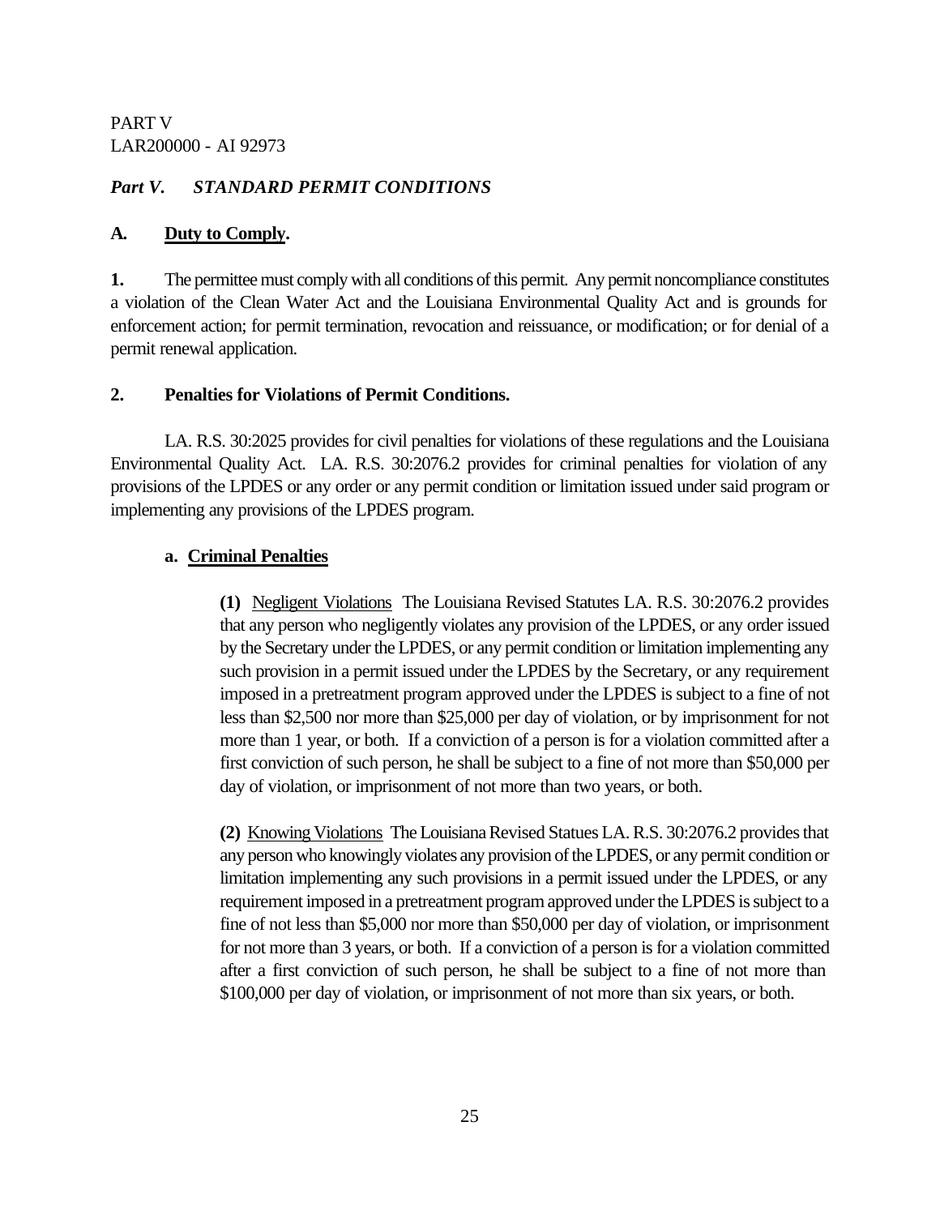PART V
LAR200000 - AI 92973

## *Part V. STANDARD PERMIT CONDITIONS*

### A. Duty to Comply.

**1.** The permittee must comply with all conditions of this permit. Any permit noncompliance constitutes a violation of the Clean Water Act and the Louisiana Environmental Quality Act and is grounds for enforcement action; for permit termination, revocation and reissuance, or modification; or for denial of a permit renewal application.

**2. Penalties for Violations of Permit Conditions.**

LA. R.S. 30:2025 provides for civil penalties for violations of these regulations and the Louisiana Environmental Quality Act. LA. R.S. 30:2076.2 provides for criminal penalties for violation of any provisions of the LPDES or any order or any permit condition or limitation issued under said program or implementing any provisions of the LPDES program.

**a. Criminal Penalties**

**(1)** Negligent Violations The Louisiana Revised Statutes LA. R.S. 30:2076.2 provides that any person who negligently violates any provision of the LPDES, or any order issued by the Secretary under the LPDES, or any permit condition or limitation implementing any such provision in a permit issued under the LPDES by the Secretary, or any requirement imposed in a pretreatment program approved under the LPDES is subject to a fine of not less than \$2,500 nor more than \$25,000 per day of violation, or by imprisonment for not more than 1 year, or both. If a conviction of a person is for a violation committed after a first conviction of such person, he shall be subject to a fine of not more than \$50,000 per day of violation, or imprisonment of not more than two years, or both.

**(2)** Knowing Violations The Louisiana Revised Statues LA. R.S. 30:2076.2 provides that any person who knowingly violates any provision of the LPDES, or any permit condition or limitation implementing any such provisions in a permit issued under the LPDES, or any requirement imposed in a pretreatment program approved under the LPDES is subject to a fine of not less than \$5,000 nor more than \$50,000 per day of violation, or imprisonment for not more than 3 years, or both. If a conviction of a person is for a violation committed after a first conviction of such person, he shall be subject to a fine of not more than \$100,000 per day of violation, or imprisonment of not more than six years, or both.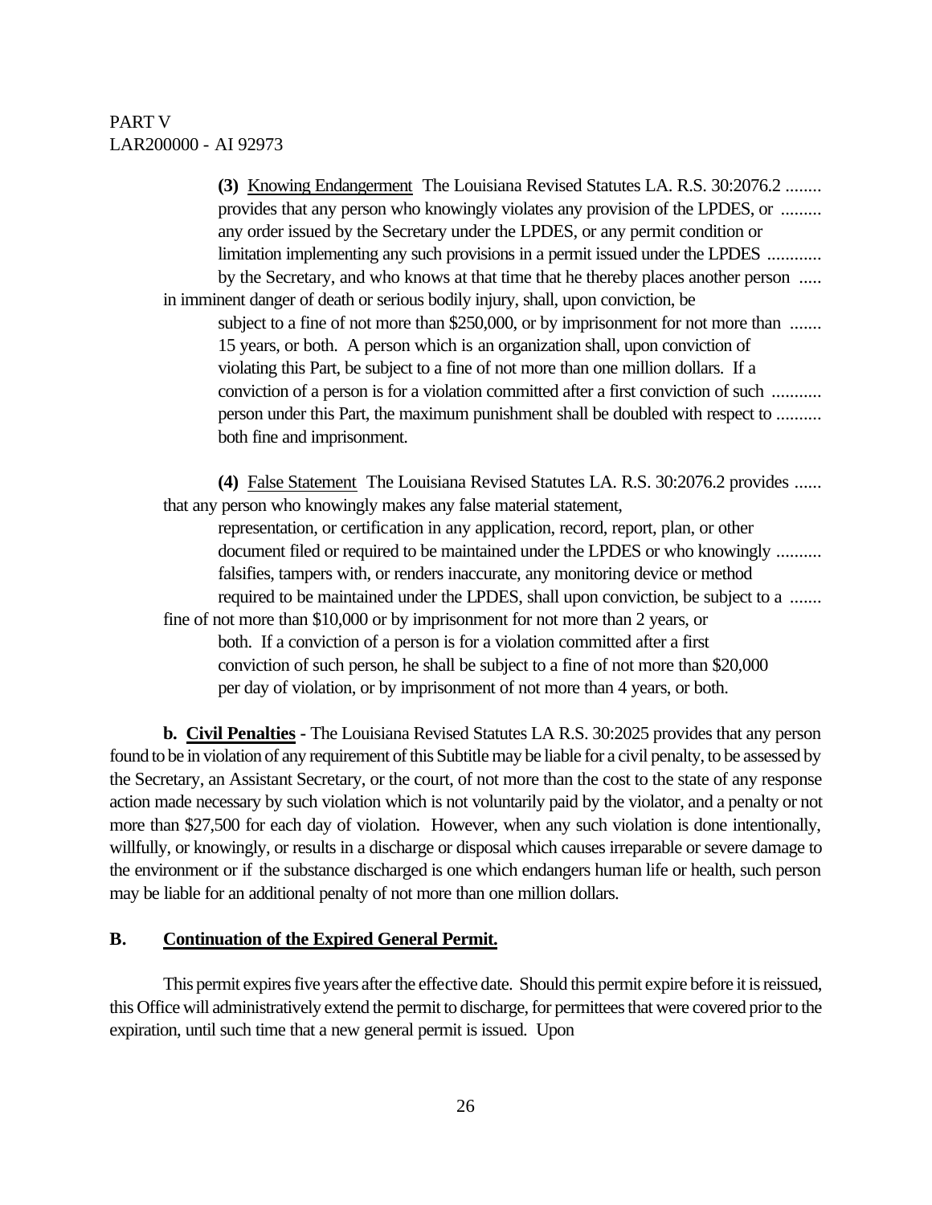**(3)** Knowing Endangerment The Louisiana Revised Statutes LA. R.S. 30:2076.2 provides that any person who knowingly violates any provision of the LPDES, or any order issued by the Secretary under the LPDES, or any permit condition or limitation implementing any such provisions in a permit issued under the LPDES by the Secretary, and who knows at that time that he thereby places another person in imminent danger of death or serious bodily injury, shall, upon conviction, be subject to a fine of not more than $250,000, or by imprisonment for not more than 15 years, or both. A person which is an organization shall, upon conviction of violating this Part, be subject to a fine of not more than one million dollars. If a conviction of a person is for a violation committed after a first conviction of such person under this Part, the maximum punishment shall be doubled with respect to both fine and imprisonment.

**(4)** False Statement The Louisiana Revised Statutes LA. R.S. 30:2076.2 provides that any person who knowingly makes any false material statement, representation, or certification in any application, record, report, plan, or other document filed or required to be maintained under the LPDES or who knowingly falsifies, tampers with, or renders inaccurate, any monitoring device or method required to be maintained under the LPDES, shall upon conviction, be subject to a fine of not more than $10,000 or by imprisonment for not more than 2 years, or both. If a conviction of a person is for a violation committed after a first conviction of such person, he shall be subject to a fine of not more than $20,000 per day of violation, or by imprisonment of not more than 4 years, or both.

**b. Civil Penalties** - The Louisiana Revised Statutes LA R.S. 30:2025 provides that any person found to be in violation of any requirement of this Subtitle may be liable for a civil penalty, to be assessed by the Secretary, an Assistant Secretary, or the court, of not more than the cost to the state of any response action made necessary by such violation which is not voluntarily paid by the violator, and a penalty or not more than $27,500 for each day of violation. However, when any such violation is done intentionally, willfully, or knowingly, or results in a discharge or disposal which causes irreparable or severe damage to the environment or if the substance discharged is one which endangers human life or health, such person may be liable for an additional penalty of not more than one million dollars.

## B. Continuation of the Expired General Permit.

This permit expires five years after the effective date. Should this permit expire before it is reissued, this Office will administratively extend the permit to discharge, for permittees that were covered prior to the expiration, until such time that a new general permit is issued. Upon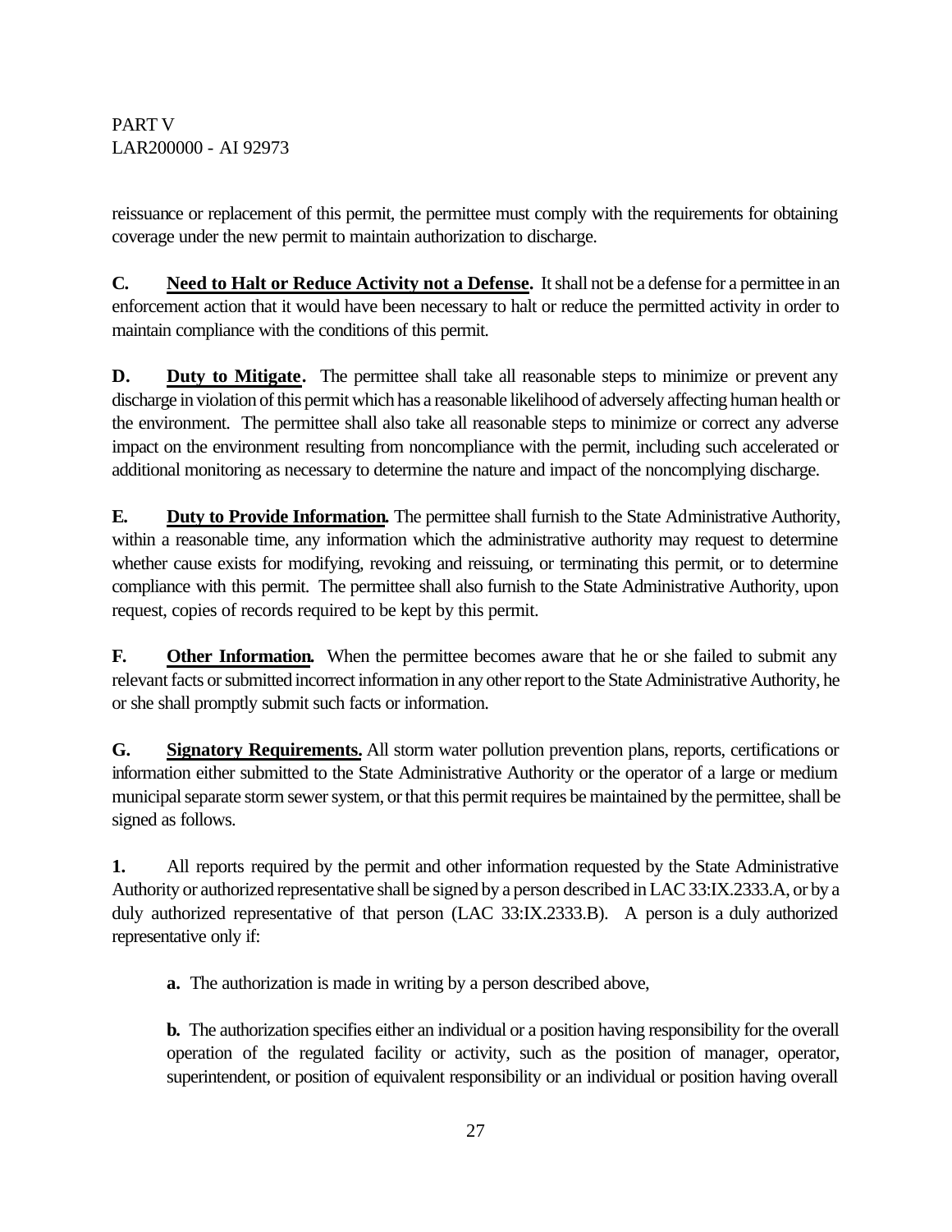reissuance or replacement of this permit, the permittee must comply with the requirements for obtaining coverage under the new permit to maintain authorization to discharge.

**C. Need to Halt or Reduce Activity not a Defense.** It shall not be a defense for a permittee in an enforcement action that it would have been necessary to halt or reduce the permitted activity in order to maintain compliance with the conditions of this permit.

**D. Duty to Mitigate.** The permittee shall take all reasonable steps to minimize or prevent any discharge in violation of this permit which has a reasonable likelihood of adversely affecting human health or the environment. The permittee shall also take all reasonable steps to minimize or correct any adverse impact on the environment resulting from noncompliance with the permit, including such accelerated or additional monitoring as necessary to determine the nature and impact of the noncomplying discharge.

**E. Duty to Provide Information.** The permittee shall furnish to the State Administrative Authority, within a reasonable time, any information which the administrative authority may request to determine whether cause exists for modifying, revoking and reissuing, or terminating this permit, or to determine compliance with this permit. The permittee shall also furnish to the State Administrative Authority, upon request, copies of records required to be kept by this permit.

**F. Other Information.** When the permittee becomes aware that he or she failed to submit any relevant facts or submitted incorrect information in any other report to the State Administrative Authority, he or she shall promptly submit such facts or information.

**G. Signatory Requirements.** All storm water pollution prevention plans, reports, certifications or information either submitted to the State Administrative Authority or the operator of a large or medium municipal separate storm sewer system, or that this permit requires be maintained by the permittee, shall be signed as follows.

**1.** All reports required by the permit and other information requested by the State Administrative Authority or authorized representative shall be signed by a person described in LAC 33:IX.2333.A, or by a duly authorized representative of that person (LAC 33:IX.2333.B). A person is a duly authorized representative only if:

**a.** The authorization is made in writing by a person described above,

**b.** The authorization specifies either an individual or a position having responsibility for the overall operation of the regulated facility or activity, such as the position of manager, operator, superintendent, or position of equivalent responsibility or an individual or position having overall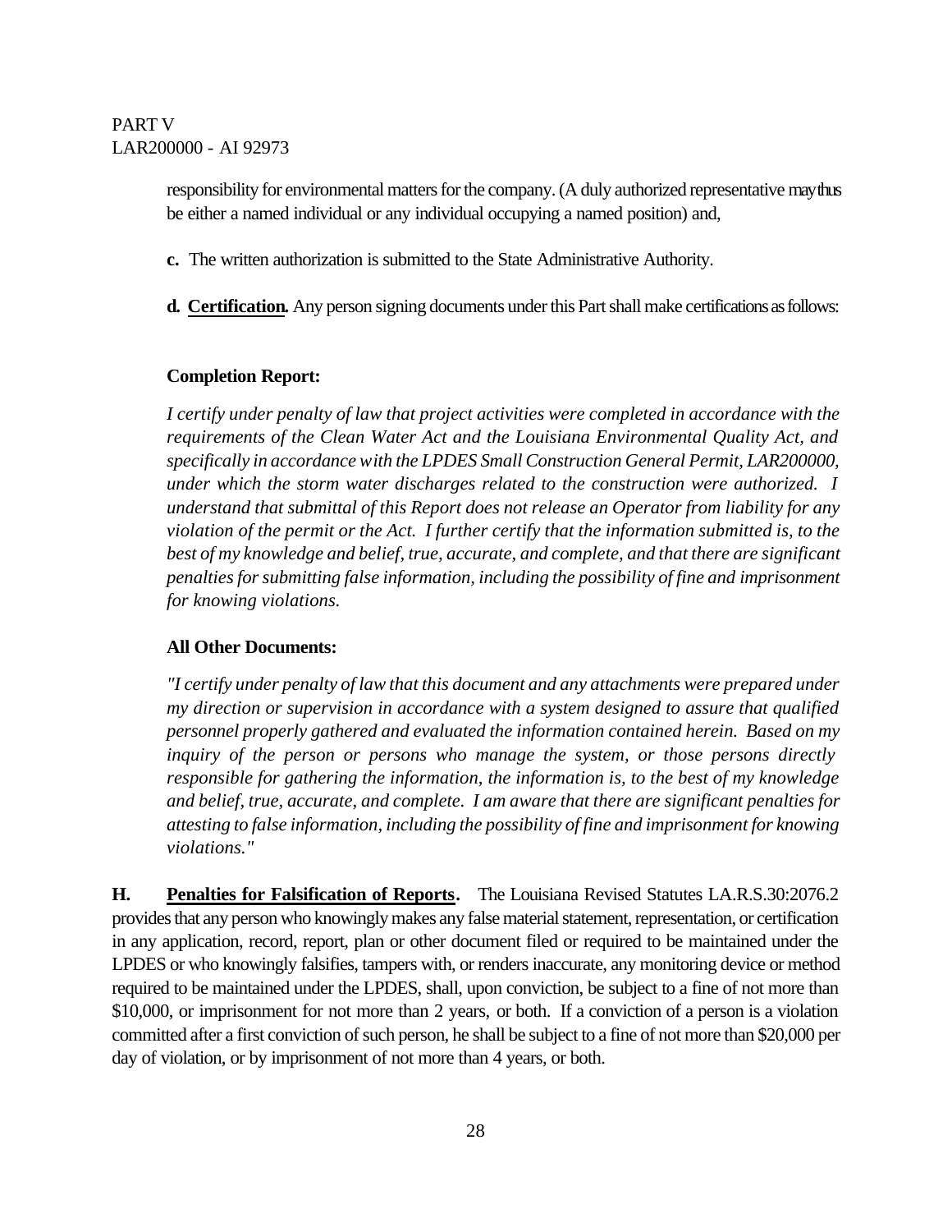responsibility for environmental matters for the company. (A duly authorized representative may thus be either a named individual or any individual occupying a named position) and,

**c.** The written authorization is submitted to the State Administrative Authority.

**d. Certification.** Any person signing documents under this Part shall make certifications as follows:

**Completion Report:**

*I certify under penalty of law that project activities were completed in accordance with the requirements of the Clean Water Act and the Louisiana Environmental Quality Act, and specifically in accordance with the LPDES Small Construction General Permit, LAR200000, under which the storm water discharges related to the construction were authorized. I understand that submittal of this Report does not release an Operator from liability for any violation of the permit or the Act. I further certify that the information submitted is, to the best of my knowledge and belief, true, accurate, and complete, and that there are significant penalties for submitting false information, including the possibility of fine and imprisonment for knowing violations.*

**All Other Documents:**

*"I certify under penalty of law that this document and any attachments were prepared under my direction or supervision in accordance with a system designed to assure that qualified personnel properly gathered and evaluated the information contained herein. Based on my inquiry of the person or persons who manage the system, or those persons directly responsible for gathering the information, the information is, to the best of my knowledge and belief, true, accurate, and complete. I am aware that there are significant penalties for attesting to false information, including the possibility of fine and imprisonment for knowing violations."*

**H. Penalties for Falsification of Reports.** The Louisiana Revised Statutes LA.R.S.30:2076.2 provides that any person who knowingly makes any false material statement, representation, or certification in any application, record, report, plan or other document filed or required to be maintained under the LPDES or who knowingly falsifies, tampers with, or renders inaccurate, any monitoring device or method required to be maintained under the LPDES, shall, upon conviction, be subject to a fine of not more than $10,000, or imprisonment for not more than 2 years, or both. If a conviction of a person is a violation committed after a first conviction of such person, he shall be subject to a fine of not more than $20,000 per day of violation, or by imprisonment of not more than 4 years, or both.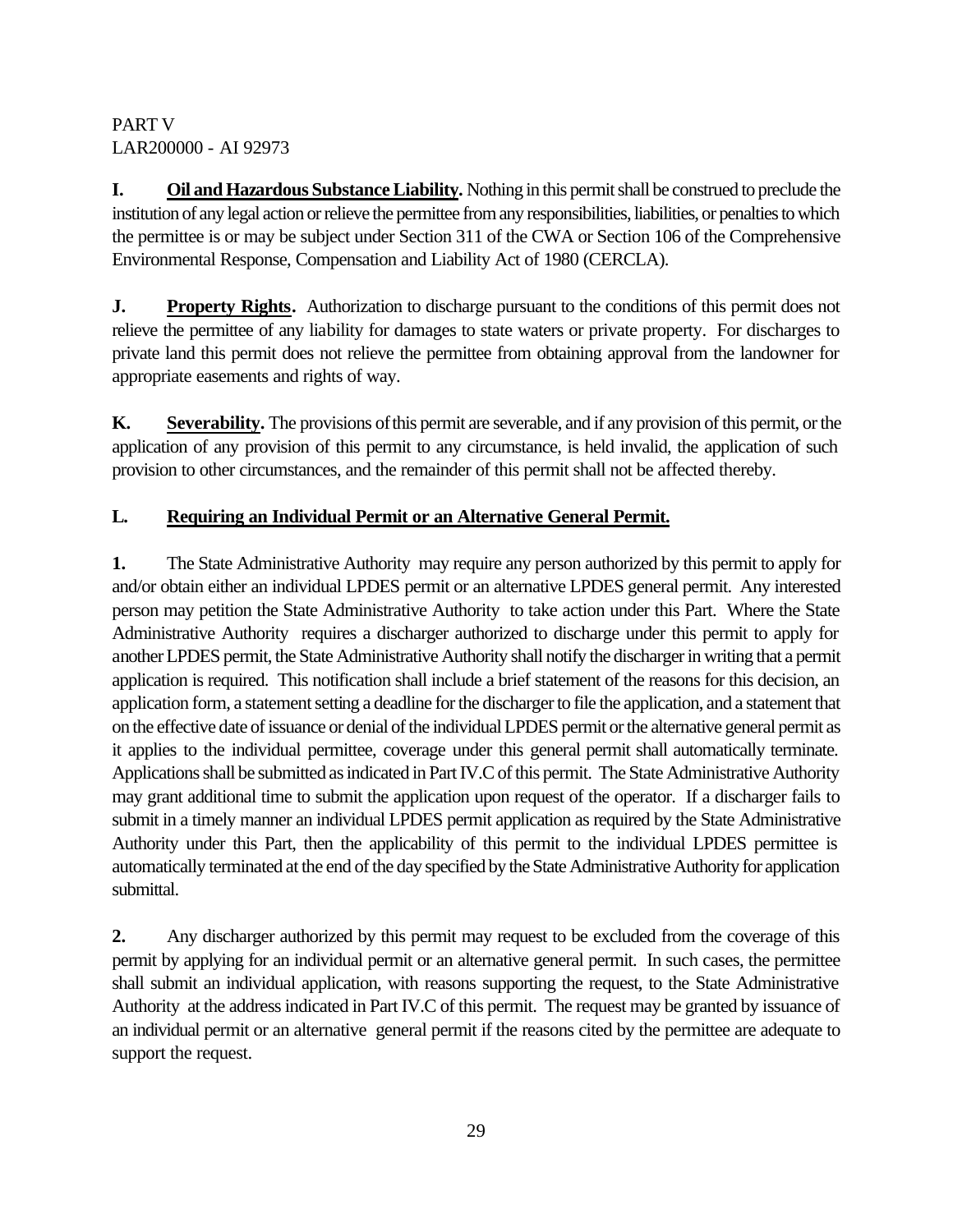PART V
LAR200000 - AI 92973

**I. Oil and Hazardous Substance Liability.** Nothing in this permit shall be construed to preclude the institution of any legal action or relieve the permittee from any responsibilities, liabilities, or penalties to which the permittee is or may be subject under Section 311 of the CWA or Section 106 of the Comprehensive Environmental Response, Compensation and Liability Act of 1980 (CERCLA).

**J. Property Rights.** Authorization to discharge pursuant to the conditions of this permit does not relieve the permittee of any liability for damages to state waters or private property. For discharges to private land this permit does not relieve the permittee from obtaining approval from the landowner for appropriate easements and rights of way.

**K. Severability.** The provisions of this permit are severable, and if any provision of this permit, or the application of any provision of this permit to any circumstance, is held invalid, the application of such provision to other circumstances, and the remainder of this permit shall not be affected thereby.

**L. Requiring an Individual Permit or an Alternative General Permit.**

**1.** The State Administrative Authority may require any person authorized by this permit to apply for and/or obtain either an individual LPDES permit or an alternative LPDES general permit. Any interested person may petition the State Administrative Authority to take action under this Part. Where the State Administrative Authority requires a discharger authorized to discharge under this permit to apply for another LPDES permit, the State Administrative Authority shall notify the discharger in writing that a permit application is required. This notification shall include a brief statement of the reasons for this decision, an application form, a statement setting a deadline for the discharger to file the application, and a statement that on the effective date of issuance or denial of the individual LPDES permit or the alternative general permit as it applies to the individual permittee, coverage under this general permit shall automatically terminate. Applications shall be submitted as indicated in Part IV.C of this permit. The State Administrative Authority may grant additional time to submit the application upon request of the operator. If a discharger fails to submit in a timely manner an individual LPDES permit application as required by the State Administrative Authority under this Part, then the applicability of this permit to the individual LPDES permittee is automatically terminated at the end of the day specified by the State Administrative Authority for application submittal.

**2.** Any discharger authorized by this permit may request to be excluded from the coverage of this permit by applying for an individual permit or an alternative general permit. In such cases, the permittee shall submit an individual application, with reasons supporting the request, to the State Administrative Authority at the address indicated in Part IV.C of this permit. The request may be granted by issuance of an individual permit or an alternative general permit if the reasons cited by the permittee are adequate to support the request.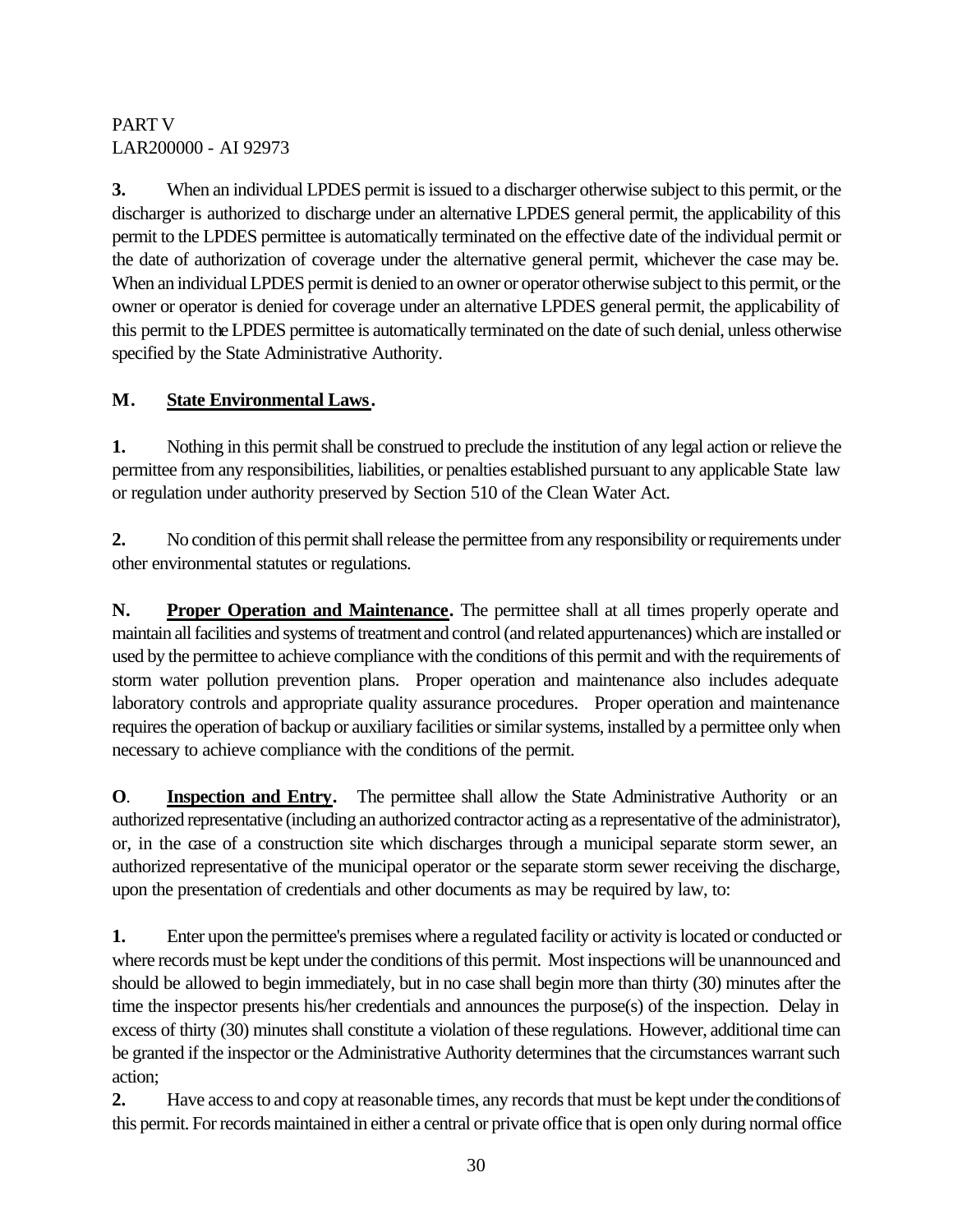**3.** When an individual LPDES permit is issued to a discharger otherwise subject to this permit, or the discharger is authorized to discharge under an alternative LPDES general permit, the applicability of this permit to the LPDES permittee is automatically terminated on the effective date of the individual permit or the date of authorization of coverage under the alternative general permit, whichever the case may be. When an individual LPDES permit is denied to an owner or operator otherwise subject to this permit, or the owner or operator is denied for coverage under an alternative LPDES general permit, the applicability of this permit to the LPDES permittee is automatically terminated on the date of such denial, unless otherwise specified by the State Administrative Authority.

**M. State Environmental Laws.**

**1.** Nothing in this permit shall be construed to preclude the institution of any legal action or relieve the permittee from any responsibilities, liabilities, or penalties established pursuant to any applicable State law or regulation under authority preserved by Section 510 of the Clean Water Act.

**2.** No condition of this permit shall release the permittee from any responsibility or requirements under other environmental statutes or regulations.

**N. Proper Operation and Maintenance.** The permittee shall at all times properly operate and maintain all facilities and systems of treatment and control (and related appurtenances) which are installed or used by the permittee to achieve compliance with the conditions of this permit and with the requirements of storm water pollution prevention plans. Proper operation and maintenance also includes adequate laboratory controls and appropriate quality assurance procedures. Proper operation and maintenance requires the operation of backup or auxiliary facilities or similar systems, installed by a permittee only when necessary to achieve compliance with the conditions of the permit.

**O. Inspection and Entry.** The permittee shall allow the State Administrative Authority or an authorized representative (including an authorized contractor acting as a representative of the administrator), or, in the case of a construction site which discharges through a municipal separate storm sewer, an authorized representative of the municipal operator or the separate storm sewer receiving the discharge, upon the presentation of credentials and other documents as may be required by law, to:

**1.** Enter upon the permittee's premises where a regulated facility or activity is located or conducted or where records must be kept under the conditions of this permit. Most inspections will be unannounced and should be allowed to begin immediately, but in no case shall begin more than thirty (30) minutes after the time the inspector presents his/her credentials and announces the purpose(s) of the inspection. Delay in excess of thirty (30) minutes shall constitute a violation of these regulations. However, additional time can be granted if the inspector or the Administrative Authority determines that the circumstances warrant such action;

**2.** Have access to and copy at reasonable times, any records that must be kept under the conditions of this permit. For records maintained in either a central or private office that is open only during normal office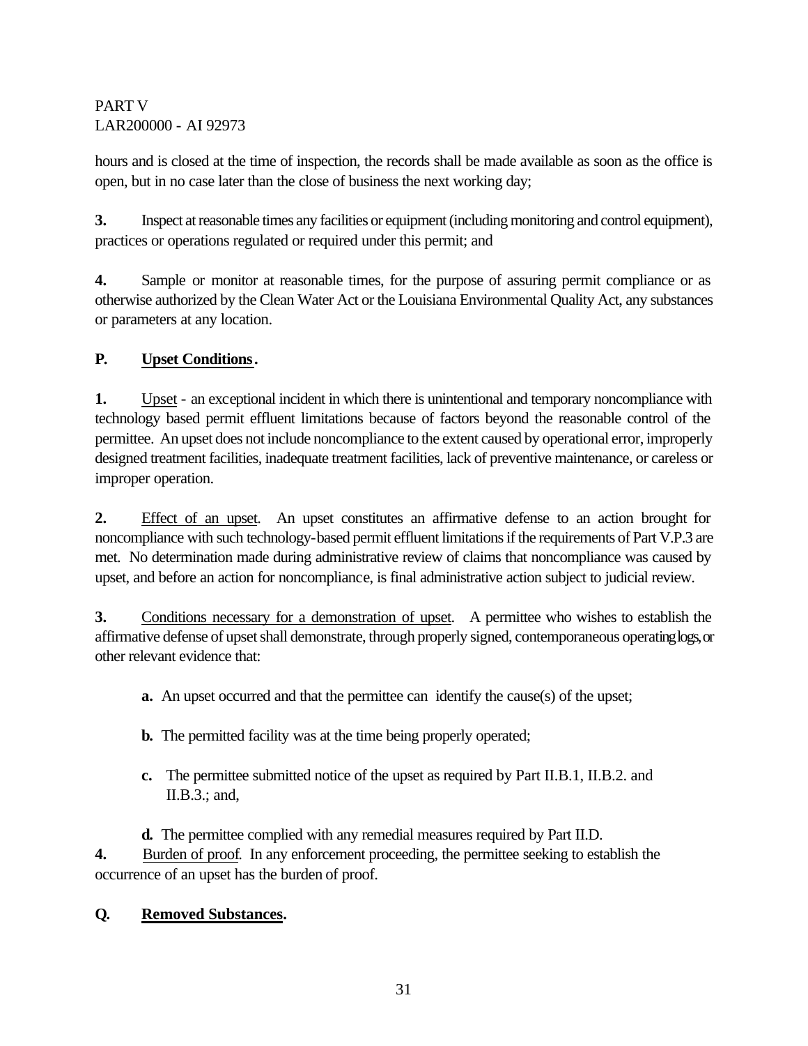hours and is closed at the time of inspection, the records shall be made available as soon as the office is open, but in no case later than the close of business the next working day;

**3.** Inspect at reasonable times any facilities or equipment (including monitoring and control equipment), practices or operations regulated or required under this permit; and

**4.** Sample or monitor at reasonable times, for the purpose of assuring permit compliance or as otherwise authorized by the Clean Water Act or the Louisiana Environmental Quality Act, any substances or parameters at any location.

## P. Upset Conditions.

**1.** Upset - an exceptional incident in which there is unintentional and temporary noncompliance with technology based permit effluent limitations because of factors beyond the reasonable control of the permittee. An upset does not include noncompliance to the extent caused by operational error, improperly designed treatment facilities, inadequate treatment facilities, lack of preventive maintenance, or careless or improper operation.

**2.** Effect of an upset. An upset constitutes an affirmative defense to an action brought for noncompliance with such technology-based permit effluent limitations if the requirements of Part V.P.3 are met. No determination made during administrative review of claims that noncompliance was caused by upset, and before an action for noncompliance, is final administrative action subject to judicial review.

**3.** Conditions necessary for a demonstration of upset. A permittee who wishes to establish the affirmative defense of upset shall demonstrate, through properly signed, contemporaneous operating logs, or other relevant evidence that:

- **a.** An upset occurred and that the permittee can identify the cause(s) of the upset;
- **b.** The permitted facility was at the time being properly operated;
- **c.** The permittee submitted notice of the upset as required by Part II.B.1, II.B.2. and II.B.3.; and,
- **d.** The permittee complied with any remedial measures required by Part II.D.

**4.** Burden of proof. In any enforcement proceeding, the permittee seeking to establish the occurrence of an upset has the burden of proof.

## Q. Removed Substances.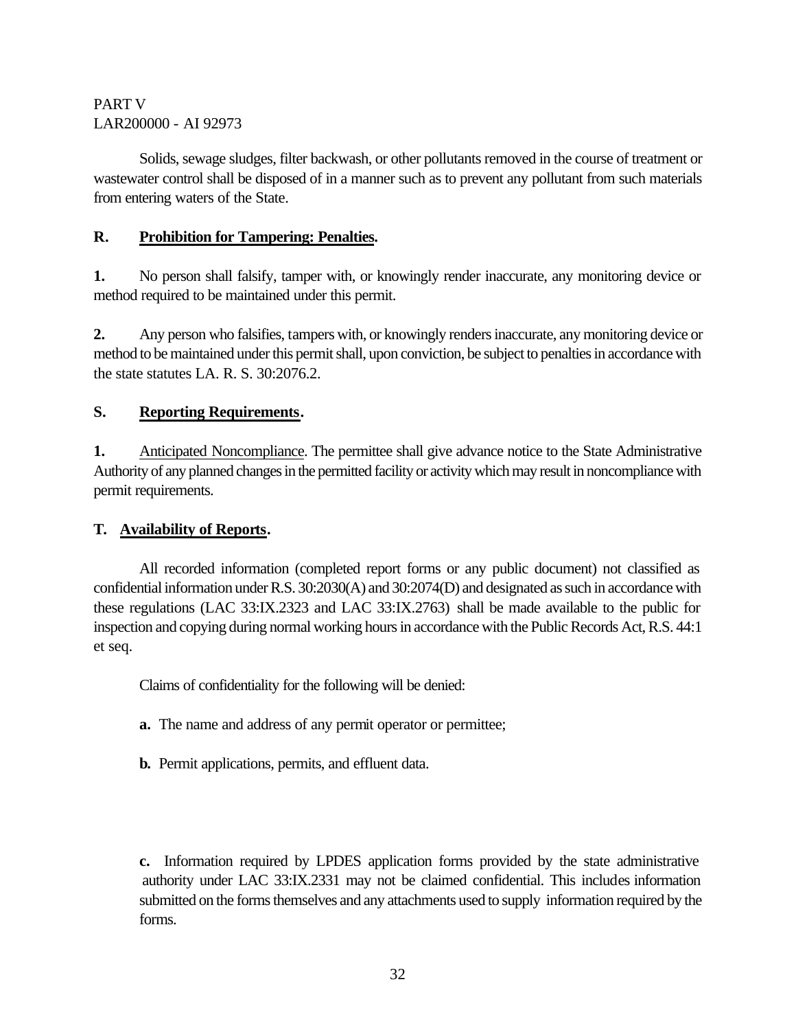Solids, sewage sludges, filter backwash, or other pollutants removed in the course of treatment or wastewater control shall be disposed of in a manner such as to prevent any pollutant from such materials from entering waters of the State.

**R. Prohibition for Tampering: Penalties.**

**1.** No person shall falsify, tamper with, or knowingly render inaccurate, any monitoring device or method required to be maintained under this permit.

**2.** Any person who falsifies, tampers with, or knowingly renders inaccurate, any monitoring device or method to be maintained under this permit shall, upon conviction, be subject to penalties in accordance with the state statutes LA. R. S. 30:2076.2.

**S. Reporting Requirements.**

**1.** Anticipated Noncompliance. The permittee shall give advance notice to the State Administrative Authority of any planned changes in the permitted facility or activity which may result in noncompliance with permit requirements.

**T. Availability of Reports.**

All recorded information (completed report forms or any public document) not classified as confidential information under R.S. 30:2030(A) and 30:2074(D) and designated as such in accordance with these regulations (LAC 33:IX.2323 and LAC 33:IX.2763) shall be made available to the public for inspection and copying during normal working hours in accordance with the Public Records Act, R.S. 44:1 et seq.

Claims of confidentiality for the following will be denied:

**a.** The name and address of any permit operator or permittee;

**b.** Permit applications, permits, and effluent data.

**c.** Information required by LPDES application forms provided by the state administrative authority under LAC 33:IX.2331 may not be claimed confidential. This includes information submitted on the forms themselves and any attachments used to supply information required by the forms.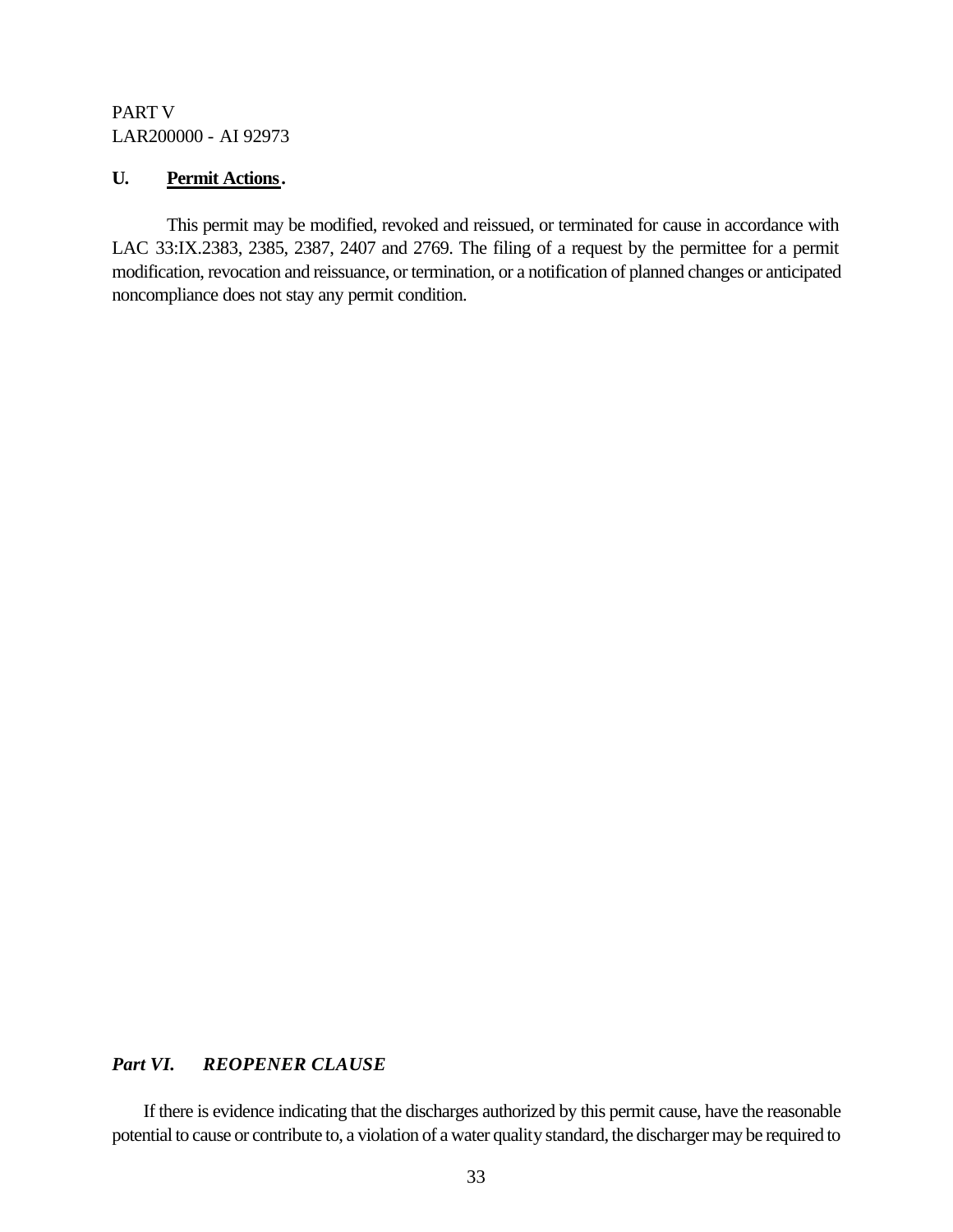PART V
LAR200000 - AI 92973

**U. Permit Actions.**

This permit may be modified, revoked and reissued, or terminated for cause in accordance with LAC 33:IX.2383, 2385, 2387, 2407 and 2769. The filing of a request by the permittee for a permit modification, revocation and reissuance, or termination, or a notification of planned changes or anticipated noncompliance does not stay any permit condition.

## *Part VI. REOPENER CLAUSE*

If there is evidence indicating that the discharges authorized by this permit cause, have the reasonable potential to cause or contribute to, a violation of a water quality standard, the discharger may be required to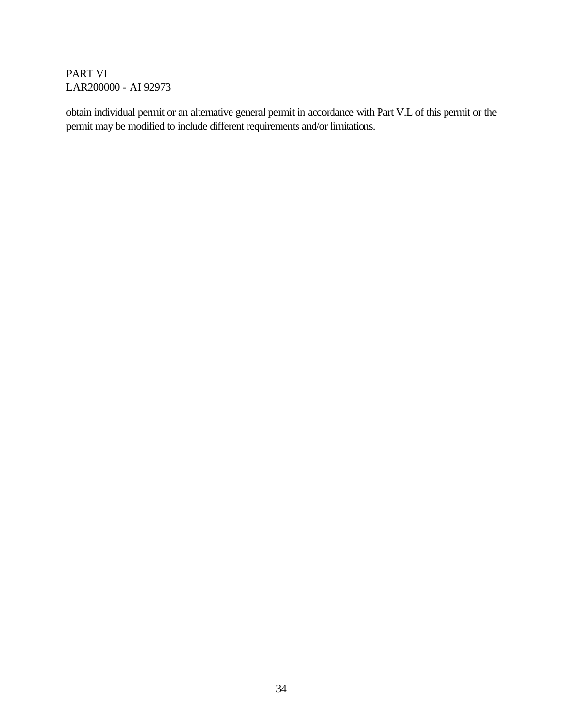obtain individual permit or an alternative general permit in accordance with Part V.L of this permit or the permit may be modified to include different requirements and/or limitations.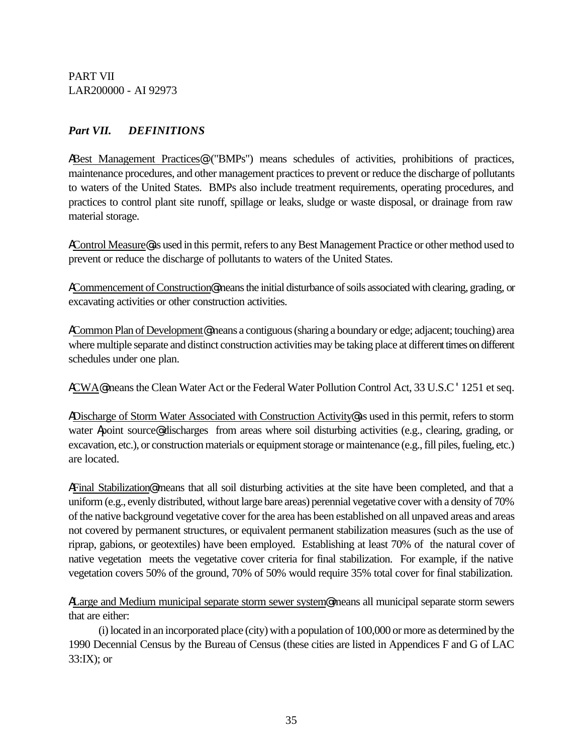PART VII
LAR200000 - AI 92973

***Part VII. DEFINITIONS***

ABest Management Practices@ ("BMPs") means schedules of activities, prohibitions of practices, maintenance procedures, and other management practices to prevent or reduce the discharge of pollutants to waters of the United States. BMPs also include treatment requirements, operating procedures, and practices to control plant site runoff, spillage or leaks, sludge or waste disposal, or drainage from raw material storage.

AControl Measure@ as used in this permit, refers to any Best Management Practice or other method used to prevent or reduce the discharge of pollutants to waters of the United States.

ACommencement of Construction@ means the initial disturbance of soils associated with clearing, grading, or excavating activities or other construction activities.

ACommon Plan of Development@ means a contiguous (sharing a boundary or edge; adjacent; touching) area where multiple separate and distinct construction activities may be taking place at different times on different schedules under one plan.

ACWA@ means the Clean Water Act or the Federal Water Pollution Control Act, 33 U.S.C ' 1251 et seq.

ADischarge of Storm Water Associated with Construction Activity@ as used in this permit, refers to storm water Apoint source@ discharges from areas where soil disturbing activities (e.g., clearing, grading, or excavation, etc.), or construction materials or equipment storage or maintenance (e.g., fill piles, fueling, etc.) are located.

AFinal Stabilization@ means that all soil disturbing activities at the site have been completed, and that a uniform (e.g., evenly distributed, without large bare areas) perennial vegetative cover with a density of 70% of the native background vegetative cover for the area has been established on all unpaved areas and areas not covered by permanent structures, or equivalent permanent stabilization measures (such as the use of riprap, gabions, or geotextiles) have been employed. Establishing at least 70% of the natural cover of native vegetation meets the vegetative cover criteria for final stabilization. For example, if the native vegetation covers 50% of the ground, 70% of 50% would require 35% total cover for final stabilization.

ALarge and Medium municipal separate storm sewer system@ means all municipal separate storm sewers that are either:

(i) located in an incorporated place (city) with a population of 100,000 or more as determined by the 1990 Decennial Census by the Bureau of Census (these cities are listed in Appendices F and G of LAC 33:IX); or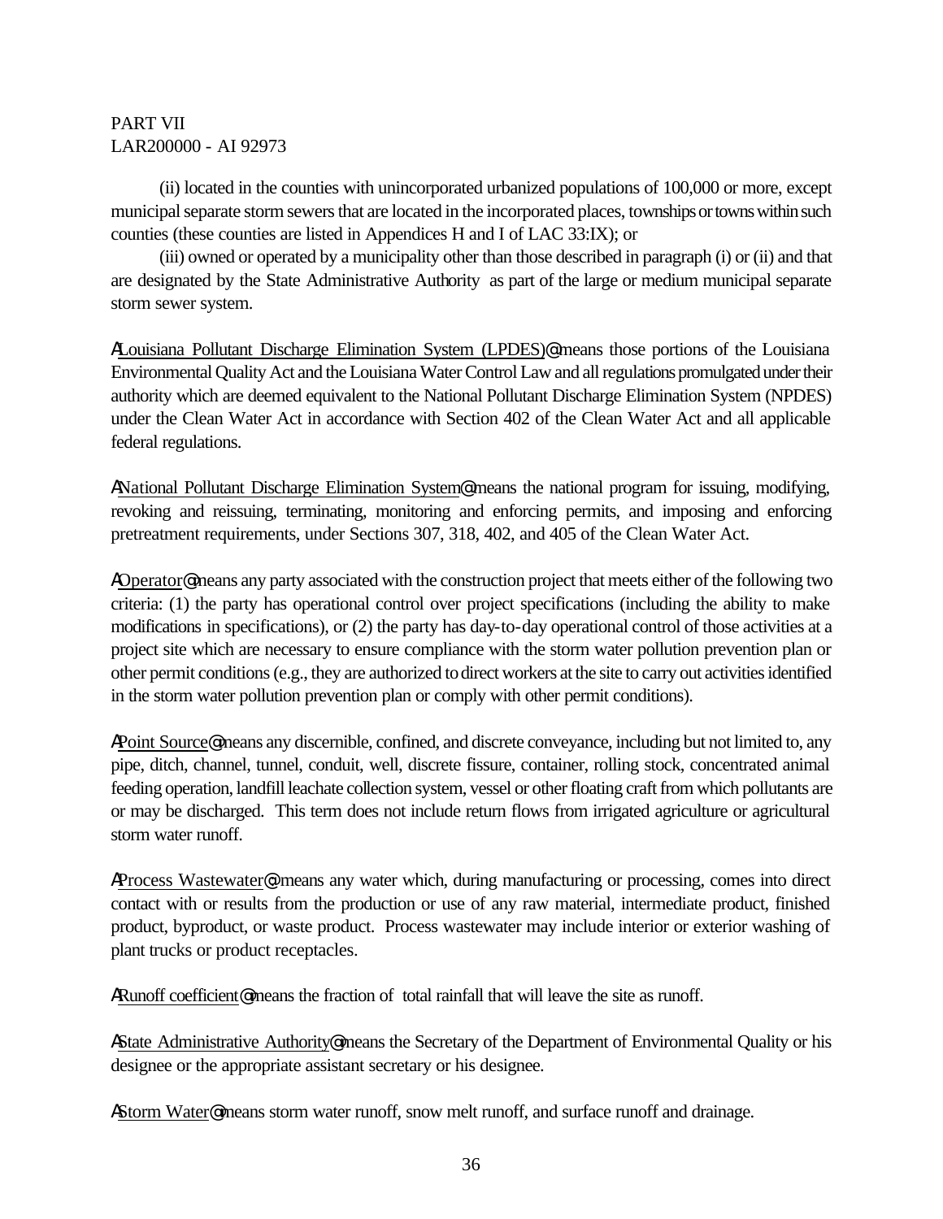PART VII
LAR200000 - AI 92973

(ii) located in the counties with unincorporated urbanized populations of 100,000 or more, except municipal separate storm sewers that are located in the incorporated places, townships or towns within such counties (these counties are listed in Appendices H and I of LAC 33:IX); or

(iii) owned or operated by a municipality other than those described in paragraph (i) or (ii) and that are designated by the State Administrative Authority as part of the large or medium municipal separate storm sewer system.

ALouisiana Pollutant Discharge Elimination System (LPDES)@ means those portions of the Louisiana Environmental Quality Act and the Louisiana Water Control Law and all regulations promulgated under their authority which are deemed equivalent to the National Pollutant Discharge Elimination System (NPDES) under the Clean Water Act in accordance with Section 402 of the Clean Water Act and all applicable federal regulations.

ANational Pollutant Discharge Elimination System@ means the national program for issuing, modifying, revoking and reissuing, terminating, monitoring and enforcing permits, and imposing and enforcing pretreatment requirements, under Sections 307, 318, 402, and 405 of the Clean Water Act.

AOperator@ means any party associated with the construction project that meets either of the following two criteria: (1) the party has operational control over project specifications (including the ability to make modifications in specifications), or (2) the party has day-to-day operational control of those activities at a project site which are necessary to ensure compliance with the storm water pollution prevention plan or other permit conditions (e.g., they are authorized to direct workers at the site to carry out activities identified in the storm water pollution prevention plan or comply with other permit conditions).

APoint Source@ means any discernible, confined, and discrete conveyance, including but not limited to, any pipe, ditch, channel, tunnel, conduit, well, discrete fissure, container, rolling stock, concentrated animal feeding operation, landfill leachate collection system, vessel or other floating craft from which pollutants are or may be discharged. This term does not include return flows from irrigated agriculture or agricultural storm water runoff.

AProcess Wastewater@ means any water which, during manufacturing or processing, comes into direct contact with or results from the production or use of any raw material, intermediate product, finished product, byproduct, or waste product. Process wastewater may include interior or exterior washing of plant trucks or product receptacles.

ARunoff coefficient@ means the fraction of total rainfall that will leave the site as runoff.

AState Administrative Authority@ means the Secretary of the Department of Environmental Quality or his designee or the appropriate assistant secretary or his designee.

AStorm Water@ means storm water runoff, snow melt runoff, and surface runoff and drainage.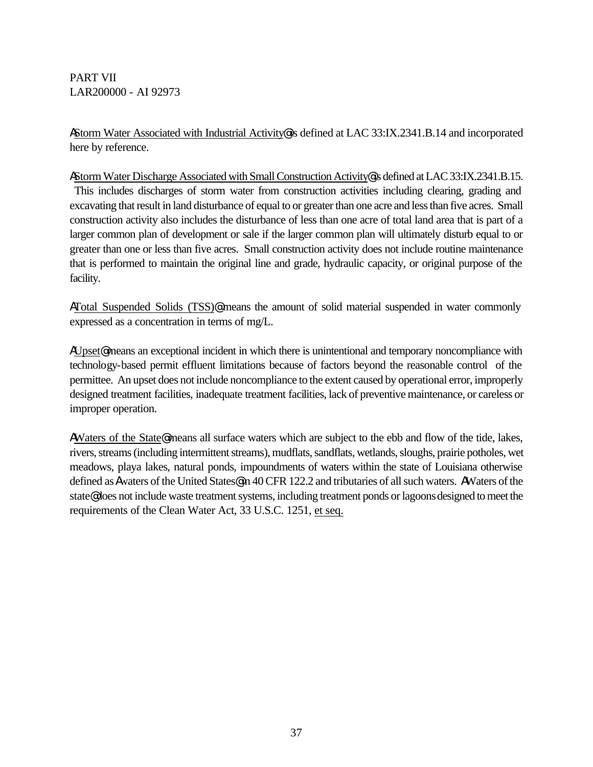PART VII
LAR200000 - AI 92973

AStorm Water Associated with Industrial Activity@ is defined at LAC 33:IX.2341.B.14 and incorporated here by reference.

AStorm Water Discharge Associated with Small Construction Activity@ is defined at LAC 33:IX.2341.B.15. This includes discharges of storm water from construction activities including clearing, grading and excavating that result in land disturbance of equal to or greater than one acre and less than five acres. Small construction activity also includes the disturbance of less than one acre of total land area that is part of a larger common plan of development or sale if the larger common plan will ultimately disturb equal to or greater than one or less than five acres. Small construction activity does not include routine maintenance that is performed to maintain the original line and grade, hydraulic capacity, or original purpose of the facility.

ATotal Suspended Solids (TSS)@ means the amount of solid material suspended in water commonly expressed as a concentration in terms of mg/L.

AUpset@ means an exceptional incident in which there is unintentional and temporary noncompliance with technology-based permit effluent limitations because of factors beyond the reasonable control of the permittee. An upset does not include noncompliance to the extent caused by operational error, improperly designed treatment facilities, inadequate treatment facilities, lack of preventive maintenance, or careless or improper operation.

AWaters of the State@ means all surface waters which are subject to the ebb and flow of the tide, lakes, rivers, streams (including intermittent streams), mudflats, sandflats, wetlands, sloughs, prairie potholes, wet meadows, playa lakes, natural ponds, impoundments of waters within the state of Louisiana otherwise defined as Awaters of the United States@ in 40 CFR 122.2 and tributaries of all such waters. AWaters of the state@ does not include waste treatment systems, including treatment ponds or lagoons designed to meet the requirements of the Clean Water Act, 33 U.S.C. 1251, et seq.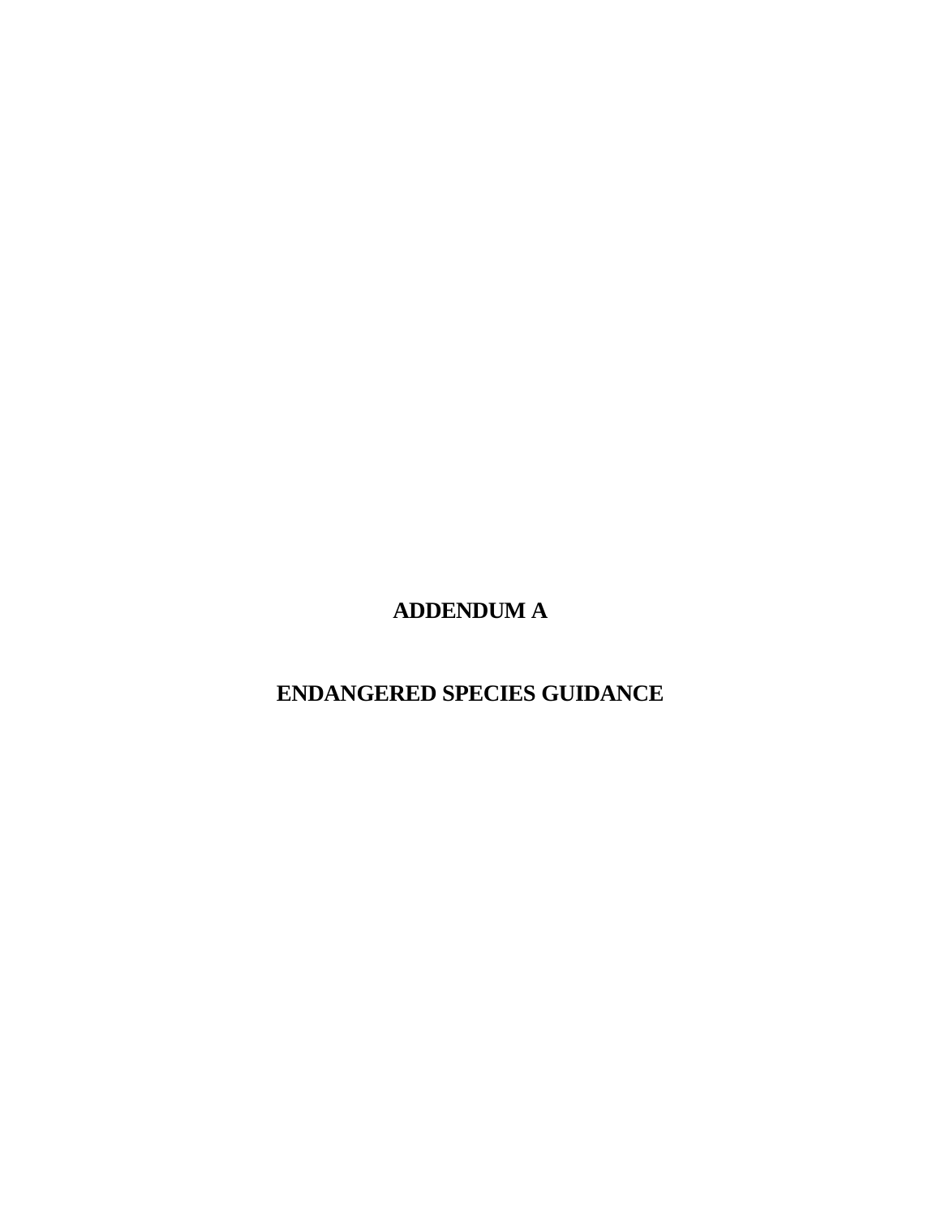# ADDENDUM A

# ENDANGERED SPECIES GUIDANCE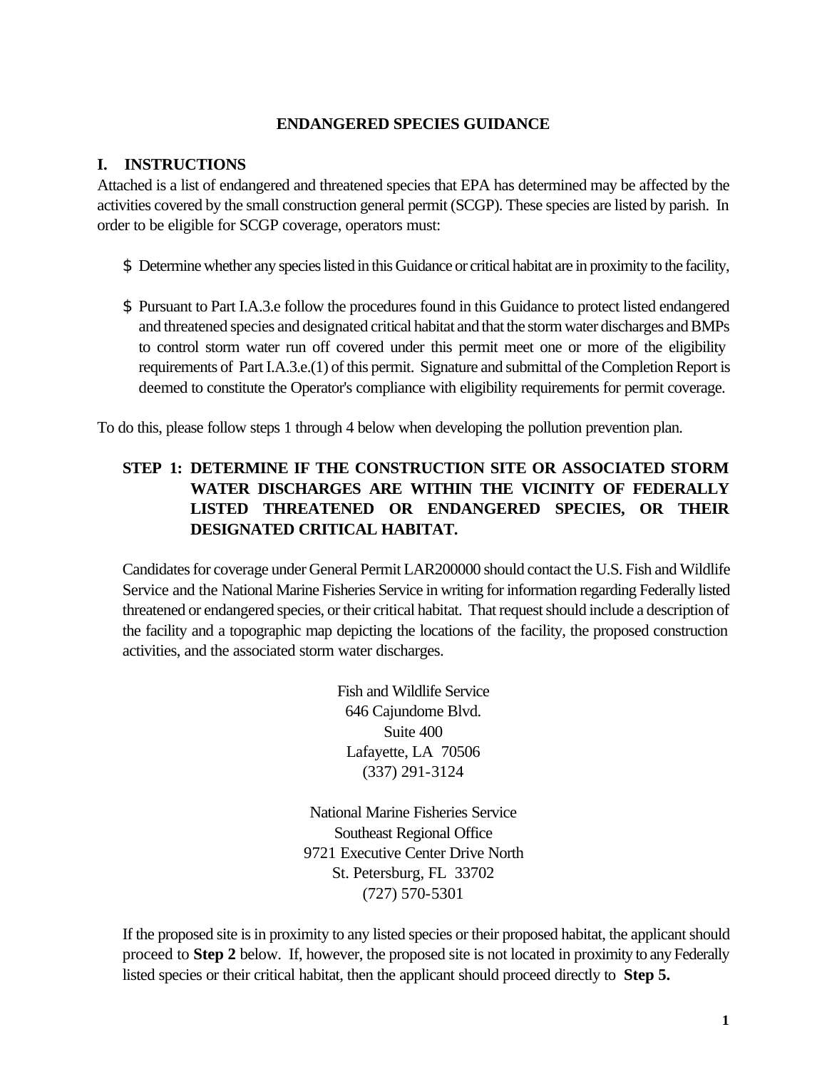## ENDANGERED SPECIES GUIDANCE

### I. INSTRUCTIONS

Attached is a list of endangered and threatened species that EPA has determined may be affected by the activities covered by the small construction general permit (SCGP). These species are listed by parish. In order to be eligible for SCGP coverage, operators must:

- Determine whether any species listed in this Guidance or critical habitat are in proximity to the facility,
- Pursuant to Part I.A.3.e follow the procedures found in this Guidance to protect listed endangered and threatened species and designated critical habitat and that the storm water discharges and BMPs to control storm water run off covered under this permit meet one or more of the eligibility requirements of Part I.A.3.e.(1) of this permit. Signature and submittal of the Completion Report is deemed to constitute the Operator's compliance with eligibility requirements for permit coverage.

To do this, please follow steps 1 through 4 below when developing the pollution prevention plan.

#### STEP 1: DETERMINE IF THE CONSTRUCTION SITE OR ASSOCIATED STORM WATER DISCHARGES ARE WITHIN THE VICINITY OF FEDERALLY LISTED THREATENED OR ENDANGERED SPECIES, OR THEIR DESIGNATED CRITICAL HABITAT.

Candidates for coverage under General Permit LAR200000 should contact the U.S. Fish and Wildlife Service and the National Marine Fisheries Service in writing for information regarding Federally listed threatened or endangered species, or their critical habitat. That request should include a description of the facility and a topographic map depicting the locations of the facility, the proposed construction activities, and the associated storm water discharges.

Fish and Wildlife Service
646 Cajundome Blvd.
Suite 400
Lafayette, LA 70506
(337) 291-3124

National Marine Fisheries Service
Southeast Regional Office
9721 Executive Center Drive North
St. Petersburg, FL 33702
(727) 570-5301

If the proposed site is in proximity to any listed species or their proposed habitat, the applicant should proceed to **Step 2** below. If, however, the proposed site is not located in proximity to any Federally listed species or their critical habitat, then the applicant should proceed directly to **Step 5.**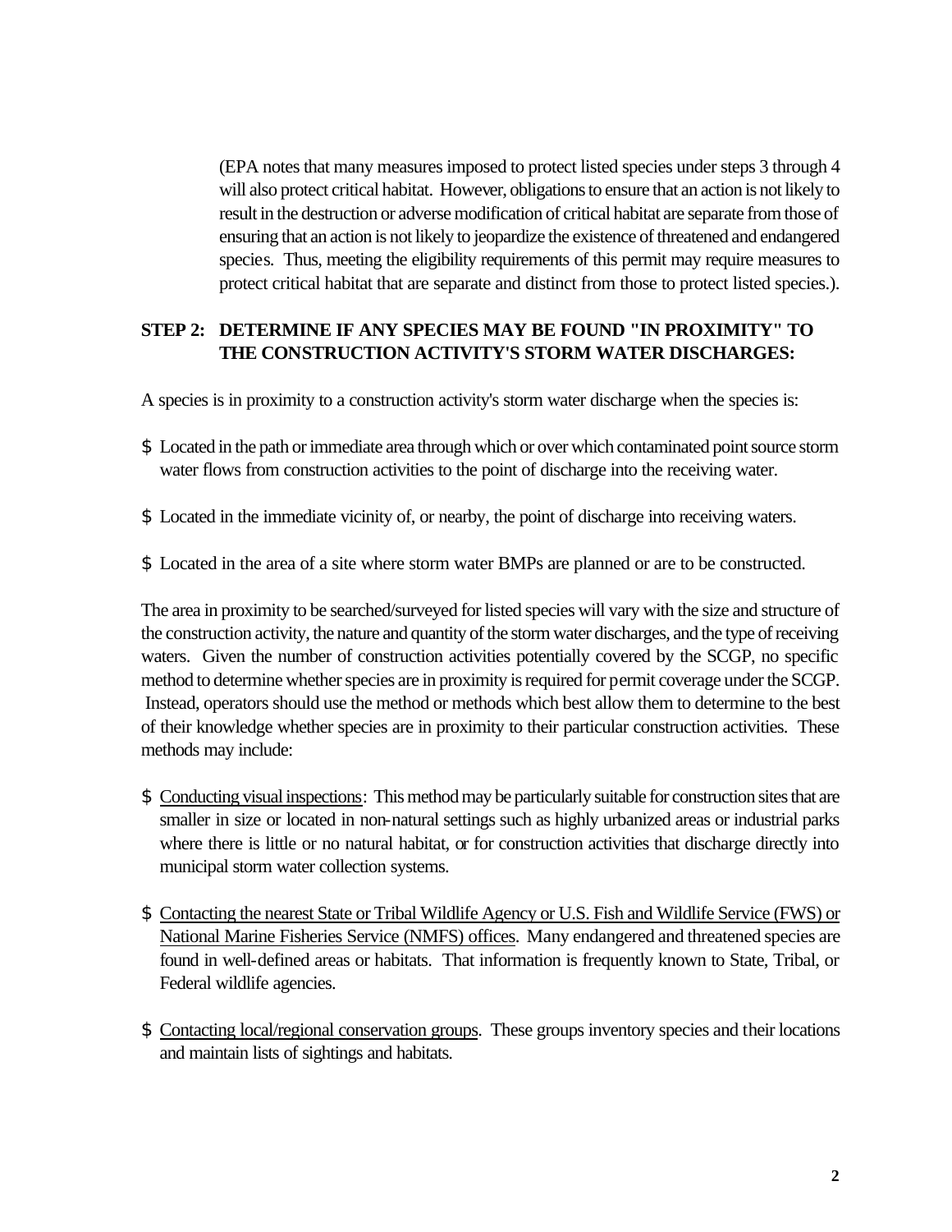(EPA notes that many measures imposed to protect listed species under steps 3 through 4 will also protect critical habitat. However, obligations to ensure that an action is not likely to result in the destruction or adverse modification of critical habitat are separate from those of ensuring that an action is not likely to jeopardize the existence of threatened and endangered species. Thus, meeting the eligibility requirements of this permit may require measures to protect critical habitat that are separate and distinct from those to protect listed species.).

**STEP 2: DETERMINE IF ANY SPECIES MAY BE FOUND "IN PROXIMITY" TO THE CONSTRUCTION ACTIVITY'S STORM WATER DISCHARGES:**

A species is in proximity to a construction activity's storm water discharge when the species is:

- Located in the path or immediate area through which or over which contaminated point source storm water flows from construction activities to the point of discharge into the receiving water.
- Located in the immediate vicinity of, or nearby, the point of discharge into receiving waters.
- Located in the area of a site where storm water BMPs are planned or are to be constructed.

The area in proximity to be searched/surveyed for listed species will vary with the size and structure of the construction activity, the nature and quantity of the storm water discharges, and the type of receiving waters. Given the number of construction activities potentially covered by the SCGP, no specific method to determine whether species are in proximity is required for permit coverage under the SCGP. Instead, operators should use the method or methods which best allow them to determine to the best of their knowledge whether species are in proximity to their particular construction activities. These methods may include:

- Conducting visual inspections: This method may be particularly suitable for construction sites that are smaller in size or located in non-natural settings such as highly urbanized areas or industrial parks where there is little or no natural habitat, or for construction activities that discharge directly into municipal storm water collection systems.
- Contacting the nearest State or Tribal Wildlife Agency or U.S. Fish and Wildlife Service (FWS) or National Marine Fisheries Service (NMFS) offices. Many endangered and threatened species are found in well-defined areas or habitats. That information is frequently known to State, Tribal, or Federal wildlife agencies.
- Contacting local/regional conservation groups. These groups inventory species and their locations and maintain lists of sightings and habitats.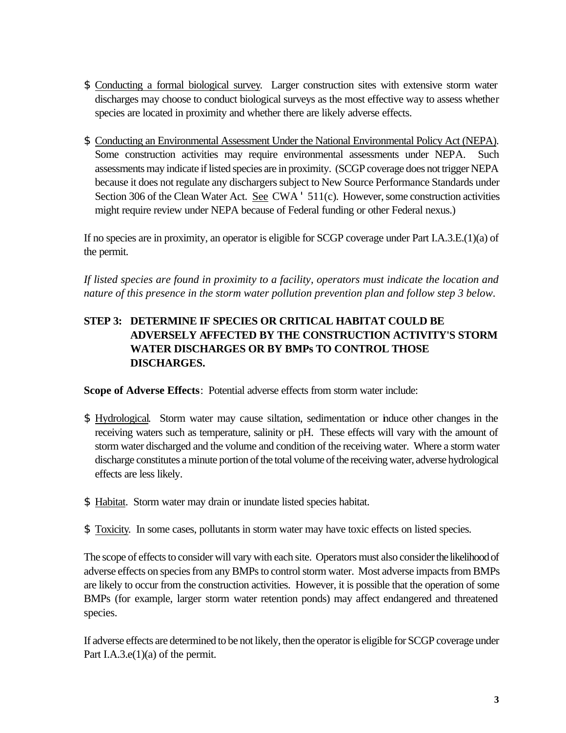- Conducting a formal biological survey. Larger construction sites with extensive storm water discharges may choose to conduct biological surveys as the most effective way to assess whether species are located in proximity and whether there are likely adverse effects.

- Conducting an Environmental Assessment Under the National Environmental Policy Act (NEPA). Some construction activities may require environmental assessments under NEPA. Such assessments may indicate if listed species are in proximity. (SCGP coverage does not trigger NEPA because it does not regulate any dischargers subject to New Source Performance Standards under Section 306 of the Clean Water Act. See CWA § 511(c). However, some construction activities might require review under NEPA because of Federal funding or other Federal nexus.)

If no species are in proximity, an operator is eligible for SCGP coverage under Part I.A.3.E.(1)(a) of the permit.

*If listed species are found in proximity to a facility, operators must indicate the location and nature of this presence in the storm water pollution prevention plan and follow step 3 below.*

### STEP 3: DETERMINE IF SPECIES OR CRITICAL HABITAT COULD BE ADVERSELY AFFECTED BY THE CONSTRUCTION ACTIVITY'S STORM WATER DISCHARGES OR BY BMPs TO CONTROL THOSE DISCHARGES.

**Scope of Adverse Effects**: Potential adverse effects from storm water include:

- Hydrological. Storm water may cause siltation, sedimentation or induce other changes in the receiving waters such as temperature, salinity or pH. These effects will vary with the amount of storm water discharged and the volume and condition of the receiving water. Where a storm water discharge constitutes a minute portion of the total volume of the receiving water, adverse hydrological effects are less likely.

- Habitat. Storm water may drain or inundate listed species habitat.

- Toxicity. In some cases, pollutants in storm water may have toxic effects on listed species.

The scope of effects to consider will vary with each site. Operators must also consider the likelihood of adverse effects on species from any BMPs to control storm water. Most adverse impacts from BMPs are likely to occur from the construction activities. However, it is possible that the operation of some BMPs (for example, larger storm water retention ponds) may affect endangered and threatened species.

If adverse effects are determined to be not likely, then the operator is eligible for SCGP coverage under Part I.A.3.e(1)(a) of the permit.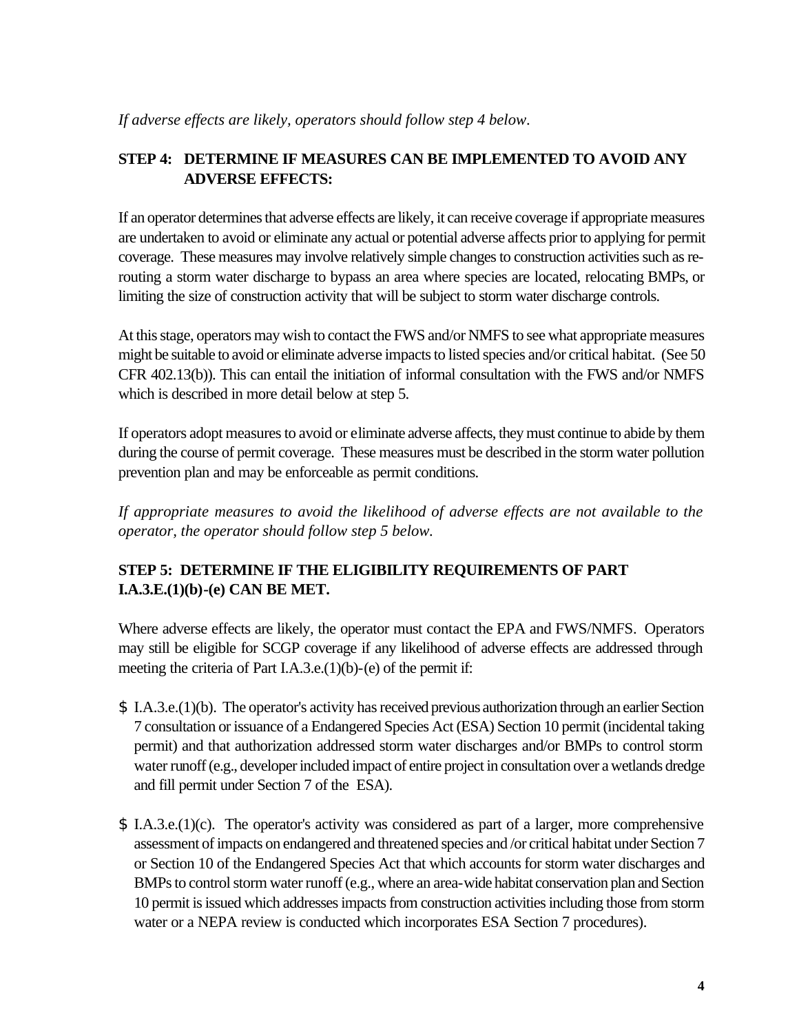*If adverse effects are likely, operators should follow step 4 below.*

**STEP 4: DETERMINE IF MEASURES CAN BE IMPLEMENTED TO AVOID ANY ADVERSE EFFECTS:**

If an operator determines that adverse effects are likely, it can receive coverage if appropriate measures are undertaken to avoid or eliminate any actual or potential adverse affects prior to applying for permit coverage. These measures may involve relatively simple changes to construction activities such as re-routing a storm water discharge to bypass an area where species are located, relocating BMPs, or limiting the size of construction activity that will be subject to storm water discharge controls.

At this stage, operators may wish to contact the FWS and/or NMFS to see what appropriate measures might be suitable to avoid or eliminate adverse impacts to listed species and/or critical habitat. (See 50 CFR 402.13(b)). This can entail the initiation of informal consultation with the FWS and/or NMFS which is described in more detail below at step 5.

If operators adopt measures to avoid or eliminate adverse affects, they must continue to abide by them during the course of permit coverage. These measures must be described in the storm water pollution prevention plan and may be enforceable as permit conditions.

*If appropriate measures to avoid the likelihood of adverse effects are not available to the operator, the operator should follow step 5 below.*

**STEP 5: DETERMINE IF THE ELIGIBILITY REQUIREMENTS OF PART I.A.3.E.(1)(b)-(e) CAN BE MET.**

Where adverse effects are likely, the operator must contact the EPA and FWS/NMFS. Operators may still be eligible for SCGP coverage if any likelihood of adverse effects are addressed through meeting the criteria of Part I.A.3.e.(1)(b)-(e) of the permit if:

- I.A.3.e.(1)(b). The operator's activity has received previous authorization through an earlier Section 7 consultation or issuance of a Endangered Species Act (ESA) Section 10 permit (incidental taking permit) and that authorization addressed storm water discharges and/or BMPs to control storm water runoff (e.g., developer included impact of entire project in consultation over a wetlands dredge and fill permit under Section 7 of the ESA).

- I.A.3.e.(1)(c). The operator's activity was considered as part of a larger, more comprehensive assessment of impacts on endangered and threatened species and /or critical habitat under Section 7 or Section 10 of the Endangered Species Act that which accounts for storm water discharges and BMPs to control storm water runoff (e.g., where an area-wide habitat conservation plan and Section 10 permit is issued which addresses impacts from construction activities including those from storm water or a NEPA review is conducted which incorporates ESA Section 7 procedures).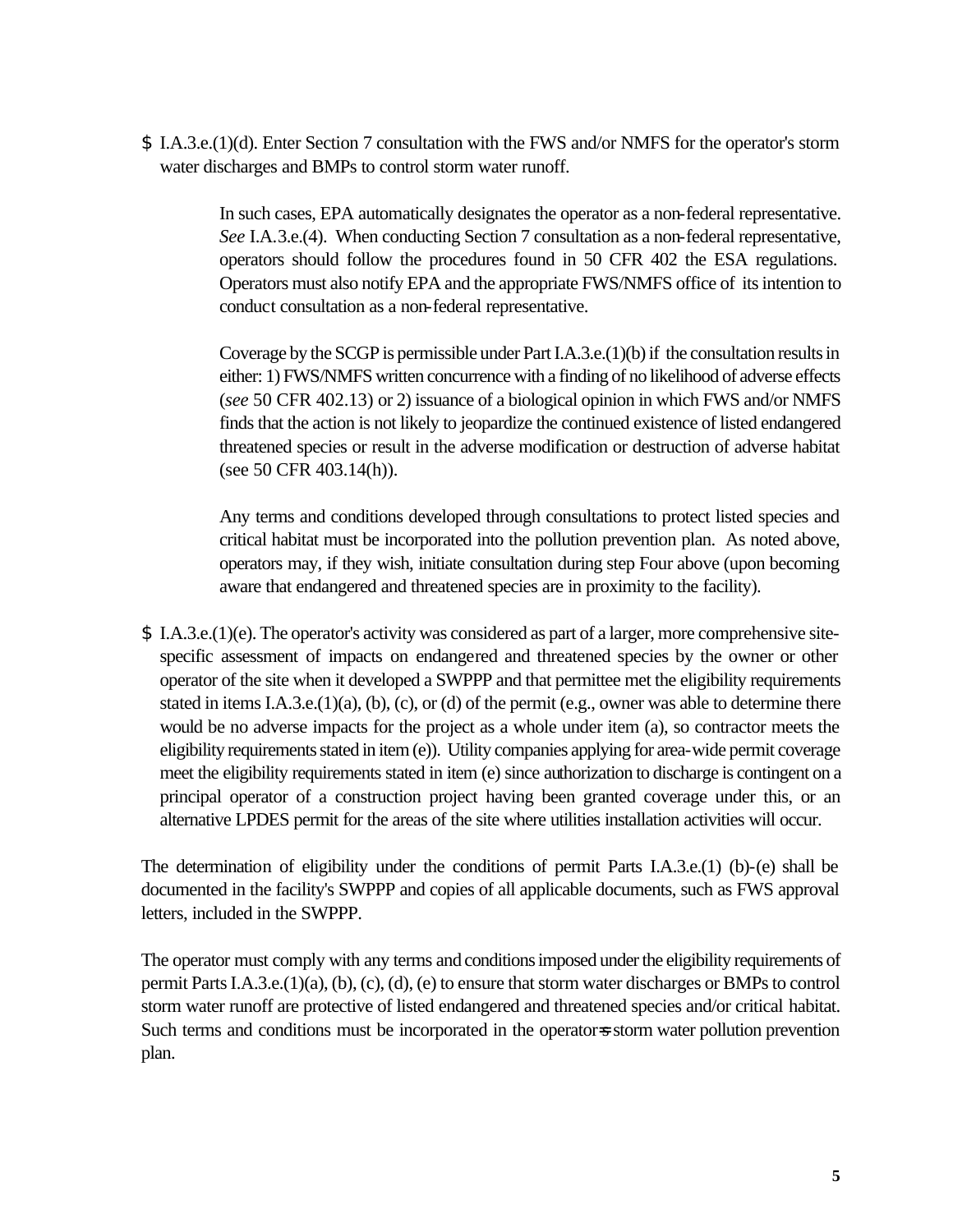- $ I.A.3.e.(1)(d). Enter Section 7 consultation with the FWS and/or NMFS for the operator's storm water discharges and BMPs to control storm water runoff.

  In such cases, EPA automatically designates the operator as a non-federal representative. *See* I.A.3.e.(4). When conducting Section 7 consultation as a non-federal representative, operators should follow the procedures found in 50 CFR 402 the ESA regulations. Operators must also notify EPA and the appropriate FWS/NMFS office of its intention to conduct consultation as a non-federal representative.

  Coverage by the SCGP is permissible under Part I.A.3.e.(1)(b) if the consultation results in either: 1) FWS/NMFS written concurrence with a finding of no likelihood of adverse effects (*see* 50 CFR 402.13) or 2) issuance of a biological opinion in which FWS and/or NMFS finds that the action is not likely to jeopardize the continued existence of listed endangered threatened species or result in the adverse modification or destruction of adverse habitat (see 50 CFR 403.14(h)).

  Any terms and conditions developed through consultations to protect listed species and critical habitat must be incorporated into the pollution prevention plan. As noted above, operators may, if they wish, initiate consultation during step Four above (upon becoming aware that endangered and threatened species are in proximity to the facility).

- $ I.A.3.e.(1)(e). The operator's activity was considered as part of a larger, more comprehensive site-specific assessment of impacts on endangered and threatened species by the owner or other operator of the site when it developed a SWPPP and that permittee met the eligibility requirements stated in items I.A.3.e.(1)(a), (b), (c), or (d) of the permit (e.g., owner was able to determine there would be no adverse impacts for the project as a whole under item (a), so contractor meets the eligibility requirements stated in item (e)). Utility companies applying for area-wide permit coverage meet the eligibility requirements stated in item (e) since authorization to discharge is contingent on a principal operator of a construction project having been granted coverage under this, or an alternative LPDES permit for the areas of the site where utilities installation activities will occur.

The determination of eligibility under the conditions of permit Parts I.A.3.e.(1) (b)-(e) shall be documented in the facility's SWPPP and copies of all applicable documents, such as FWS approval letters, included in the SWPPP.

The operator must comply with any terms and conditions imposed under the eligibility requirements of permit Parts I.A.3.e.(1)(a), (b), (c), (d), (e) to ensure that storm water discharges or BMPs to control storm water runoff are protective of listed endangered and threatened species and/or critical habitat. Such terms and conditions must be incorporated in the operator=s storm water pollution prevention plan.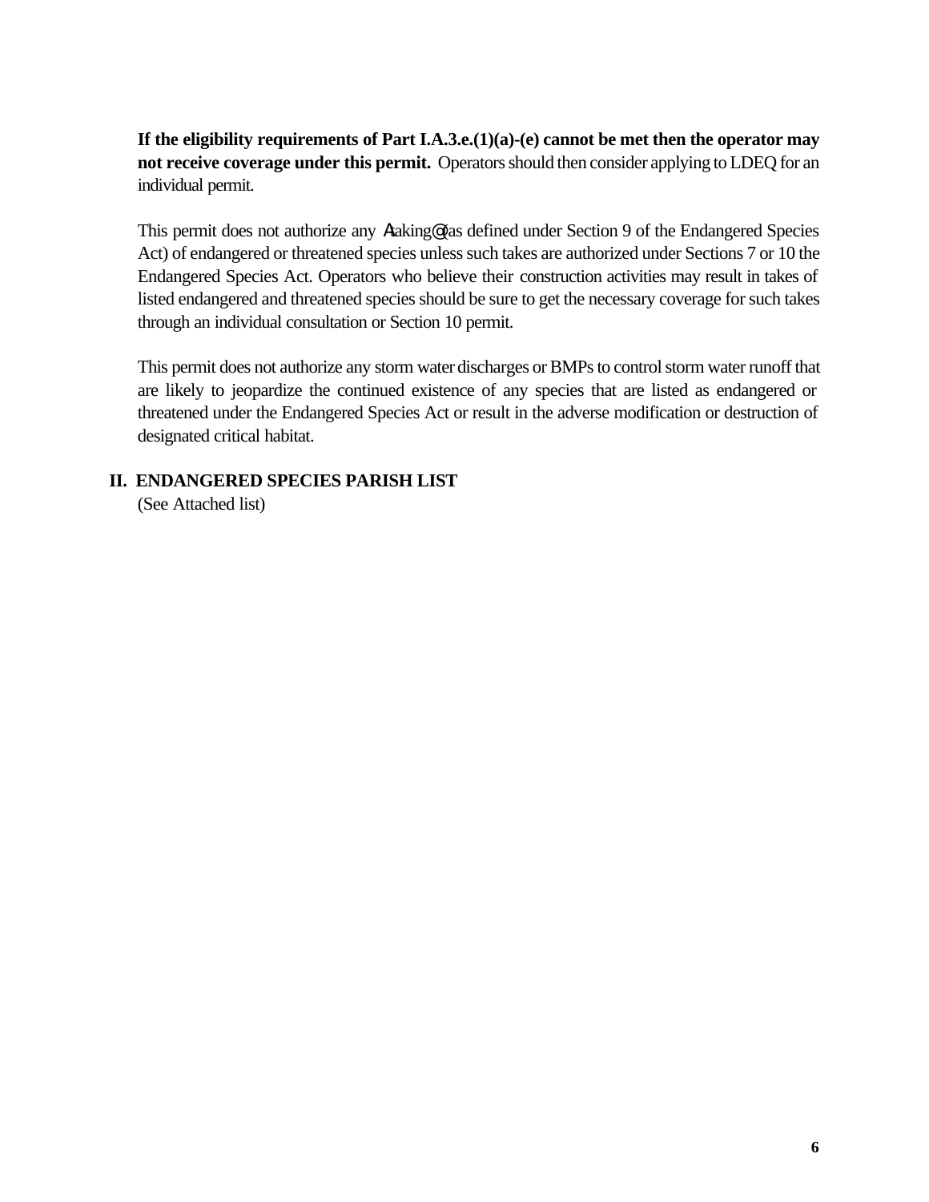**If the eligibility requirements of Part I.A.3.e.(1)(a)-(e) cannot be met then the operator may not receive coverage under this permit.** Operators should then consider applying to LDEQ for an individual permit.

This permit does not authorize any Ataking@ (as defined under Section 9 of the Endangered Species Act) of endangered or threatened species unless such takes are authorized under Sections 7 or 10 the Endangered Species Act. Operators who believe their construction activities may result in takes of listed endangered and threatened species should be sure to get the necessary coverage for such takes through an individual consultation or Section 10 permit.

This permit does not authorize any storm water discharges or BMPs to control storm water runoff that are likely to jeopardize the continued existence of any species that are listed as endangered or threatened under the Endangered Species Act or result in the adverse modification or destruction of designated critical habitat.

## II. ENDANGERED SPECIES PARISH LIST

(See Attached list)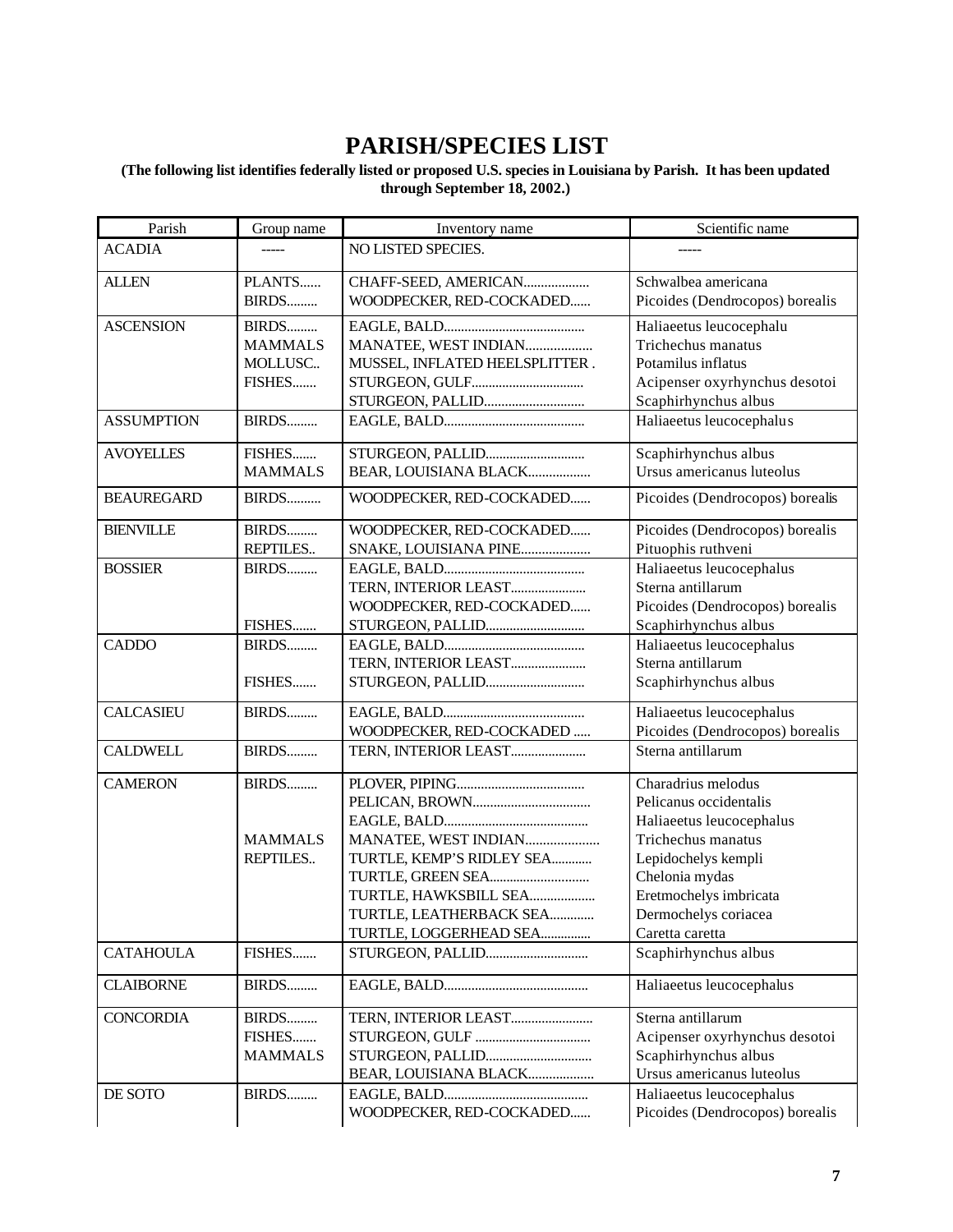# PARISH/SPECIES LIST

**(The following list identifies federally listed or proposed U.S. species in Louisiana by Parish. It has been updated through September 18, 2002.)**

| Parish | Group name | Inventory name | Scientific name |
|---|---|---|---|
| ACADIA | ----- | NO LISTED SPECIES. | ----- |
| ALLEN | PLANTS...... | CHAFF-SEED, AMERICAN................... | Schwalbea americana |
| | BIRDS......... | WOODPECKER, RED-COCKADED...... | Picoides (Dendrocopos) borealis |
| ASCENSION | BIRDS......... | EAGLE, BALD......................................... | Haliaeetus leucocephalu |
| | MAMMALS | MANATEE, WEST INDIAN................... | Trichechus manatus |
| | MOLLUSC.. | MUSSEL, INFLATED HEELSPLITTER . | Potamilus inflatus |
| | FISHES....... | STURGEON, GULF................................ | Acipenser oxyrhynchus desotoi |
| | | STURGEON, PALLID............................. | Scaphirhynchus albus |
| ASSUMPTION | BIRDS......... | EAGLE, BALD......................................... | Haliaeetus leucocephalus |
| AVOYELLES | FISHES....... | STURGEON, PALLID............................. | Scaphirhynchus albus |
| | MAMMALS | BEAR, LOUISIANA BLACK.................. | Ursus americanus luteolus |
| BEAUREGARD | BIRDS.......... | WOODPECKER, RED-COCKADED...... | Picoides (Dendrocopos) borealis |
| BIENVILLE | BIRDS......... | WOODPECKER, RED-COCKADED...... | Picoides (Dendrocopos) borealis |
| | REPTILES.. | SNAKE, LOUISIANA PINE.................... | Pituophis ruthveni |
| BOSSIER | BIRDS......... | EAGLE, BALD......................................... | Haliaeetus leucocephalus |
| | | TERN, INTERIOR LEAST...................... | Sterna antillarum |
| | | WOODPECKER, RED-COCKADED...... | Picoides (Dendrocopos) borealis |
| | FISHES....... | STURGEON, PALLID............................. | Scaphirhynchus albus |
| CADDO | BIRDS......... | EAGLE, BALD......................................... | Haliaeetus leucocephalus |
| | | TERN, INTERIOR LEAST...................... | Sterna antillarum |
| | FISHES....... | STURGEON, PALLID............................. | Scaphirhynchus albus |
| CALCASIEU | BIRDS......... | EAGLE, BALD......................................... | Haliaeetus leucocephalus |
| | | WOODPECKER, RED-COCKADED ..... | Picoides (Dendrocopos) borealis |
| CALDWELL | BIRDS......... | TERN, INTERIOR LEAST...................... | Sterna antillarum |
| CAMERON | BIRDS......... | PLOVER, PIPING..................................... | Charadrius melodus |
| | | PELICAN, BROWN.................................. | Pelicanus occidentalis |
| | | EAGLE, BALD.......................................... | Haliaeetus leucocephalus |
| | MAMMALS | MANATEE, WEST INDIAN..................... | Trichechus manatus |
| | REPTILES.. | TURTLE, KEMP'S RIDLEY SEA............ | Lepidochelys kempli |
| | | TURTLE, GREEN SEA............................. | Chelonia mydas |
| | | TURTLE, HAWKSBILL SEA................... | Eretmochelys imbricata |
| | | TURTLE, LEATHERBACK SEA............. | Dermochelys coriacea |
| | | TURTLE, LOGGERHEAD SEA............... | Caretta caretta |
| CATAHOULA | FISHES....... | STURGEON, PALLID............................. | Scaphirhynchus albus |
| CLAIBORNE | BIRDS......... | EAGLE, BALD.......................................... | Haliaeetus leucocephalus |
| CONCORDIA | BIRDS......... | TERN, INTERIOR LEAST........................ | Sterna antillarum |
| | FISHES....... | STURGEON, GULF ................................. | Acipenser oxyrhynchus desotoi |
| | MAMMALS | STURGEON, PALLID............................... | Scaphirhynchus albus |
| | | BEAR, LOUISIANA BLACK................... | Ursus americanus luteolus |
| DE SOTO | BIRDS......... | EAGLE, BALD.......................................... | Haliaeetus leucocephalus |
| | | WOODPECKER, RED-COCKADED...... | Picoides (Dendrocopos) borealis |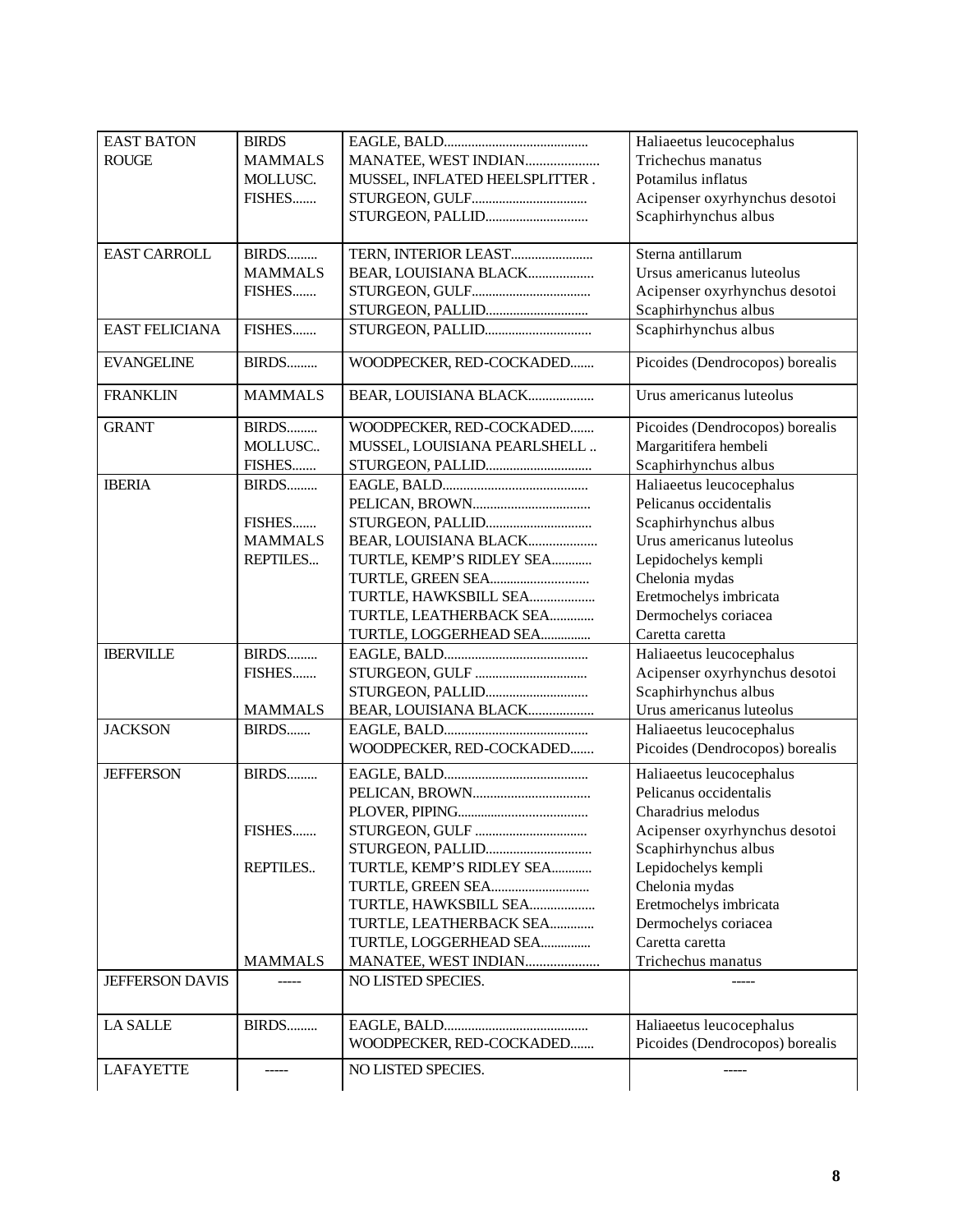| EAST BATON ROUGE | BIRDS | EAGLE, BALD.......................................... | Haliaeetus leucocephalus |
|---|---|---|---|
| | MAMMALS | MANATEE, WEST INDIAN..................... | Trichechus manatus |
| | MOLLUSC. | MUSSEL, INFLATED HEELSPLITTER . | Potamilus inflatus |
| | FISHES....... | STURGEON, GULF................................. | Acipenser oxyrhynchus desotoi |
| | | STURGEON, PALLID............................. | Scaphirhynchus albus |
| EAST CARROLL | BIRDS......... | TERN, INTERIOR LEAST........................ | Sterna antillarum |
| | MAMMALS | BEAR, LOUISIANA BLACK................... | Ursus americanus luteolus |
| | FISHES....... | STURGEON, GULF.................................. | Acipenser oxyrhynchus desotoi |
| | | STURGEON, PALLID............................. | Scaphirhynchus albus |
| EAST FELICIANA | FISHES....... | STURGEON, PALLID............................... | Scaphirhynchus albus |
| EVANGELINE | BIRDS......... | WOODPECKER, RED-COCKADED....... | Picoides (Dendrocopos) borealis |
| FRANKLIN | MAMMALS | BEAR, LOUISIANA BLACK................... | Urus americanus luteolus |
| GRANT | BIRDS......... | WOODPECKER, RED-COCKADED....... | Picoides (Dendrocopos) borealis |
| | MOLLUSC.. | MUSSEL, LOUISIANA PEARLSHELL .. | Margaritifera hembeli |
| | FISHES....... | STURGEON, PALLID............................... | Scaphirhynchus albus |
| IBERIA | BIRDS......... | EAGLE, BALD.......................................... | Haliaeetus leucocephalus |
| | | PELICAN, BROWN.................................. | Pelicanus occidentalis |
| | FISHES....... | STURGEON, PALLID............................... | Scaphirhynchus albus |
| | MAMMALS | BEAR, LOUISIANA BLACK.................... | Urus americanus luteolus |
| | REPTILES... | TURTLE, KEMP'S RIDLEY SEA............ | Lepidochelys kempli |
| | | TURTLE, GREEN SEA............................. | Chelonia mydas |
| | | TURTLE, HAWKSBILL SEA................... | Eretmochelys imbricata |
| | | TURTLE, LEATHERBACK SEA............. | Dermochelys coriacea |
| | | TURTLE, LOGGERHEAD SEA............... | Caretta caretta |
| IBERVILLE | BIRDS......... | EAGLE, BALD.......................................... | Haliaeetus leucocephalus |
| | FISHES....... | STURGEON, GULF ................................ | Acipenser oxyrhynchus desotoi |
| | | STURGEON, PALLID............................. | Scaphirhynchus albus |
| | MAMMALS | BEAR, LOUISIANA BLACK................... | Urus americanus luteolus |
| JACKSON | BIRDS....... | EAGLE, BALD.......................................... | Haliaeetus leucocephalus |
| | | WOODPECKER, RED-COCKADED....... | Picoides (Dendrocopos) borealis |
| JEFFERSON | BIRDS......... | EAGLE, BALD.......................................... | Haliaeetus leucocephalus |
| | | PELICAN, BROWN.................................. | Pelicanus occidentalis |
| | | PLOVER, PIPING...................................... | Charadrius melodus |
| | FISHES....... | STURGEON, GULF ................................ | Acipenser oxyrhynchus desotoi |
| | | STURGEON, PALLID............................... | Scaphirhynchus albus |
| | REPTILES.. | TURTLE, KEMP'S RIDLEY SEA............ | Lepidochelys kempli |
| | | TURTLE, GREEN SEA............................. | Chelonia mydas |
| | | TURTLE, HAWKSBILL SEA................... | Eretmochelys imbricata |
| | | TURTLE, LEATHERBACK SEA............. | Dermochelys coriacea |
| | | TURTLE, LOGGERHEAD SEA............... | Caretta caretta |
| | MAMMALS | MANATEE, WEST INDIAN..................... | Trichechus manatus |
| JEFFERSON DAVIS | ----- | NO LISTED SPECIES. | ----- |
| LA SALLE | BIRDS......... | EAGLE, BALD.......................................... | Haliaeetus leucocephalus |
| | | WOODPECKER, RED-COCKADED....... | Picoides (Dendrocopos) borealis |
| LAFAYETTE | ----- | NO LISTED SPECIES. | ----- |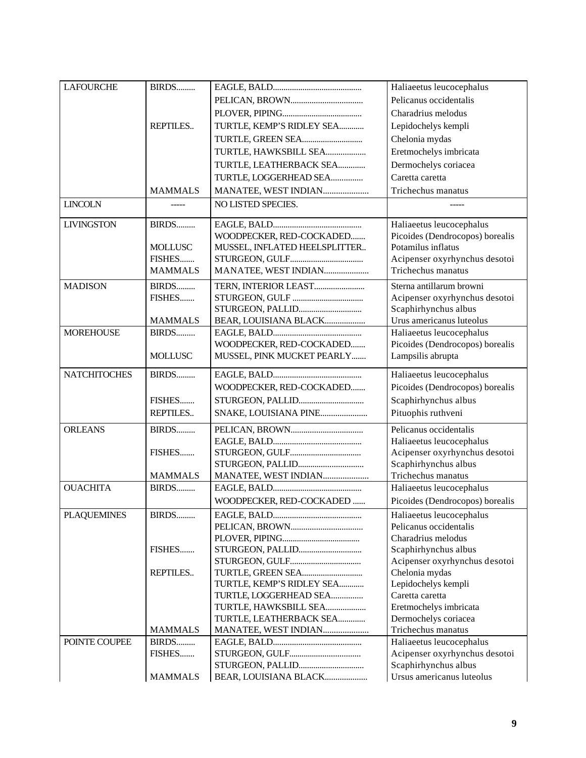| LAFOURCHE | BIRDS......... | EAGLE, BALD.......................................... | Haliaeetus leucocephalus |
|---|---|---|---|
| | | PELICAN, BROWN.................................. | Pelicanus occidentalis |
| | | PLOVER, PIPING..................................... | Charadrius melodus |
| | REPTILES.. | TURTLE, KEMP'S RIDLEY SEA............ | Lepidochelys kempli |
| | | TURTLE, GREEN SEA............................ | Chelonia mydas |
| | | TURTLE, HAWKSBILL SEA................... | Eretmochelys imbricata |
| | | TURTLE, LEATHERBACK SEA............. | Dermochelys coriacea |
| | | TURTLE, LOGGERHEAD SEA............... | Caretta caretta |
| | MAMMALS | MANATEE, WEST INDIAN..................... | Trichechus manatus |
| LINCOLN | ----- | NO LISTED SPECIES. | ----- |
| LIVINGSTON | BIRDS......... | EAGLE, BALD.......................................... | Haliaeetus leucocephalus |
| | | WOODPECKER, RED-COCKADED....... | Picoides (Dendrocopos) borealis |
| | MOLLUSC | MUSSEL, INFLATED HEELSPLITTER.. | Potamilus inflatus |
| | FISHES....... | STURGEON, GULF.................................. | Acipenser oxyrhynchus desotoi |
| | MAMMALS | MANATEE, WEST INDIAN..................... | Trichechus manatus |
| MADISON | BIRDS......... | TERN, INTERIOR LEAST........................ | Sterna antillarum browni |
| | FISHES....... | STURGEON, GULF ................................. | Acipenser oxyrhynchus desotoi |
| | | STURGEON, PALLID.............................. | Scaphirhynchus albus |
| | MAMMALS | BEAR, LOUISIANA BLACK................... | Urus americanus luteolus |
| MOREHOUSE | BIRDS......... | EAGLE, BALD.......................................... | Haliaeetus leucocephalus |
| | | WOODPECKER, RED-COCKADED....... | Picoides (Dendrocopos) borealis |
| | MOLLUSC | MUSSEL, PINK MUCKET PEARLY....... | Lampsilis abrupta |
| NATCHITOCHES | BIRDS......... | EAGLE, BALD.......................................... | Haliaeetus leucocephalus |
| | | WOODPECKER, RED-COCKADED....... | Picoides (Dendrocopos) borealis |
| | FISHES....... | STURGEON, PALLID............................... | Scaphirhynchus albus |
| | REPTILES.. | SNAKE, LOUISIANA PINE...................... | Pituophis ruthveni |
| ORLEANS | BIRDS......... | PELICAN, BROWN.................................. | Pelicanus occidentalis |
| | | EAGLE, BALD.......................................... | Haliaeetus leucocephalus |
| | FISHES....... | STURGEON, GULF.................................. | Acipenser oxyrhynchus desotoi |
| | | STURGEON, PALLID............................... | Scaphirhynchus albus |
| | MAMMALS | MANATEE, WEST INDIAN..................... | Trichechus manatus |
| OUACHITA | BIRDS......... | EAGLE, BALD.......................................... | Haliaeetus leucocephalus |
| | | WOODPECKER, RED-COCKADED ...... | Picoides (Dendrocopos) borealis |
| PLAQUEMINES | BIRDS......... | EAGLE, BALD.......................................... | Haliaeetus leucocephalus |
| | | PELICAN, BROWN.................................. | Pelicanus occidentalis |
| | | PLOVER, PIPING..................................... | Charadrius melodus |
| | FISHES....... | STURGEON, PALLID.............................. | Scaphirhynchus albus |
| | | STURGEON, GULF.................................. | Acipenser oxyrhynchus desotoi |
| | REPTILES.. | TURTLE, GREEN SEA............................ | Chelonia mydas |
| | | TURTLE, KEMP'S RIDLEY SEA............ | Lepidochelys kempli |
| | | TURTLE, LOGGERHEAD SEA............... | Caretta caretta |
| | | TURTLE, HAWKSBILL SEA................... | Eretmochelys imbricata |
| | | TURTLE, LEATHERBACK SEA............. | Dermochelys coriacea |
| | MAMMALS | MANATEE, WEST INDIAN..................... | Trichechus manatus |
| POINTE COUPEE | BIRDS......... | EAGLE, BALD.......................................... | Haliaeetus leucocephalus |
| | FISHES....... | STURGEON, GULF.................................. | Acipenser oxyrhynchus desotoi |
| | | STURGEON, PALLID............................... | Scaphirhynchus albus |
| | MAMMALS | BEAR, LOUISIANA BLACK.................... | Ursus americanus luteolus |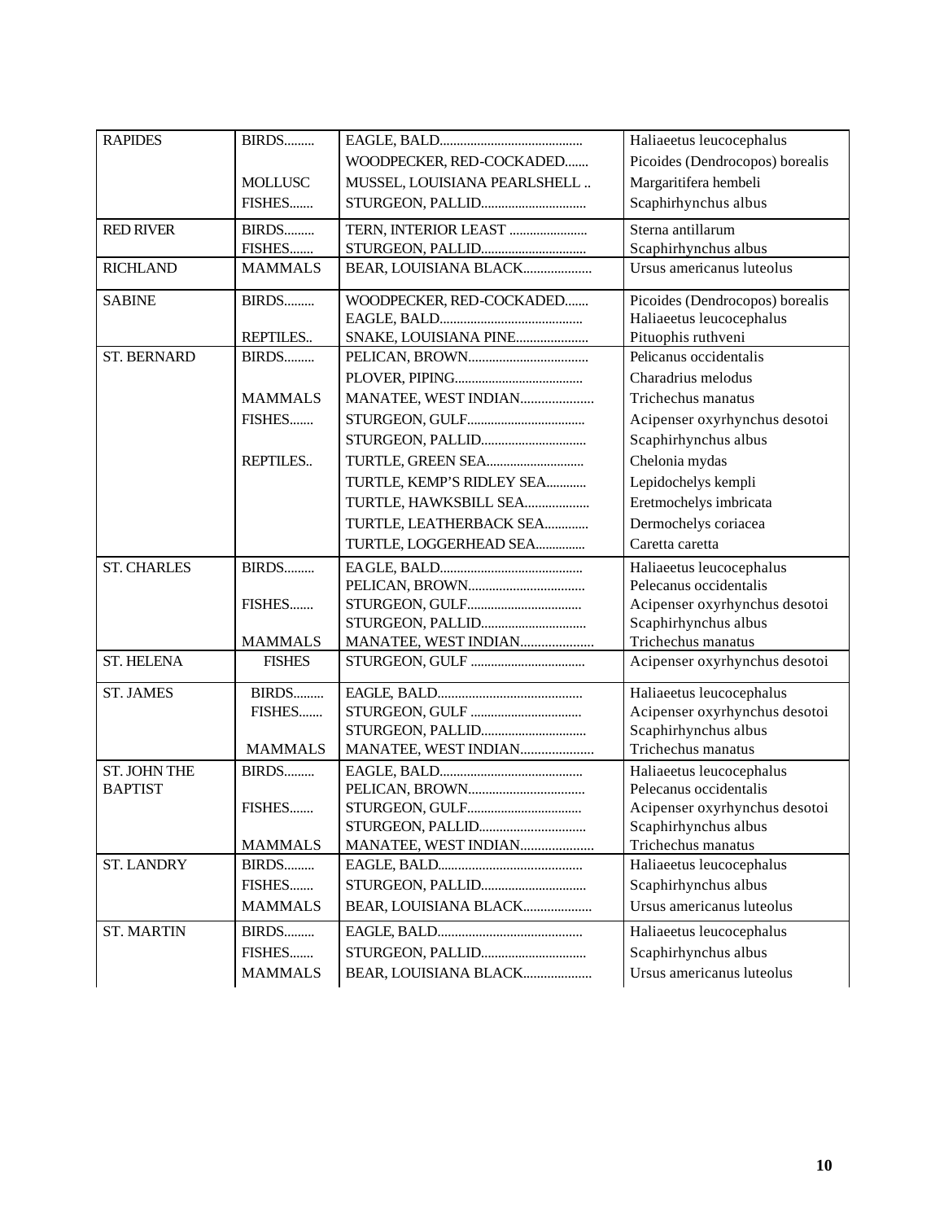| | | | |
|---|---|---|---|
| RAPIDES | BIRDS……… | EAGLE, BALD…………………………………… | Haliaeetus leucocephalus |
| | | WOODPECKER, RED-COCKADED……. | Picoides (Dendrocopos) borealis |
| | MOLLUSC | MUSSEL, LOUISIANA PEARLSHELL .. | Margaritifera hembeli |
| | FISHES……. | STURGEON, PALLID………………………… | Scaphirhynchus albus |
| RED RIVER | BIRDS……… | TERN, INTERIOR LEAST ………………… | Sterna antillarum |
| | FISHES……. | STURGEON, PALLID………………………… | Scaphirhynchus albus |
| RICHLAND | MAMMALS | BEAR, LOUISIANA BLACK……………… | Ursus americanus luteolus |
| SABINE | BIRDS……… | WOODPECKER, RED-COCKADED……. | Picoides (Dendrocopos) borealis |
| | | EAGLE, BALD…………………………………… | Haliaeetus leucocephalus |
| | REPTILES.. | SNAKE, LOUISIANA PINE………………… | Pituophis ruthveni |
| ST. BERNARD | BIRDS……… | PELICAN, BROWN…………………………… | Pelicanus occidentalis |
| | | PLOVER, PIPING……………………………… | Charadrius melodus |
| | MAMMALS | MANATEE, WEST INDIAN………………… | Trichechus manatus |
| | FISHES……. | STURGEON, GULF…………………………… | Acipenser oxyrhynchus desotoi |
| | | STURGEON, PALLID………………………… | Scaphirhynchus albus |
| | REPTILES.. | TURTLE, GREEN SEA……………………… | Chelonia mydas |
| | | TURTLE, KEMP'S RIDLEY SEA………… | Lepidochelys kempli |
| | | TURTLE, HAWKSBILL SEA……………… | Eretmochelys imbricata |
| | | TURTLE, LEATHERBACK SEA………… | Dermochelys coriacea |
| | | TURTLE, LOGGERHEAD SEA…………… | Caretta caretta |
| ST. CHARLES | BIRDS……… | EAGLE, BALD…………………………………… | Haliaeetus leucocephalus |
| | | PELICAN, BROWN…………………………… | Pelecanus occidentalis |
| | FISHES……. | STURGEON, GULF…………………………… | Acipenser oxyrhynchus desotoi |
| | | STURGEON, PALLID………………………… | Scaphirhynchus albus |
| | MAMMALS | MANATEE, WEST INDIAN………………… | Trichechus manatus |
| ST. HELENA | FISHES | STURGEON, GULF …………………………… | Acipenser oxyrhynchus desotoi |
| ST. JAMES | BIRDS……… | EAGLE, BALD…………………………………… | Haliaeetus leucocephalus |
| | FISHES……. | STURGEON, GULF …………………………… | Acipenser oxyrhynchus desotoi |
| | | STURGEON, PALLID………………………… | Scaphirhynchus albus |
| | MAMMALS | MANATEE, WEST INDIAN………………… | Trichechus manatus |
| ST. JOHN THE BAPTIST | BIRDS……… | EAGLE, BALD…………………………………… | Haliaeetus leucocephalus |
| | | PELICAN, BROWN…………………………… | Pelecanus occidentalis |
| | FISHES……. | STURGEON, GULF…………………………… | Acipenser oxyrhynchus desotoi |
| | | STURGEON, PALLID………………………… | Scaphirhynchus albus |
| | MAMMALS | MANATEE, WEST INDIAN………………… | Trichechus manatus |
| ST. LANDRY | BIRDS……… | EAGLE, BALD…………………………………… | Haliaeetus leucocephalus |
| | FISHES……. | STURGEON, PALLID………………………… | Scaphirhynchus albus |
| | MAMMALS | BEAR, LOUISIANA BLACK……………… | Ursus americanus luteolus |
| ST. MARTIN | BIRDS……… | EAGLE, BALD…………………………………… | Haliaeetus leucocephalus |
| | FISHES……. | STURGEON, PALLID………………………… | Scaphirhynchus albus |
| | MAMMALS | BEAR, LOUISIANA BLACK……………… | Ursus americanus luteolus |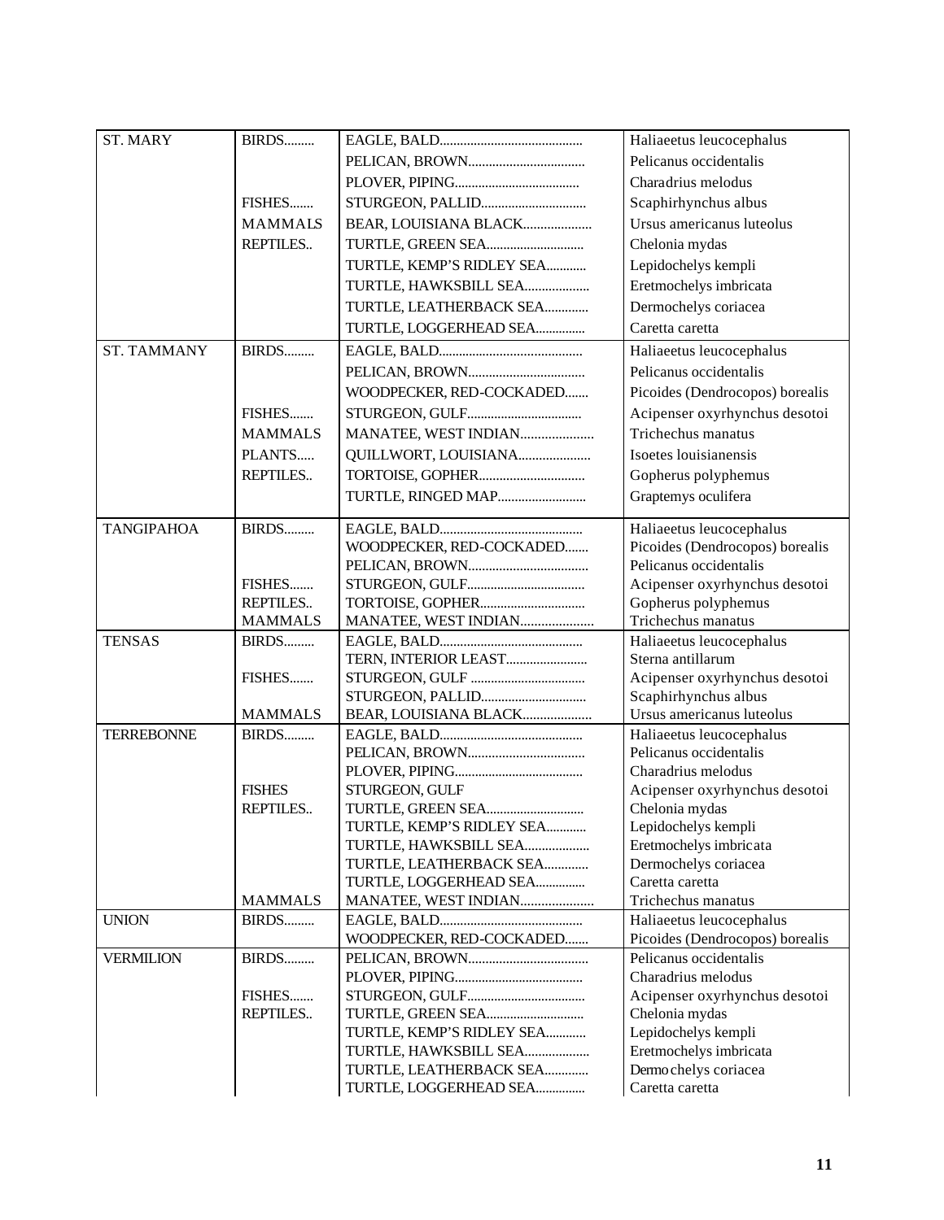| | | | |
|---|---|---|---|
| ST. MARY | BIRDS......... | EAGLE, BALD.......................................... | Haliaeetus leucocephalus |
| | | PELICAN, BROWN.................................. | Pelicanus occidentalis |
| | | PLOVER, PIPING..................................... | Charadrius melodus |
| | FISHES....... | STURGEON, PALLID............................... | Scaphirhynchus albus |
| | MAMMALS | BEAR, LOUISIANA BLACK.................... | Ursus americanus luteolus |
| | REPTILES.. | TURTLE, GREEN SEA............................ | Chelonia mydas |
| | | TURTLE, KEMP'S RIDLEY SEA............ | Lepidochelys kempli |
| | | TURTLE, HAWKSBILL SEA................... | Eretmochelys imbricata |
| | | TURTLE, LEATHERBACK SEA............. | Dermochelys coriacea |
| | | TURTLE, LOGGERHEAD SEA............... | Caretta caretta |
| ST. TAMMANY | BIRDS......... | EAGLE, BALD.......................................... | Haliaeetus leucocephalus |
| | | PELICAN, BROWN.................................. | Pelicanus occidentalis |
| | | WOODPECKER, RED-COCKADED....... | Picoides (Dendrocopos) borealis |
| | FISHES....... | STURGEON, GULF................................. | Acipenser oxyrhynchus desotoi |
| | MAMMALS | MANATEE, WEST INDIAN..................... | Trichechus manatus |
| | PLANTS..... | QUILLWORT, LOUISIANA..................... | Isoetes louisianensis |
| | REPTILES.. | TORTOISE, GOPHER............................... | Gopherus polyphemus |
| | | TURTLE, RINGED MAP.......................... | Graptemys oculifera |
| TANGIPAHOA | BIRDS......... | EAGLE, BALD.......................................... | Haliaeetus leucocephalus |
| | | WOODPECKER, RED-COCKADED....... | Picoides (Dendrocopos) borealis |
| | | PELICAN, BROWN.................................. | Pelicanus occidentalis |
| | FISHES....... | STURGEON, GULF.................................. | Acipenser oxyrhynchus desotoi |
| | REPTILES.. | TORTOISE, GOPHER............................... | Gopherus polyphemus |
| | MAMMALS | MANATEE, WEST INDIAN..................... | Trichechus manatus |
| TENSAS | BIRDS......... | EAGLE, BALD.......................................... | Haliaeetus leucocephalus |
| | | TERN, INTERIOR LEAST........................ | Sterna antillarum |
| | FISHES....... | STURGEON, GULF ................................. | Acipenser oxyrhynchus desotoi |
| | | STURGEON, PALLID............................... | Scaphirhynchus albus |
| | MAMMALS | BEAR, LOUISIANA BLACK.................... | Ursus americanus luteolus |
| TERREBONNE | BIRDS......... | EAGLE, BALD.......................................... | Haliaeetus leucocephalus |
| | | PELICAN, BROWN.................................. | Pelicanus occidentalis |
| | | PLOVER, PIPING..................................... | Charadrius melodus |
| | FISHES | STURGEON, GULF | Acipenser oxyrhynchus desotoi |
| | REPTILES.. | TURTLE, GREEN SEA............................ | Chelonia mydas |
| | | TURTLE, KEMP'S RIDLEY SEA............ | Lepidochelys kempli |
| | | TURTLE, HAWKSBILL SEA................... | Eretmochelys imbricata |
| | | TURTLE, LEATHERBACK SEA............. | Dermochelys coriacea |
| | | TURTLE, LOGGERHEAD SEA............... | Caretta caretta |
| | MAMMALS | MANATEE, WEST INDIAN..................... | Trichechus manatus |
| UNION | BIRDS......... | EAGLE, BALD.......................................... | Haliaeetus leucocephalus |
| | | WOODPECKER, RED-COCKADED....... | Picoides (Dendrocopos) borealis |
| VERMILION | BIRDS......... | PELICAN, BROWN.................................. | Pelicanus occidentalis |
| | | PLOVER, PIPING..................................... | Charadrius melodus |
| | FISHES....... | STURGEON, GULF.................................. | Acipenser oxyrhynchus desotoi |
| | REPTILES.. | TURTLE, GREEN SEA............................ | Chelonia mydas |
| | | TURTLE, KEMP'S RIDLEY SEA............ | Lepidochelys kempli |
| | | TURTLE, HAWKSBILL SEA................... | Eretmochelys imbricata |
| | | TURTLE, LEATHERBACK SEA............. | Dermochelys coriacea |
| | | TURTLE, LOGGERHEAD SEA............... | Caretta caretta |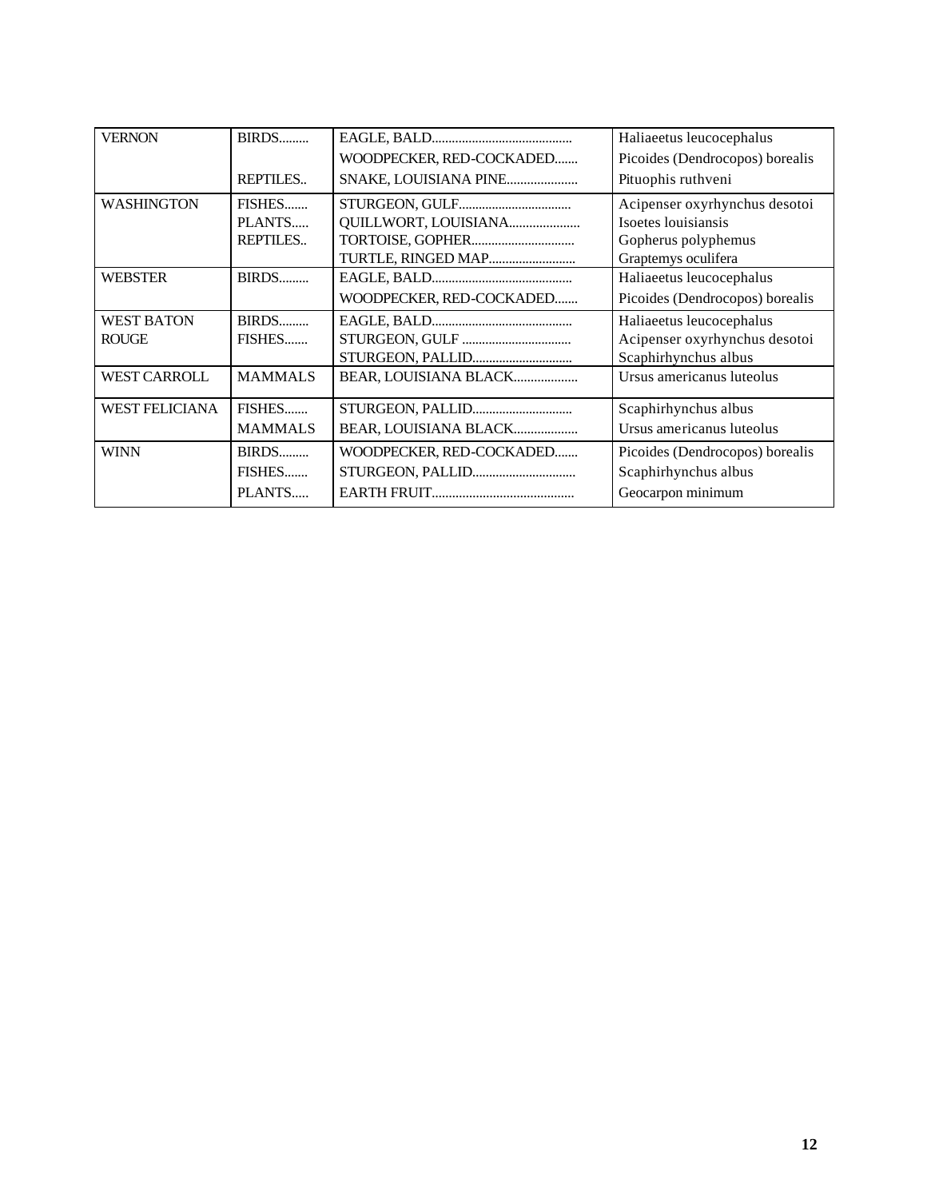| VERNON | BIRDS......... | EAGLE, BALD.......................................... | Haliaeetus leucocephalus |
|---|---|---|---|
| | | WOODPECKER, RED-COCKADED....... | Picoides (Dendrocopos) borealis |
| | REPTILES.. | SNAKE, LOUISIANA PINE..................... | Pituophis ruthveni |
| WASHINGTON | FISHES....... | STURGEON, GULF................................. | Acipenser oxyrhynchus desotoi |
| | PLANTS..... | QUILLWORT, LOUISIANA..................... | Isoetes louisiansis |
| | REPTILES.. | TORTOISE, GOPHER............................... | Gopherus polyphemus |
| | | TURTLE, RINGED MAP.......................... | Graptemys oculifera |
| WEBSTER | BIRDS......... | EAGLE, BALD.......................................... | Haliaeetus leucocephalus |
| | | WOODPECKER, RED-COCKADED....... | Picoides (Dendrocopos) borealis |
| WEST BATON ROUGE | BIRDS......... | EAGLE, BALD.......................................... | Haliaeetus leucocephalus |
| | FISHES....... | STURGEON, GULF ................................. | Acipenser oxyrhynchus desotoi |
| | | STURGEON, PALLID.............................. | Scaphirhynchus albus |
| WEST CARROLL | MAMMALS | BEAR, LOUISIANA BLACK................... | Ursus americanus luteolus |
| WEST FELICIANA | FISHES....... | STURGEON, PALLID.............................. | Scaphirhynchus albus |
| | MAMMALS | BEAR, LOUISIANA BLACK................... | Ursus americanus luteolus |
| WINN | BIRDS......... | WOODPECKER, RED-COCKADED....... | Picoides (Dendrocopos) borealis |
| | FISHES....... | STURGEON, PALLID............................... | Scaphirhynchus albus |
| | PLANTS..... | EARTH FRUIT.......................................... | Geocarpon minimum |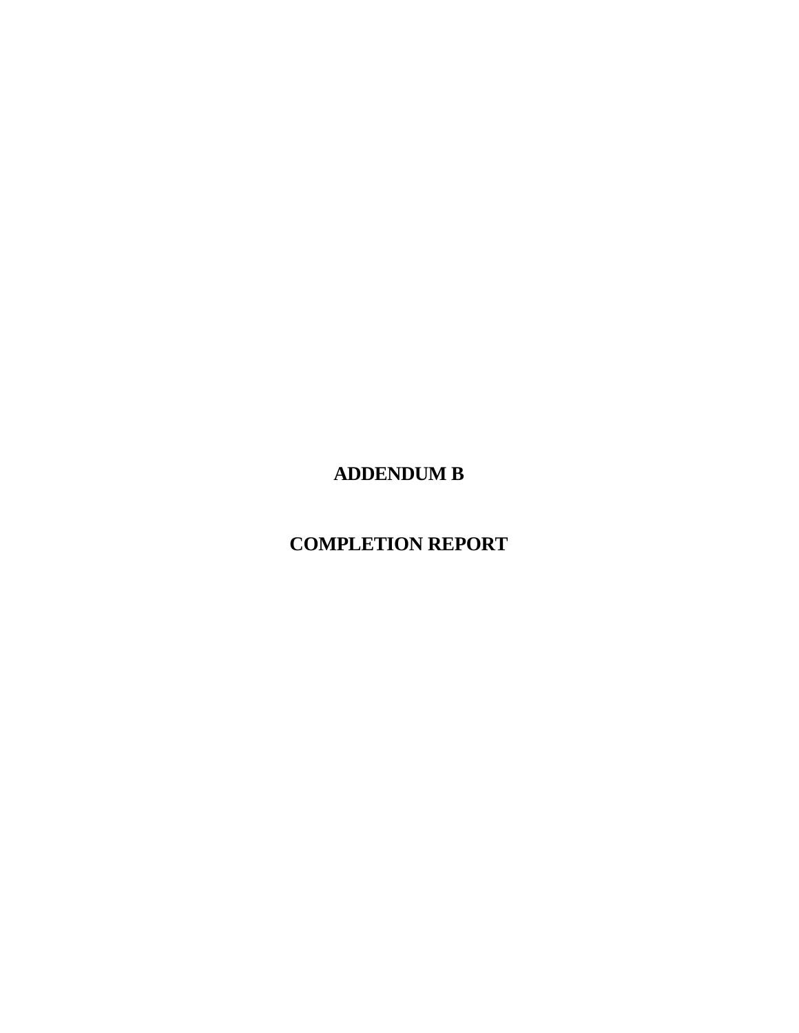# ADDENDUM B

# COMPLETION REPORT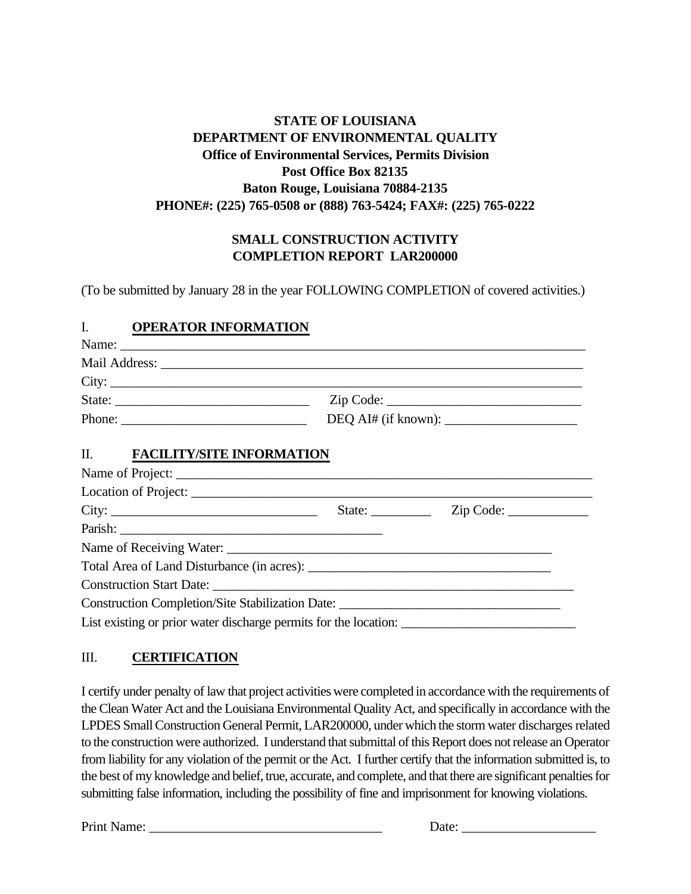**STATE OF LOUISIANA**
**DEPARTMENT OF ENVIRONMENTAL QUALITY**
**Office of Environmental Services, Permits Division**
**Post Office Box 82135**
**Baton Rouge, Louisiana 70884-2135**
**PHONE#: (225) 765-0508 or (888) 763-5424; FAX#: (225) 765-0222**

**SMALL CONSTRUCTION ACTIVITY**
**COMPLETION REPORT LAR200000**

(To be submitted by January 28 in the year FOLLOWING COMPLETION of covered activities.)

## I. OPERATOR INFORMATION

Name: ______________________________________________________________________

Mail Address: ________________________________________________________________

City: _______________________________________________________________________

State: ___________________________ Zip Code: ___________________________

Phone: __________________________ DEQ AI# (if known): ___________________

## II. FACILITY/SITE INFORMATION

Name of Project: ______________________________________________________________

Location of Project: ___________________________________________________________

City: ______________________________ State: _________ Zip Code: ____________

Parish: _______________________________________

Name of Receiving Water: ________________________________________________

Total Area of Land Disturbance (in acres): ___________________________________

Construction Start Date: ______________________________________________________

Construction Completion/Site Stabilization Date: ________________________________

List existing or prior water discharge permits for the location: _________________________

## III. CERTIFICATION

I certify under penalty of law that project activities were completed in accordance with the requirements of the Clean Water Act and the Louisiana Environmental Quality Act, and specifically in accordance with the LPDES Small Construction General Permit, LAR200000, under which the storm water discharges related to the construction were authorized. I understand that submittal of this Report does not release an Operator from liability for any violation of the permit or the Act. I further certify that the information submitted is, to the best of my knowledge and belief, true, accurate, and complete, and that there are significant penalties for submitting false information, including the possibility of fine and imprisonment for knowing violations.

Print Name: __________________________________ Date: ___________________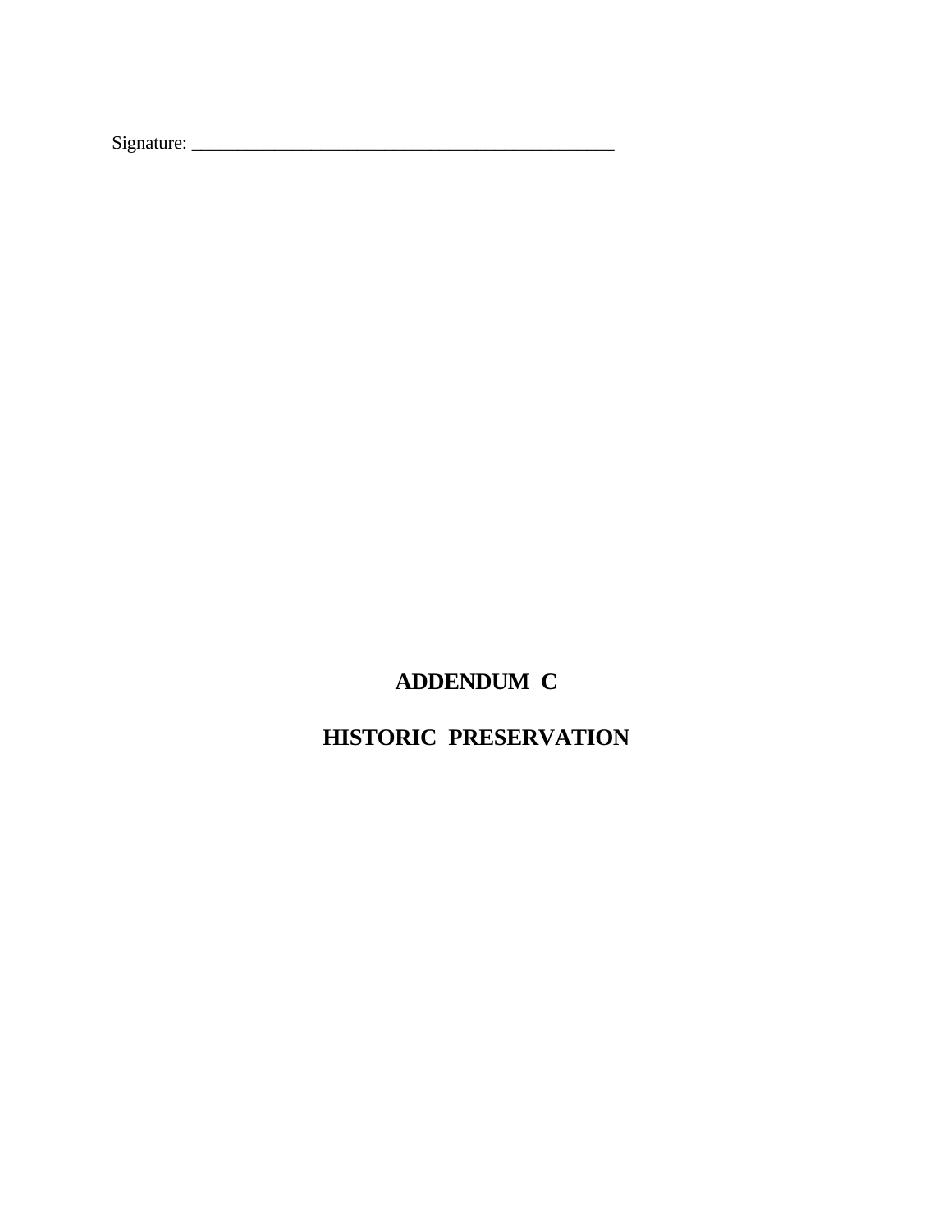Signature: ________________________________________________

# ADDENDUM C

# HISTORIC PRESERVATION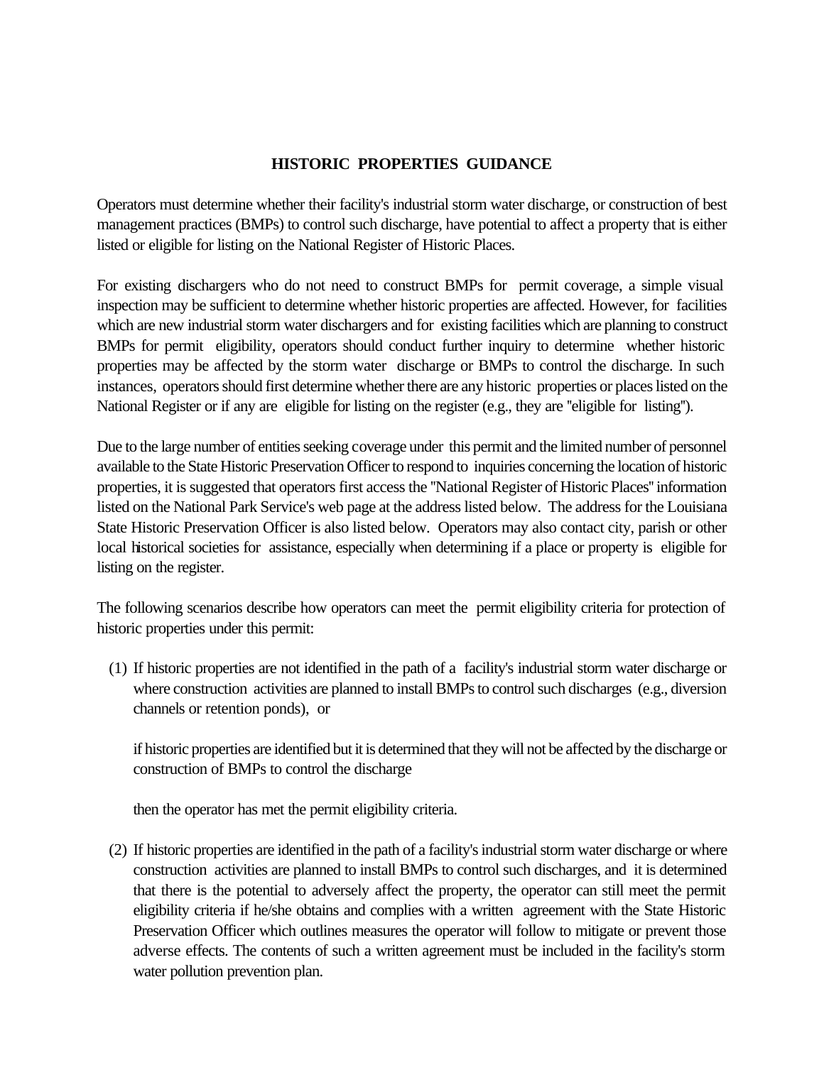## HISTORIC PROPERTIES GUIDANCE

Operators must determine whether their facility's industrial storm water discharge, or construction of best management practices (BMPs) to control such discharge, have potential to affect a property that is either listed or eligible for listing on the National Register of Historic Places.

For existing dischargers who do not need to construct BMPs for permit coverage, a simple visual inspection may be sufficient to determine whether historic properties are affected. However, for facilities which are new industrial storm water dischargers and for existing facilities which are planning to construct BMPs for permit eligibility, operators should conduct further inquiry to determine whether historic properties may be affected by the storm water discharge or BMPs to control the discharge. In such instances, operators should first determine whether there are any historic properties or places listed on the National Register or if any are eligible for listing on the register (e.g., they are "eligible for listing").

Due to the large number of entities seeking coverage under this permit and the limited number of personnel available to the State Historic Preservation Officer to respond to inquiries concerning the location of historic properties, it is suggested that operators first access the "National Register of Historic Places" information listed on the National Park Service's web page at the address listed below. The address for the Louisiana State Historic Preservation Officer is also listed below. Operators may also contact city, parish or other local historical societies for assistance, especially when determining if a place or property is eligible for listing on the register.

The following scenarios describe how operators can meet the permit eligibility criteria for protection of historic properties under this permit:

(1) If historic properties are not identified in the path of a facility's industrial storm water discharge or where construction activities are planned to install BMPs to control such discharges (e.g., diversion channels or retention ponds), or

   if historic properties are identified but it is determined that they will not be affected by the discharge or construction of BMPs to control the discharge

   then the operator has met the permit eligibility criteria.

(2) If historic properties are identified in the path of a facility's industrial storm water discharge or where construction activities are planned to install BMPs to control such discharges, and it is determined that there is the potential to adversely affect the property, the operator can still meet the permit eligibility criteria if he/she obtains and complies with a written agreement with the State Historic Preservation Officer which outlines measures the operator will follow to mitigate or prevent those adverse effects. The contents of such a written agreement must be included in the facility's storm water pollution prevention plan.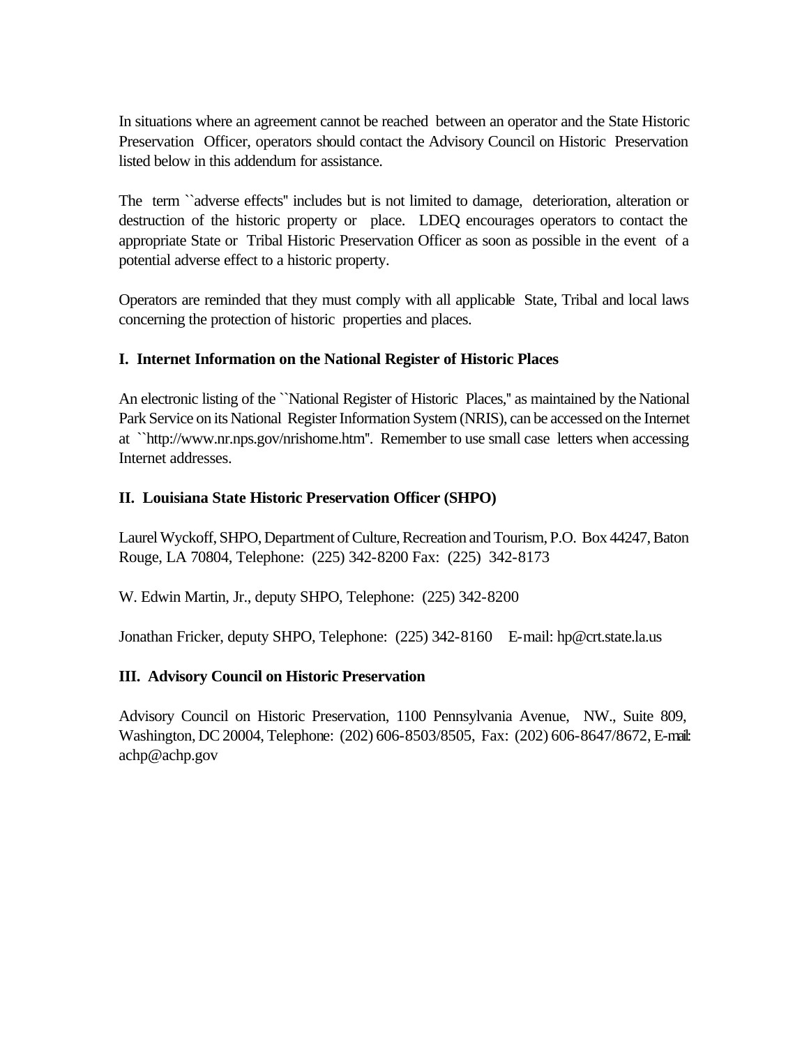In situations where an agreement cannot be reached between an operator and the State Historic Preservation Officer, operators should contact the Advisory Council on Historic Preservation listed below in this addendum for assistance.

The term ``adverse effects'' includes but is not limited to damage, deterioration, alteration or destruction of the historic property or place. LDEQ encourages operators to contact the appropriate State or Tribal Historic Preservation Officer as soon as possible in the event of a potential adverse effect to a historic property.

Operators are reminded that they must comply with all applicable State, Tribal and local laws concerning the protection of historic properties and places.

**I. Internet Information on the National Register of Historic Places**

An electronic listing of the ``National Register of Historic Places,'' as maintained by the National Park Service on its National Register Information System (NRIS), can be accessed on the Internet at ``http://www.nr.nps.gov/nrishome.htm''. Remember to use small case letters when accessing Internet addresses.

**II. Louisiana State Historic Preservation Officer (SHPO)**

Laurel Wyckoff, SHPO, Department of Culture, Recreation and Tourism, P.O. Box 44247, Baton Rouge, LA 70804, Telephone: (225) 342-8200 Fax: (225) 342-8173

W. Edwin Martin, Jr., deputy SHPO, Telephone: (225) 342-8200

Jonathan Fricker, deputy SHPO, Telephone: (225) 342-8160 E-mail: hp@crt.state.la.us

**III. Advisory Council on Historic Preservation**

Advisory Council on Historic Preservation, 1100 Pennsylvania Avenue, NW., Suite 809, Washington, DC 20004, Telephone: (202) 606-8503/8505, Fax: (202) 606-8647/8672, E-mail: achp@achp.gov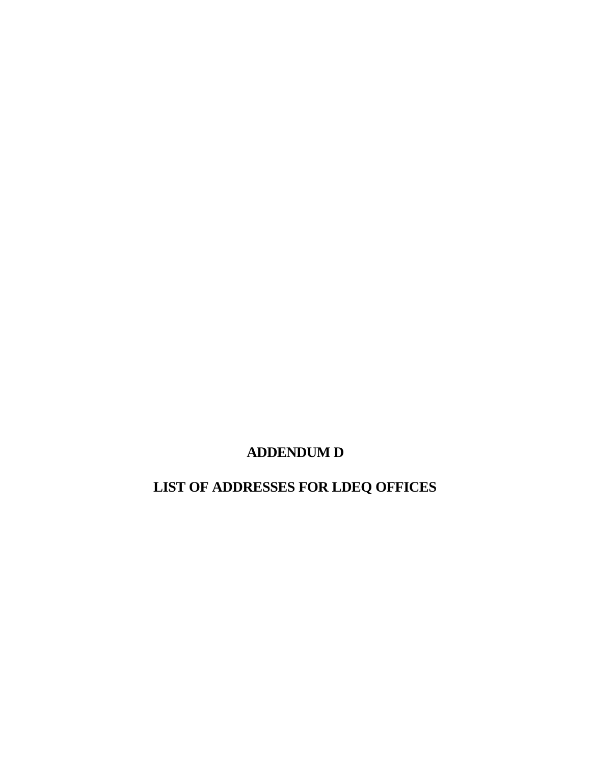# ADDENDUM D

# LIST OF ADDRESSES FOR LDEQ OFFICES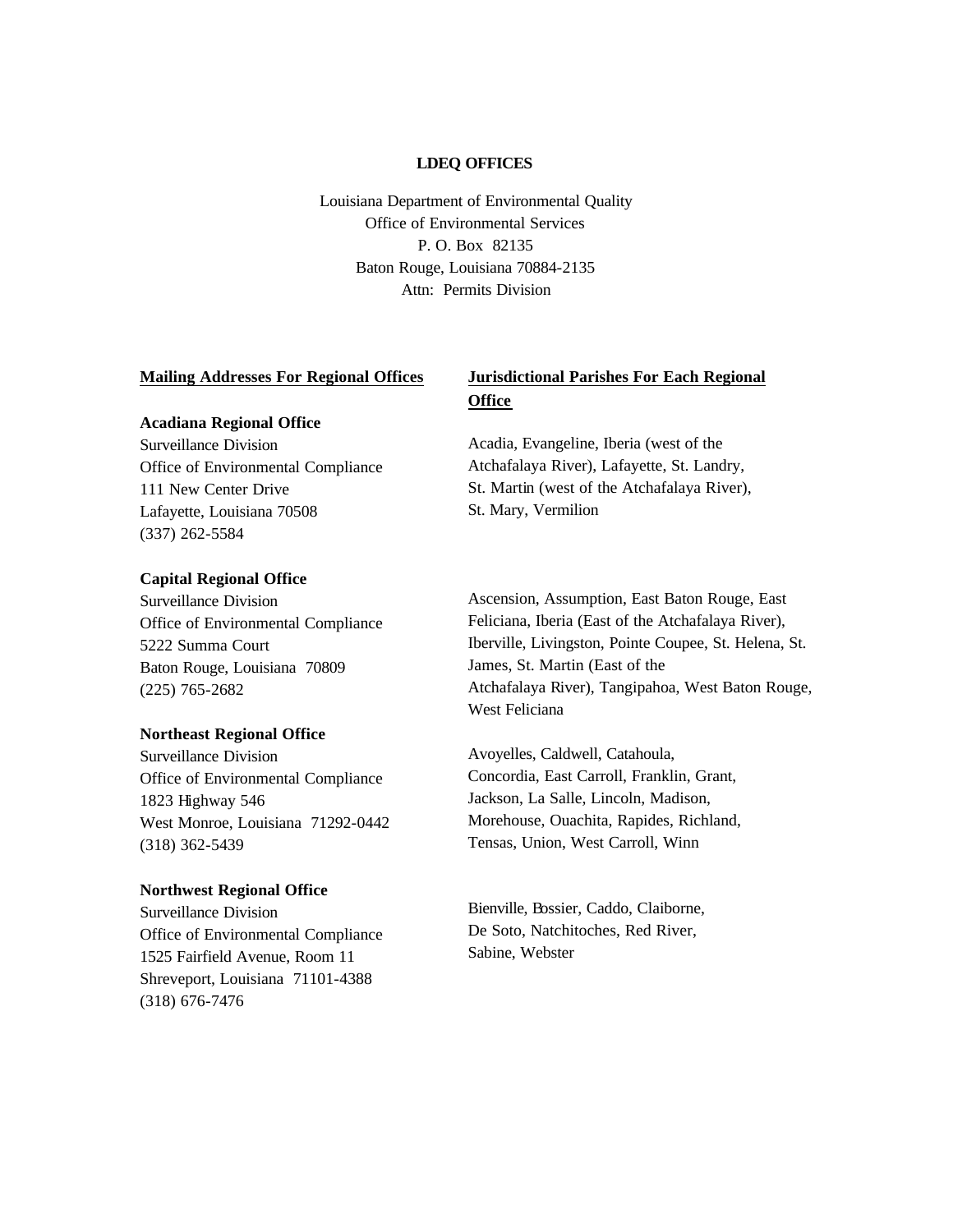**LDEQ OFFICES**

Louisiana Department of Environmental Quality
Office of Environmental Services
P. O. Box 82135
Baton Rouge, Louisiana 70884-2135
Attn: Permits Division

| **Mailing Addresses For Regional Offices** | **Jurisdictional Parishes For Each Regional Office** |
|---|---|
| **Acadiana Regional Office**<br>Surveillance Division<br>Office of Environmental Compliance<br>111 New Center Drive<br>Lafayette, Louisiana 70508<br>(337) 262-5584 | Acadia, Evangeline, Iberia (west of the Atchafalaya River), Lafayette, St. Landry, St. Martin (west of the Atchafalaya River), St. Mary, Vermilion |
| **Capital Regional Office**<br>Surveillance Division<br>Office of Environmental Compliance<br>5222 Summa Court<br>Baton Rouge, Louisiana 70809<br>(225) 765-2682 | Ascension, Assumption, East Baton Rouge, East Feliciana, Iberia (East of the Atchafalaya River), Iberville, Livingston, Pointe Coupee, St. Helena, St. James, St. Martin (East of the Atchafalaya River), Tangipahoa, West Baton Rouge, West Feliciana |
| **Northeast Regional Office**<br>Surveillance Division<br>Office of Environmental Compliance<br>1823 Highway 546<br>West Monroe, Louisiana 71292-0442<br>(318) 362-5439 | Avoyelles, Caldwell, Catahoula, Concordia, East Carroll, Franklin, Grant, Jackson, La Salle, Lincoln, Madison, Morehouse, Ouachita, Rapides, Richland, Tensas, Union, West Carroll, Winn |
| **Northwest Regional Office**<br>Surveillance Division<br>Office of Environmental Compliance<br>1525 Fairfield Avenue, Room 11<br>Shreveport, Louisiana 71101-4388<br>(318) 676-7476 | Bienville, Bossier, Caddo, Claiborne, De Soto, Natchitoches, Red River, Sabine, Webster |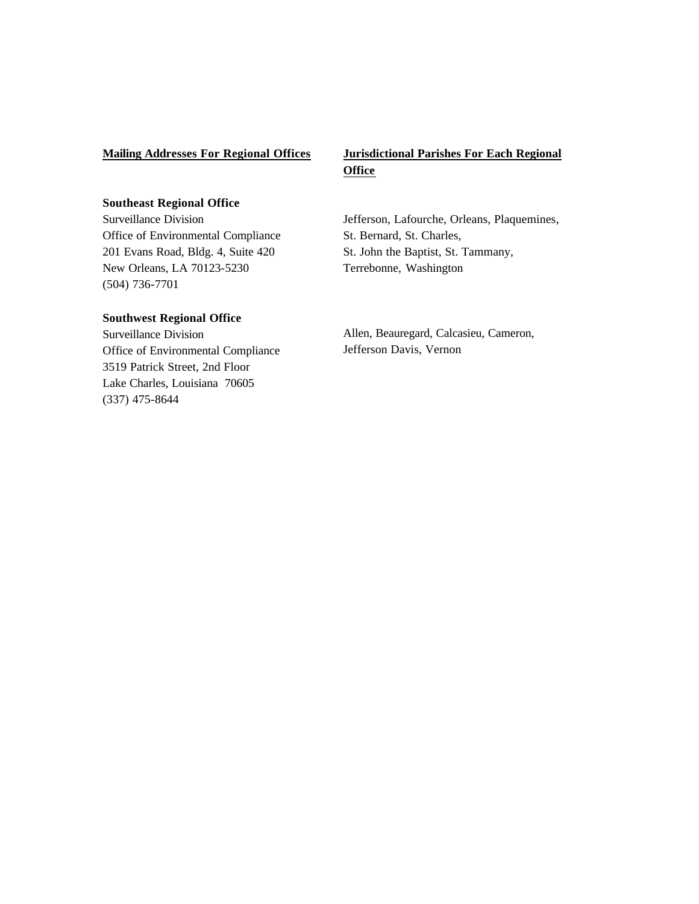| **Mailing Addresses For Regional Offices** | **Jurisdictional Parishes For Each Regional Office** |
|---|---|
| **Southeast Regional Office**<br>Surveillance Division<br>Office of Environmental Compliance<br>201 Evans Road, Bldg. 4, Suite 420<br>New Orleans, LA 70123-5230<br>(504) 736-7701 | Jefferson, Lafourche, Orleans, Plaquemines, St. Bernard, St. Charles, St. John the Baptist, St. Tammany, Terrebonne, Washington |
| **Southwest Regional Office**<br>Surveillance Division<br>Office of Environmental Compliance<br>3519 Patrick Street, 2nd Floor<br>Lake Charles, Louisiana 70605<br>(337) 475-8644 | Allen, Beauregard, Calcasieu, Cameron, Jefferson Davis, Vernon |